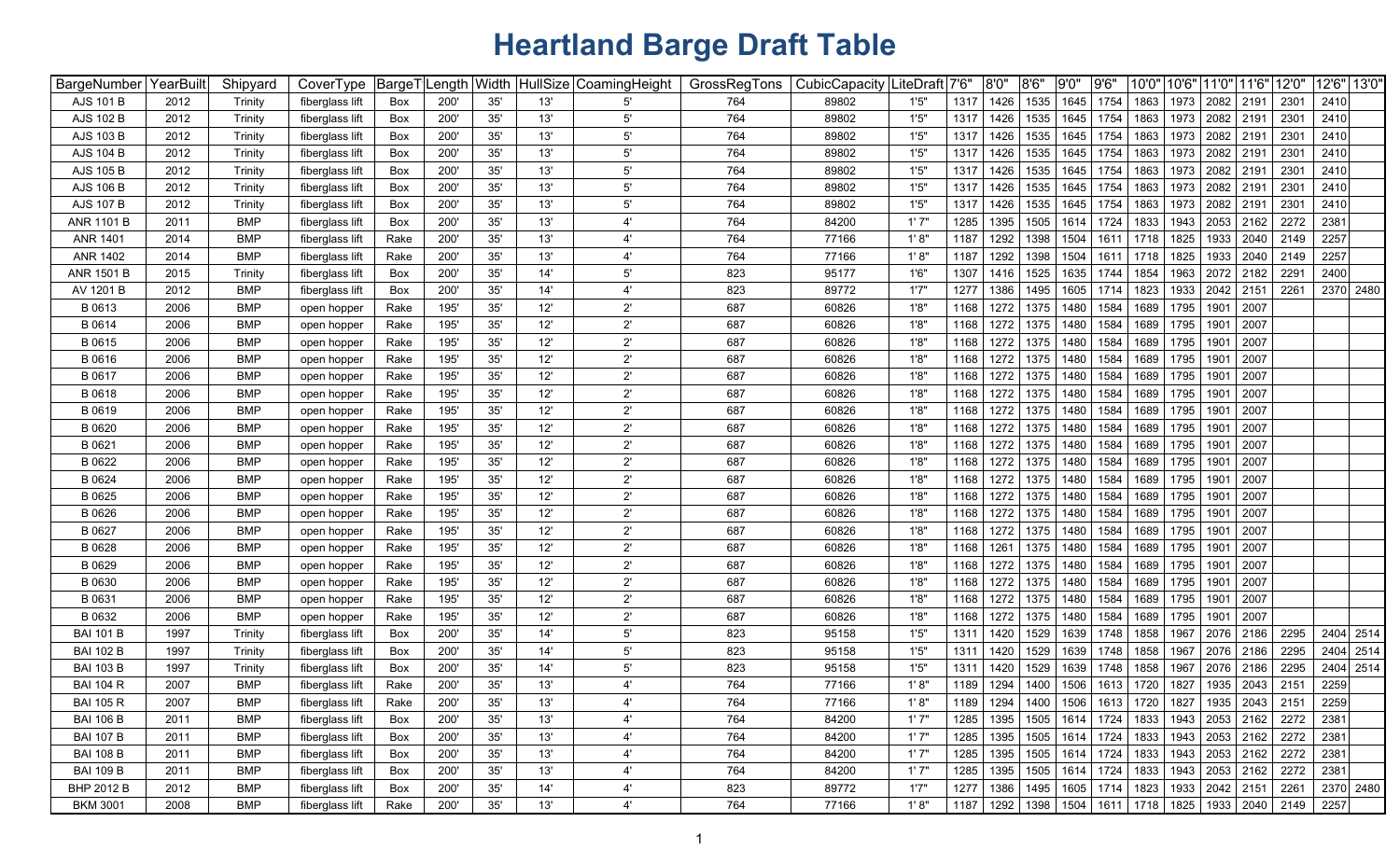# Heartland Barge Draft Table

| BargeNumber | YearBuilt | Shipyard | CoverType | BargeT | Length | Width | HullSize | CoamingHeight | GrossRegTons | CubicCapacity | LiteDraft | 7'6" | 8'0" | 8'6" | 9'0" | 9'6" | 10'0" | 10'6" | 11'0" | 11'6" | 12'0" | 12'6" | 13'0" |
|---|---|---|---|---|---|---|---|---|---|---|---|---|---|---|---|---|---|---|---|---|---|---|---|
| AJS 101 B | 2012 | Trinity | fiberglass lift | Box | 200' | 35' | 13' | 5' | 764 | 89802 | 1'5" | 1317 | 1426 | 1535 | 1645 | 1754 | 1863 | 1973 | 2082 | 2191 | 2301 | 2410 | |
| AJS 102 B | 2012 | Trinity | fiberglass lift | Box | 200' | 35' | 13' | 5' | 764 | 89802 | 1'5" | 1317 | 1426 | 1535 | 1645 | 1754 | 1863 | 1973 | 2082 | 2191 | 2301 | 2410 | |
| AJS 103 B | 2012 | Trinity | fiberglass lift | Box | 200' | 35' | 13' | 5' | 764 | 89802 | 1'5" | 1317 | 1426 | 1535 | 1645 | 1754 | 1863 | 1973 | 2082 | 2191 | 2301 | 2410 | |
| AJS 104 B | 2012 | Trinity | fiberglass lift | Box | 200' | 35' | 13' | 5' | 764 | 89802 | 1'5" | 1317 | 1426 | 1535 | 1645 | 1754 | 1863 | 1973 | 2082 | 2191 | 2301 | 2410 | |
| AJS 105 B | 2012 | Trinity | fiberglass lift | Box | 200' | 35' | 13' | 5' | 764 | 89802 | 1'5" | 1317 | 1426 | 1535 | 1645 | 1754 | 1863 | 1973 | 2082 | 2191 | 2301 | 2410 | |
| AJS 106 B | 2012 | Trinity | fiberglass lift | Box | 200' | 35' | 13' | 5' | 764 | 89802 | 1'5" | 1317 | 1426 | 1535 | 1645 | 1754 | 1863 | 1973 | 2082 | 2191 | 2301 | 2410 | |
| AJS 107 B | 2012 | Trinity | fiberglass lift | Box | 200' | 35' | 13' | 5' | 764 | 89802 | 1'5" | 1317 | 1426 | 1535 | 1645 | 1754 | 1863 | 1973 | 2082 | 2191 | 2301 | 2410 | |
| ANR 1101 B | 2011 | BMP | fiberglass lift | Box | 200' | 35' | 13' | 4' | 764 | 84200 | 1' 7" | 1285 | 1395 | 1505 | 1614 | 1724 | 1833 | 1943 | 2053 | 2162 | 2272 | 2381 | |
| ANR 1401 | 2014 | BMP | fiberglass lift | Rake | 200' | 35' | 13' | 4' | 764 | 77166 | 1' 8" | 1187 | 1292 | 1398 | 1504 | 1611 | 1718 | 1825 | 1933 | 2040 | 2149 | 2257 | |
| ANR 1402 | 2014 | BMP | fiberglass lift | Rake | 200' | 35' | 13' | 4' | 764 | 77166 | 1' 8" | 1187 | 1292 | 1398 | 1504 | 1611 | 1718 | 1825 | 1933 | 2040 | 2149 | 2257 | |
| ANR 1501 B | 2015 | Trinity | fiberglass lift | Box | 200' | 35' | 14' | 5' | 823 | 95177 | 1'6" | 1307 | 1416 | 1525 | 1635 | 1744 | 1854 | 1963 | 2072 | 2182 | 2291 | 2400 | |
| AV 1201 B | 2012 | BMP | fiberglass lift | Box | 200' | 35' | 14' | 4' | 823 | 89772 | 1'7" | 1277 | 1386 | 1495 | 1605 | 1714 | 1823 | 1933 | 2042 | 2151 | 2261 | 2370 | 2480 |
| B 0613 | 2006 | BMP | open hopper | Rake | 195' | 35' | 12' | 2' | 687 | 60826 | 1'8" | 1168 | 1272 | 1375 | 1480 | 1584 | 1689 | 1795 | 1901 | 2007 | | | |
| B 0614 | 2006 | BMP | open hopper | Rake | 195' | 35' | 12' | 2' | 687 | 60826 | 1'8" | 1168 | 1272 | 1375 | 1480 | 1584 | 1689 | 1795 | 1901 | 2007 | | | |
| B 0615 | 2006 | BMP | open hopper | Rake | 195' | 35' | 12' | 2' | 687 | 60826 | 1'8" | 1168 | 1272 | 1375 | 1480 | 1584 | 1689 | 1795 | 1901 | 2007 | | | |
| B 0616 | 2006 | BMP | open hopper | Rake | 195' | 35' | 12' | 2' | 687 | 60826 | 1'8" | 1168 | 1272 | 1375 | 1480 | 1584 | 1689 | 1795 | 1901 | 2007 | | | |
| B 0617 | 2006 | BMP | open hopper | Rake | 195' | 35' | 12' | 2' | 687 | 60826 | 1'8" | 1168 | 1272 | 1375 | 1480 | 1584 | 1689 | 1795 | 1901 | 2007 | | | |
| B 0618 | 2006 | BMP | open hopper | Rake | 195' | 35' | 12' | 2' | 687 | 60826 | 1'8" | 1168 | 1272 | 1375 | 1480 | 1584 | 1689 | 1795 | 1901 | 2007 | | | |
| B 0619 | 2006 | BMP | open hopper | Rake | 195' | 35' | 12' | 2' | 687 | 60826 | 1'8" | 1168 | 1272 | 1375 | 1480 | 1584 | 1689 | 1795 | 1901 | 2007 | | | |
| B 0620 | 2006 | BMP | open hopper | Rake | 195' | 35' | 12' | 2' | 687 | 60826 | 1'8" | 1168 | 1272 | 1375 | 1480 | 1584 | 1689 | 1795 | 1901 | 2007 | | | |
| B 0621 | 2006 | BMP | open hopper | Rake | 195' | 35' | 12' | 2' | 687 | 60826 | 1'8" | 1168 | 1272 | 1375 | 1480 | 1584 | 1689 | 1795 | 1901 | 2007 | | | |
| B 0622 | 2006 | BMP | open hopper | Rake | 195' | 35' | 12' | 2' | 687 | 60826 | 1'8" | 1168 | 1272 | 1375 | 1480 | 1584 | 1689 | 1795 | 1901 | 2007 | | | |
| B 0624 | 2006 | BMP | open hopper | Rake | 195' | 35' | 12' | 2' | 687 | 60826 | 1'8" | 1168 | 1272 | 1375 | 1480 | 1584 | 1689 | 1795 | 1901 | 2007 | | | |
| B 0625 | 2006 | BMP | open hopper | Rake | 195' | 35' | 12' | 2' | 687 | 60826 | 1'8" | 1168 | 1272 | 1375 | 1480 | 1584 | 1689 | 1795 | 1901 | 2007 | | | |
| B 0626 | 2006 | BMP | open hopper | Rake | 195' | 35' | 12' | 2' | 687 | 60826 | 1'8" | 1168 | 1272 | 1375 | 1480 | 1584 | 1689 | 1795 | 1901 | 2007 | | | |
| B 0627 | 2006 | BMP | open hopper | Rake | 195' | 35' | 12' | 2' | 687 | 60826 | 1'8" | 1168 | 1272 | 1375 | 1480 | 1584 | 1689 | 1795 | 1901 | 2007 | | | |
| B 0628 | 2006 | BMP | open hopper | Rake | 195' | 35' | 12' | 2' | 687 | 60826 | 1'8" | 1168 | 1261 | 1375 | 1480 | 1584 | 1689 | 1795 | 1901 | 2007 | | | |
| B 0629 | 2006 | BMP | open hopper | Rake | 195' | 35' | 12' | 2' | 687 | 60826 | 1'8" | 1168 | 1272 | 1375 | 1480 | 1584 | 1689 | 1795 | 1901 | 2007 | | | |
| B 0630 | 2006 | BMP | open hopper | Rake | 195' | 35' | 12' | 2' | 687 | 60826 | 1'8" | 1168 | 1272 | 1375 | 1480 | 1584 | 1689 | 1795 | 1901 | 2007 | | | |
| B 0631 | 2006 | BMP | open hopper | Rake | 195' | 35' | 12' | 2' | 687 | 60826 | 1'8" | 1168 | 1272 | 1375 | 1480 | 1584 | 1689 | 1795 | 1901 | 2007 | | | |
| B 0632 | 2006 | BMP | open hopper | Rake | 195' | 35' | 12' | 2' | 687 | 60826 | 1'8" | 1168 | 1272 | 1375 | 1480 | 1584 | 1689 | 1795 | 1901 | 2007 | | | |
| BAI 101 B | 1997 | Trinity | fiberglass lift | Box | 200' | 35' | 14' | 5' | 823 | 95158 | 1'5" | 1311 | 1420 | 1529 | 1639 | 1748 | 1858 | 1967 | 2076 | 2186 | 2295 | 2404 | 2514 |
| BAI 102 B | 1997 | Trinity | fiberglass lift | Box | 200' | 35' | 14' | 5' | 823 | 95158 | 1'5" | 1311 | 1420 | 1529 | 1639 | 1748 | 1858 | 1967 | 2076 | 2186 | 2295 | 2404 | 2514 |
| BAI 103 B | 1997 | Trinity | fiberglass lift | Box | 200' | 35' | 14' | 5' | 823 | 95158 | 1'5" | 1311 | 1420 | 1529 | 1639 | 1748 | 1858 | 1967 | 2076 | 2186 | 2295 | 2404 | 2514 |
| BAI 104 R | 2007 | BMP | fiberglass lift | Rake | 200' | 35' | 13' | 4' | 764 | 77166 | 1' 8" | 1189 | 1294 | 1400 | 1506 | 1613 | 1720 | 1827 | 1935 | 2043 | 2151 | 2259 | |
| BAI 105 R | 2007 | BMP | fiberglass lift | Rake | 200' | 35' | 13' | 4' | 764 | 77166 | 1' 8" | 1189 | 1294 | 1400 | 1506 | 1613 | 1720 | 1827 | 1935 | 2043 | 2151 | 2259 | |
| BAI 106 B | 2011 | BMP | fiberglass lift | Box | 200' | 35' | 13' | 4' | 764 | 84200 | 1' 7" | 1285 | 1395 | 1505 | 1614 | 1724 | 1833 | 1943 | 2053 | 2162 | 2272 | 2381 | |
| BAI 107 B | 2011 | BMP | fiberglass lift | Box | 200' | 35' | 13' | 4' | 764 | 84200 | 1' 7" | 1285 | 1395 | 1505 | 1614 | 1724 | 1833 | 1943 | 2053 | 2162 | 2272 | 2381 | |
| BAI 108 B | 2011 | BMP | fiberglass lift | Box | 200' | 35' | 13' | 4' | 764 | 84200 | 1' 7" | 1285 | 1395 | 1505 | 1614 | 1724 | 1833 | 1943 | 2053 | 2162 | 2272 | 2381 | |
| BAI 109 B | 2011 | BMP | fiberglass lift | Box | 200' | 35' | 13' | 4' | 764 | 84200 | 1' 7" | 1285 | 1395 | 1505 | 1614 | 1724 | 1833 | 1943 | 2053 | 2162 | 2272 | 2381 | |
| BHP 2012 B | 2012 | BMP | fiberglass lift | Box | 200' | 35' | 14' | 4' | 823 | 89772 | 1'7" | 1277 | 1386 | 1495 | 1605 | 1714 | 1823 | 1933 | 2042 | 2151 | 2261 | 2370 | 2480 |
| BKM 3001 | 2008 | BMP | fiberglass lift | Rake | 200' | 35' | 13' | 4' | 764 | 77166 | 1' 8" | 1187 | 1292 | 1398 | 1504 | 1611 | 1718 | 1825 | 1933 | 2040 | 2149 | 2257 | |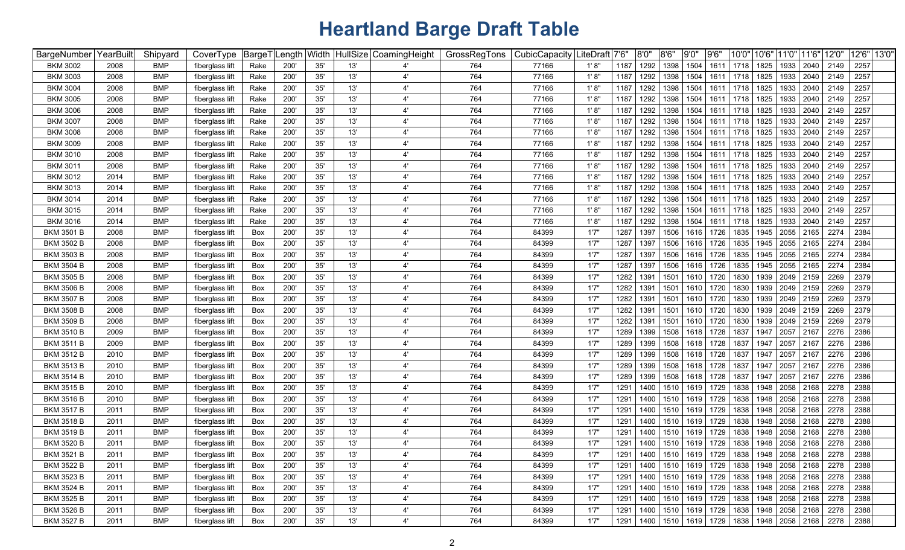# Heartland Barge Draft Table

| BargeNumber | YearBuilt | Shipyard | CoverType | BargeT | Length | Width | HullSize | CoamingHeight | GrossRegTons | CubicCapacity | LiteDraft | 7'6" | 8'0" | 8'6" | 9'0" | 9'6" | 10'0" | 10'6" | 11'0" | 11'6" | 12'0" | 12'6" | 13'0" |
|---|---|---|---|---|---|---|---|---|---|---|---|---|---|---|---|---|---|---|---|---|---|---|---|
| BKM 3002 | 2008 | BMP | fiberglass lift | Rake | 200' | 35' | 13' | 4' | 764 | 77166 | 1' 8" | 1187 | 1292 | 1398 | 1504 | 1611 | 1718 | 1825 | 1933 | 2040 | 2149 | 2257 | |
| BKM 3003 | 2008 | BMP | fiberglass lift | Rake | 200' | 35' | 13' | 4' | 764 | 77166 | 1' 8" | 1187 | 1292 | 1398 | 1504 | 1611 | 1718 | 1825 | 1933 | 2040 | 2149 | 2257 | |
| BKM 3004 | 2008 | BMP | fiberglass lift | Rake | 200' | 35' | 13' | 4' | 764 | 77166 | 1' 8" | 1187 | 1292 | 1398 | 1504 | 1611 | 1718 | 1825 | 1933 | 2040 | 2149 | 2257 | |
| BKM 3005 | 2008 | BMP | fiberglass lift | Rake | 200' | 35' | 13' | 4' | 764 | 77166 | 1' 8" | 1187 | 1292 | 1398 | 1504 | 1611 | 1718 | 1825 | 1933 | 2040 | 2149 | 2257 | |
| BKM 3006 | 2008 | BMP | fiberglass lift | Rake | 200' | 35' | 13' | 4' | 764 | 77166 | 1' 8" | 1187 | 1292 | 1398 | 1504 | 1611 | 1718 | 1825 | 1933 | 2040 | 2149 | 2257 | |
| BKM 3007 | 2008 | BMP | fiberglass lift | Rake | 200' | 35' | 13' | 4' | 764 | 77166 | 1' 8" | 1187 | 1292 | 1398 | 1504 | 1611 | 1718 | 1825 | 1933 | 2040 | 2149 | 2257 | |
| BKM 3008 | 2008 | BMP | fiberglass lift | Rake | 200' | 35' | 13' | 4' | 764 | 77166 | 1' 8" | 1187 | 1292 | 1398 | 1504 | 1611 | 1718 | 1825 | 1933 | 2040 | 2149 | 2257 | |
| BKM 3009 | 2008 | BMP | fiberglass lift | Rake | 200' | 35' | 13' | 4' | 764 | 77166 | 1' 8" | 1187 | 1292 | 1398 | 1504 | 1611 | 1718 | 1825 | 1933 | 2040 | 2149 | 2257 | |
| BKM 3010 | 2008 | BMP | fiberglass lift | Rake | 200' | 35' | 13' | 4' | 764 | 77166 | 1' 8" | 1187 | 1292 | 1398 | 1504 | 1611 | 1718 | 1825 | 1933 | 2040 | 2149 | 2257 | |
| BKM 3011 | 2008 | BMP | fiberglass lift | Rake | 200' | 35' | 13' | 4' | 764 | 77166 | 1' 8" | 1187 | 1292 | 1398 | 1504 | 1611 | 1718 | 1825 | 1933 | 2040 | 2149 | 2257 | |
| BKM 3012 | 2014 | BMP | fiberglass lift | Rake | 200' | 35' | 13' | 4' | 764 | 77166 | 1' 8" | 1187 | 1292 | 1398 | 1504 | 1611 | 1718 | 1825 | 1933 | 2040 | 2149 | 2257 | |
| BKM 3013 | 2014 | BMP | fiberglass lift | Rake | 200' | 35' | 13' | 4' | 764 | 77166 | 1' 8" | 1187 | 1292 | 1398 | 1504 | 1611 | 1718 | 1825 | 1933 | 2040 | 2149 | 2257 | |
| BKM 3014 | 2014 | BMP | fiberglass lift | Rake | 200' | 35' | 13' | 4' | 764 | 77166 | 1' 8" | 1187 | 1292 | 1398 | 1504 | 1611 | 1718 | 1825 | 1933 | 2040 | 2149 | 2257 | |
| BKM 3015 | 2014 | BMP | fiberglass lift | Rake | 200' | 35' | 13' | 4' | 764 | 77166 | 1' 8" | 1187 | 1292 | 1398 | 1504 | 1611 | 1718 | 1825 | 1933 | 2040 | 2149 | 2257 | |
| BKM 3016 | 2014 | BMP | fiberglass lift | Rake | 200' | 35' | 13' | 4' | 764 | 77166 | 1' 8" | 1187 | 1292 | 1398 | 1504 | 1611 | 1718 | 1825 | 1933 | 2040 | 2149 | 2257 | |
| BKM 3501 B | 2008 | BMP | fiberglass lift | Box | 200' | 35' | 13' | 4' | 764 | 84399 | 1'7" | 1287 | 1397 | 1506 | 1616 | 1726 | 1835 | 1945 | 2055 | 2165 | 2274 | 2384 | |
| BKM 3502 B | 2008 | BMP | fiberglass lift | Box | 200' | 35' | 13' | 4' | 764 | 84399 | 1'7" | 1287 | 1397 | 1506 | 1616 | 1726 | 1835 | 1945 | 2055 | 2165 | 2274 | 2384 | |
| BKM 3503 B | 2008 | BMP | fiberglass lift | Box | 200' | 35' | 13' | 4' | 764 | 84399 | 1'7" | 1287 | 1397 | 1506 | 1616 | 1726 | 1835 | 1945 | 2055 | 2165 | 2274 | 2384 | |
| BKM 3504 B | 2008 | BMP | fiberglass lift | Box | 200' | 35' | 13' | 4' | 764 | 84399 | 1'7" | 1287 | 1397 | 1506 | 1616 | 1726 | 1835 | 1945 | 2055 | 2165 | 2274 | 2384 | |
| BKM 3505 B | 2008 | BMP | fiberglass lift | Box | 200' | 35' | 13' | 4' | 764 | 84399 | 1'7" | 1282 | 1391 | 1501 | 1610 | 1720 | 1830 | 1939 | 2049 | 2159 | 2269 | 2379 | |
| BKM 3506 B | 2008 | BMP | fiberglass lift | Box | 200' | 35' | 13' | 4' | 764 | 84399 | 1'7" | 1282 | 1391 | 1501 | 1610 | 1720 | 1830 | 1939 | 2049 | 2159 | 2269 | 2379 | |
| BKM 3507 B | 2008 | BMP | fiberglass lift | Box | 200' | 35' | 13' | 4' | 764 | 84399 | 1'7" | 1282 | 1391 | 1501 | 1610 | 1720 | 1830 | 1939 | 2049 | 2159 | 2269 | 2379 | |
| BKM 3508 B | 2008 | BMP | fiberglass lift | Box | 200' | 35' | 13' | 4' | 764 | 84399 | 1'7" | 1282 | 1391 | 1501 | 1610 | 1720 | 1830 | 1939 | 2049 | 2159 | 2269 | 2379 | |
| BKM 3509 B | 2008 | BMP | fiberglass lift | Box | 200' | 35' | 13' | 4' | 764 | 84399 | 1'7" | 1282 | 1391 | 1501 | 1610 | 1720 | 1830 | 1939 | 2049 | 2159 | 2269 | 2379 | |
| BKM 3510 B | 2009 | BMP | fiberglass lift | Box | 200' | 35' | 13' | 4' | 764 | 84399 | 1'7" | 1289 | 1399 | 1508 | 1618 | 1728 | 1837 | 1947 | 2057 | 2167 | 2276 | 2386 | |
| BKM 3511 B | 2009 | BMP | fiberglass lift | Box | 200' | 35' | 13' | 4' | 764 | 84399 | 1'7" | 1289 | 1399 | 1508 | 1618 | 1728 | 1837 | 1947 | 2057 | 2167 | 2276 | 2386 | |
| BKM 3512 B | 2010 | BMP | fiberglass lift | Box | 200' | 35' | 13' | 4' | 764 | 84399 | 1'7" | 1289 | 1399 | 1508 | 1618 | 1728 | 1837 | 1947 | 2057 | 2167 | 2276 | 2386 | |
| BKM 3513 B | 2010 | BMP | fiberglass lift | Box | 200' | 35' | 13' | 4' | 764 | 84399 | 1'7" | 1289 | 1399 | 1508 | 1618 | 1728 | 1837 | 1947 | 2057 | 2167 | 2276 | 2386 | |
| BKM 3514 B | 2010 | BMP | fiberglass lift | Box | 200' | 35' | 13' | 4' | 764 | 84399 | 1'7" | 1289 | 1399 | 1508 | 1618 | 1728 | 1837 | 1947 | 2057 | 2167 | 2276 | 2386 | |
| BKM 3515 B | 2010 | BMP | fiberglass lift | Box | 200' | 35' | 13' | 4' | 764 | 84399 | 1'7" | 1291 | 1400 | 1510 | 1619 | 1729 | 1838 | 1948 | 2058 | 2168 | 2278 | 2388 | |
| BKM 3516 B | 2010 | BMP | fiberglass lift | Box | 200' | 35' | 13' | 4' | 764 | 84399 | 1'7" | 1291 | 1400 | 1510 | 1619 | 1729 | 1838 | 1948 | 2058 | 2168 | 2278 | 2388 | |
| BKM 3517 B | 2011 | BMP | fiberglass lift | Box | 200' | 35' | 13' | 4' | 764 | 84399 | 1'7" | 1291 | 1400 | 1510 | 1619 | 1729 | 1838 | 1948 | 2058 | 2168 | 2278 | 2388 | |
| BKM 3518 B | 2011 | BMP | fiberglass lift | Box | 200' | 35' | 13' | 4' | 764 | 84399 | 1'7" | 1291 | 1400 | 1510 | 1619 | 1729 | 1838 | 1948 | 2058 | 2168 | 2278 | 2388 | |
| BKM 3519 B | 2011 | BMP | fiberglass lift | Box | 200' | 35' | 13' | 4' | 764 | 84399 | 1'7" | 1291 | 1400 | 1510 | 1619 | 1729 | 1838 | 1948 | 2058 | 2168 | 2278 | 2388 | |
| BKM 3520 B | 2011 | BMP | fiberglass lift | Box | 200' | 35' | 13' | 4' | 764 | 84399 | 1'7" | 1291 | 1400 | 1510 | 1619 | 1729 | 1838 | 1948 | 2058 | 2168 | 2278 | 2388 | |
| BKM 3521 B | 2011 | BMP | fiberglass lift | Box | 200' | 35' | 13' | 4' | 764 | 84399 | 1'7" | 1291 | 1400 | 1510 | 1619 | 1729 | 1838 | 1948 | 2058 | 2168 | 2278 | 2388 | |
| BKM 3522 B | 2011 | BMP | fiberglass lift | Box | 200' | 35' | 13' | 4' | 764 | 84399 | 1'7" | 1291 | 1400 | 1510 | 1619 | 1729 | 1838 | 1948 | 2058 | 2168 | 2278 | 2388 | |
| BKM 3523 B | 2011 | BMP | fiberglass lift | Box | 200' | 35' | 13' | 4' | 764 | 84399 | 1'7" | 1291 | 1400 | 1510 | 1619 | 1729 | 1838 | 1948 | 2058 | 2168 | 2278 | 2388 | |
| BKM 3524 B | 2011 | BMP | fiberglass lift | Box | 200' | 35' | 13' | 4' | 764 | 84399 | 1'7" | 1291 | 1400 | 1510 | 1619 | 1729 | 1838 | 1948 | 2058 | 2168 | 2278 | 2388 | |
| BKM 3525 B | 2011 | BMP | fiberglass lift | Box | 200' | 35' | 13' | 4' | 764 | 84399 | 1'7" | 1291 | 1400 | 1510 | 1619 | 1729 | 1838 | 1948 | 2058 | 2168 | 2278 | 2388 | |
| BKM 3526 B | 2011 | BMP | fiberglass lift | Box | 200' | 35' | 13' | 4' | 764 | 84399 | 1'7" | 1291 | 1400 | 1510 | 1619 | 1729 | 1838 | 1948 | 2058 | 2168 | 2278 | 2388 | |
| BKM 3527 B | 2011 | BMP | fiberglass lift | Box | 200' | 35' | 13' | 4' | 764 | 84399 | 1'7" | 1291 | 1400 | 1510 | 1619 | 1729 | 1838 | 1948 | 2058 | 2168 | 2278 | 2388 | |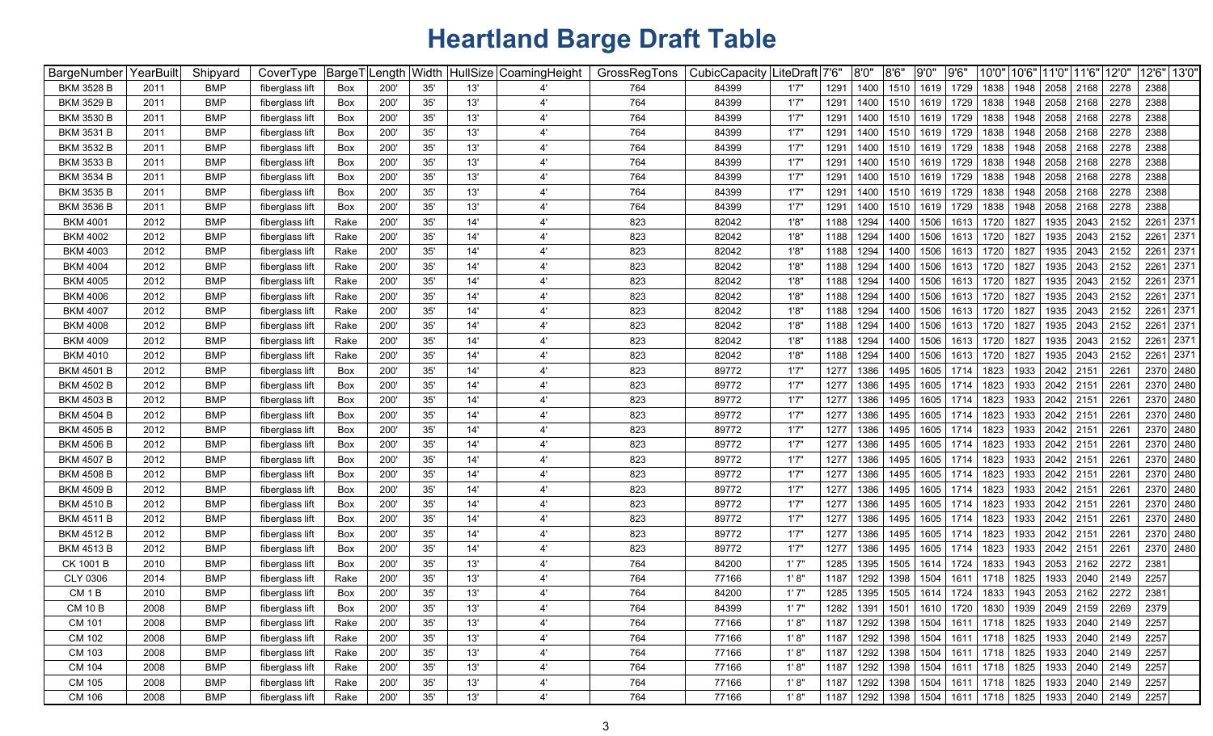# Heartland Barge Draft Table

| BargeNumber | YearBuilt | Shipyard | CoverType | BargeT | Length | Width | HullSize | CoamingHeight | GrossRegTons | CubicCapacity | LiteDraft | 7'6" | 8'0" | 8'6" | 9'0" | 9'6" | 10'0" | 10'6" | 11'0" | 11'6" | 12'0" | 12'6" | 13'0" |
|---|---|---|---|---|---|---|---|---|---|---|---|---|---|---|---|---|---|---|---|---|---|---|---|
| BKM 3528 B | 2011 | BMP | fiberglass lift | Box | 200' | 35' | 13' | 4' | 764 | 84399 | 1'7" | 1291 | 1400 | 1510 | 1619 | 1729 | 1838 | 1948 | 2058 | 2168 | 2278 | 2388 | |
| BKM 3529 B | 2011 | BMP | fiberglass lift | Box | 200' | 35' | 13' | 4' | 764 | 84399 | 1'7" | 1291 | 1400 | 1510 | 1619 | 1729 | 1838 | 1948 | 2058 | 2168 | 2278 | 2388 | |
| BKM 3530 B | 2011 | BMP | fiberglass lift | Box | 200' | 35' | 13' | 4' | 764 | 84399 | 1'7" | 1291 | 1400 | 1510 | 1619 | 1729 | 1838 | 1948 | 2058 | 2168 | 2278 | 2388 | |
| BKM 3531 B | 2011 | BMP | fiberglass lift | Box | 200' | 35' | 13' | 4' | 764 | 84399 | 1'7" | 1291 | 1400 | 1510 | 1619 | 1729 | 1838 | 1948 | 2058 | 2168 | 2278 | 2388 | |
| BKM 3532 B | 2011 | BMP | fiberglass lift | Box | 200' | 35' | 13' | 4' | 764 | 84399 | 1'7" | 1291 | 1400 | 1510 | 1619 | 1729 | 1838 | 1948 | 2058 | 2168 | 2278 | 2388 | |
| BKM 3533 B | 2011 | BMP | fiberglass lift | Box | 200' | 35' | 13' | 4' | 764 | 84399 | 1'7" | 1291 | 1400 | 1510 | 1619 | 1729 | 1838 | 1948 | 2058 | 2168 | 2278 | 2388 | |
| BKM 3534 B | 2011 | BMP | fiberglass lift | Box | 200' | 35' | 13' | 4' | 764 | 84399 | 1'7" | 1291 | 1400 | 1510 | 1619 | 1729 | 1838 | 1948 | 2058 | 2168 | 2278 | 2388 | |
| BKM 3535 B | 2011 | BMP | fiberglass lift | Box | 200' | 35' | 13' | 4' | 764 | 84399 | 1'7" | 1291 | 1400 | 1510 | 1619 | 1729 | 1838 | 1948 | 2058 | 2168 | 2278 | 2388 | |
| BKM 3536 B | 2011 | BMP | fiberglass lift | Box | 200' | 35' | 13' | 4' | 764 | 84399 | 1'7" | 1291 | 1400 | 1510 | 1619 | 1729 | 1838 | 1948 | 2058 | 2168 | 2278 | 2388 | |
| BKM 4001 | 2012 | BMP | fiberglass lift | Rake | 200' | 35' | 14' | 4' | 823 | 82042 | 1'8" | 1188 | 1294 | 1400 | 1506 | 1613 | 1720 | 1827 | 1935 | 2043 | 2152 | 2261 | 2371 |
| BKM 4002 | 2012 | BMP | fiberglass lift | Rake | 200' | 35' | 14' | 4' | 823 | 82042 | 1'8" | 1188 | 1294 | 1400 | 1506 | 1613 | 1720 | 1827 | 1935 | 2043 | 2152 | 2261 | 2371 |
| BKM 4003 | 2012 | BMP | fiberglass lift | Rake | 200' | 35' | 14' | 4' | 823 | 82042 | 1'8" | 1188 | 1294 | 1400 | 1506 | 1613 | 1720 | 1827 | 1935 | 2043 | 2152 | 2261 | 2371 |
| BKM 4004 | 2012 | BMP | fiberglass lift | Rake | 200' | 35' | 14' | 4' | 823 | 82042 | 1'8" | 1188 | 1294 | 1400 | 1506 | 1613 | 1720 | 1827 | 1935 | 2043 | 2152 | 2261 | 2371 |
| BKM 4005 | 2012 | BMP | fiberglass lift | Rake | 200' | 35' | 14' | 4' | 823 | 82042 | 1'8" | 1188 | 1294 | 1400 | 1506 | 1613 | 1720 | 1827 | 1935 | 2043 | 2152 | 2261 | 2371 |
| BKM 4006 | 2012 | BMP | fiberglass lift | Rake | 200' | 35' | 14' | 4' | 823 | 82042 | 1'8" | 1188 | 1294 | 1400 | 1506 | 1613 | 1720 | 1827 | 1935 | 2043 | 2152 | 2261 | 2371 |
| BKM 4007 | 2012 | BMP | fiberglass lift | Rake | 200' | 35' | 14' | 4' | 823 | 82042 | 1'8" | 1188 | 1294 | 1400 | 1506 | 1613 | 1720 | 1827 | 1935 | 2043 | 2152 | 2261 | 2371 |
| BKM 4008 | 2012 | BMP | fiberglass lift | Rake | 200' | 35' | 14' | 4' | 823 | 82042 | 1'8" | 1188 | 1294 | 1400 | 1506 | 1613 | 1720 | 1827 | 1935 | 2043 | 2152 | 2261 | 2371 |
| BKM 4009 | 2012 | BMP | fiberglass lift | Rake | 200' | 35' | 14' | 4' | 823 | 82042 | 1'8" | 1188 | 1294 | 1400 | 1506 | 1613 | 1720 | 1827 | 1935 | 2043 | 2152 | 2261 | 2371 |
| BKM 4010 | 2012 | BMP | fiberglass lift | Rake | 200' | 35' | 14' | 4' | 823 | 82042 | 1'8" | 1188 | 1294 | 1400 | 1506 | 1613 | 1720 | 1827 | 1935 | 2043 | 2152 | 2261 | 2371 |
| BKM 4501 B | 2012 | BMP | fiberglass lift | Box | 200' | 35' | 14' | 4' | 823 | 89772 | 1'7" | 1277 | 1386 | 1495 | 1605 | 1714 | 1823 | 1933 | 2042 | 2151 | 2261 | 2370 | 2480 |
| BKM 4502 B | 2012 | BMP | fiberglass lift | Box | 200' | 35' | 14' | 4' | 823 | 89772 | 1'7" | 1277 | 1386 | 1495 | 1605 | 1714 | 1823 | 1933 | 2042 | 2151 | 2261 | 2370 | 2480 |
| BKM 4503 B | 2012 | BMP | fiberglass lift | Box | 200' | 35' | 14' | 4' | 823 | 89772 | 1'7" | 1277 | 1386 | 1495 | 1605 | 1714 | 1823 | 1933 | 2042 | 2151 | 2261 | 2370 | 2480 |
| BKM 4504 B | 2012 | BMP | fiberglass lift | Box | 200' | 35' | 14' | 4' | 823 | 89772 | 1'7" | 1277 | 1386 | 1495 | 1605 | 1714 | 1823 | 1933 | 2042 | 2151 | 2261 | 2370 | 2480 |
| BKM 4505 B | 2012 | BMP | fiberglass lift | Box | 200' | 35' | 14' | 4' | 823 | 89772 | 1'7" | 1277 | 1386 | 1495 | 1605 | 1714 | 1823 | 1933 | 2042 | 2151 | 2261 | 2370 | 2480 |
| BKM 4506 B | 2012 | BMP | fiberglass lift | Box | 200' | 35' | 14' | 4' | 823 | 89772 | 1'7" | 1277 | 1386 | 1495 | 1605 | 1714 | 1823 | 1933 | 2042 | 2151 | 2261 | 2370 | 2480 |
| BKM 4507 B | 2012 | BMP | fiberglass lift | Box | 200' | 35' | 14' | 4' | 823 | 89772 | 1'7" | 1277 | 1386 | 1495 | 1605 | 1714 | 1823 | 1933 | 2042 | 2151 | 2261 | 2370 | 2480 |
| BKM 4508 B | 2012 | BMP | fiberglass lift | Box | 200' | 35' | 14' | 4' | 823 | 89772 | 1'7" | 1277 | 1386 | 1495 | 1605 | 1714 | 1823 | 1933 | 2042 | 2151 | 2261 | 2370 | 2480 |
| BKM 4509 B | 2012 | BMP | fiberglass lift | Box | 200' | 35' | 14' | 4' | 823 | 89772 | 1'7" | 1277 | 1386 | 1495 | 1605 | 1714 | 1823 | 1933 | 2042 | 2151 | 2261 | 2370 | 2480 |
| BKM 4510 B | 2012 | BMP | fiberglass lift | Box | 200' | 35' | 14' | 4' | 823 | 89772 | 1'7" | 1277 | 1386 | 1495 | 1605 | 1714 | 1823 | 1933 | 2042 | 2151 | 2261 | 2370 | 2480 |
| BKM 4511 B | 2012 | BMP | fiberglass lift | Box | 200' | 35' | 14' | 4' | 823 | 89772 | 1'7" | 1277 | 1386 | 1495 | 1605 | 1714 | 1823 | 1933 | 2042 | 2151 | 2261 | 2370 | 2480 |
| BKM 4512 B | 2012 | BMP | fiberglass lift | Box | 200' | 35' | 14' | 4' | 823 | 89772 | 1'7" | 1277 | 1386 | 1495 | 1605 | 1714 | 1823 | 1933 | 2042 | 2151 | 2261 | 2370 | 2480 |
| BKM 4513 B | 2012 | BMP | fiberglass lift | Box | 200' | 35' | 14' | 4' | 823 | 89772 | 1'7" | 1277 | 1386 | 1495 | 1605 | 1714 | 1823 | 1933 | 2042 | 2151 | 2261 | 2370 | 2480 |
| CK 1001 B | 2010 | BMP | fiberglass lift | Box | 200' | 35' | 13' | 4' | 764 | 84200 | 1' 7" | 1285 | 1395 | 1505 | 1614 | 1724 | 1833 | 1943 | 2053 | 2162 | 2272 | 2381 | |
| CLY 0306 | 2014 | BMP | fiberglass lift | Rake | 200' | 35' | 13' | 4' | 764 | 77166 | 1' 8" | 1187 | 1292 | 1398 | 1504 | 1611 | 1718 | 1825 | 1933 | 2040 | 2149 | 2257 | |
| CM 1 B | 2010 | BMP | fiberglass lift | Box | 200' | 35' | 13' | 4' | 764 | 84200 | 1' 7" | 1285 | 1395 | 1505 | 1614 | 1724 | 1833 | 1943 | 2053 | 2162 | 2272 | 2381 | |
| CM 10 B | 2008 | BMP | fiberglass lift | Box | 200' | 35' | 13' | 4' | 764 | 84399 | 1' 7" | 1282 | 1391 | 1501 | 1610 | 1720 | 1830 | 1939 | 2049 | 2159 | 2269 | 2379 | |
| CM 101 | 2008 | BMP | fiberglass lift | Rake | 200' | 35' | 13' | 4' | 764 | 77166 | 1' 8" | 1187 | 1292 | 1398 | 1504 | 1611 | 1718 | 1825 | 1933 | 2040 | 2149 | 2257 | |
| CM 102 | 2008 | BMP | fiberglass lift | Rake | 200' | 35' | 13' | 4' | 764 | 77166 | 1' 8" | 1187 | 1292 | 1398 | 1504 | 1611 | 1718 | 1825 | 1933 | 2040 | 2149 | 2257 | |
| CM 103 | 2008 | BMP | fiberglass lift | Rake | 200' | 35' | 13' | 4' | 764 | 77166 | 1' 8" | 1187 | 1292 | 1398 | 1504 | 1611 | 1718 | 1825 | 1933 | 2040 | 2149 | 2257 | |
| CM 104 | 2008 | BMP | fiberglass lift | Rake | 200' | 35' | 13' | 4' | 764 | 77166 | 1' 8" | 1187 | 1292 | 1398 | 1504 | 1611 | 1718 | 1825 | 1933 | 2040 | 2149 | 2257 | |
| CM 105 | 2008 | BMP | fiberglass lift | Rake | 200' | 35' | 13' | 4' | 764 | 77166 | 1' 8" | 1187 | 1292 | 1398 | 1504 | 1611 | 1718 | 1825 | 1933 | 2040 | 2149 | 2257 | |
| CM 106 | 2008 | BMP | fiberglass lift | Rake | 200' | 35' | 13' | 4' | 764 | 77166 | 1' 8" | 1187 | 1292 | 1398 | 1504 | 1611 | 1718 | 1825 | 1933 | 2040 | 2149 | 2257 | |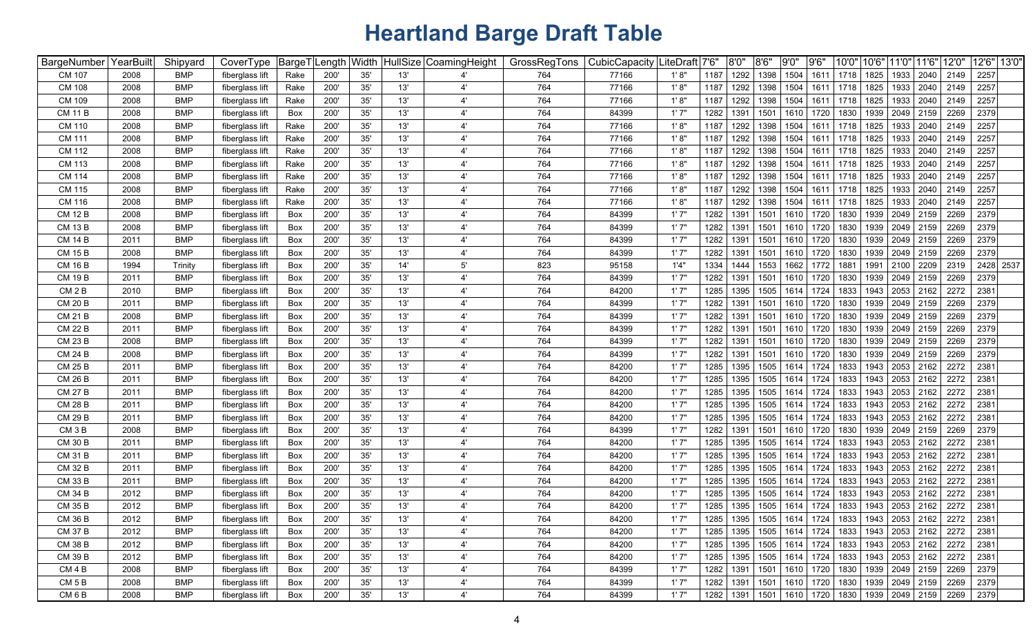# Heartland Barge Draft Table

| BargeNumber | YearBuilt | Shipyard | CoverType | BargeT | Length | Width | HullSize | CoamingHeight | GrossRegTons | CubicCapacity | LiteDraft | 7'6" | 8'0" | 8'6" | 9'0" | 9'6" | 10'0" | 10'6" | 11'0" | 11'6" | 12'0" | 12'6" | 13'0" |
|---|---|---|---|---|---|---|---|---|---|---|---|---|---|---|---|---|---|---|---|---|---|---|---|
| CM 107 | 2008 | BMP | fiberglass lift | Rake | 200' | 35' | 13' | 4' | 764 | 77166 | 1' 8" | 1187 | 1292 | 1398 | 1504 | 1611 | 1718 | 1825 | 1933 | 2040 | 2149 | 2257 | |
| CM 108 | 2008 | BMP | fiberglass lift | Rake | 200' | 35' | 13' | 4' | 764 | 77166 | 1' 8" | 1187 | 1292 | 1398 | 1504 | 1611 | 1718 | 1825 | 1933 | 2040 | 2149 | 2257 | |
| CM 109 | 2008 | BMP | fiberglass lift | Rake | 200' | 35' | 13' | 4' | 764 | 77166 | 1' 8" | 1187 | 1292 | 1398 | 1504 | 1611 | 1718 | 1825 | 1933 | 2040 | 2149 | 2257 | |
| CM 11 B | 2008 | BMP | fiberglass lift | Box | 200' | 35' | 13' | 4' | 764 | 84399 | 1' 7" | 1282 | 1391 | 1501 | 1610 | 1720 | 1830 | 1939 | 2049 | 2159 | 2269 | 2379 | |
| CM 110 | 2008 | BMP | fiberglass lift | Rake | 200' | 35' | 13' | 4' | 764 | 77166 | 1' 8" | 1187 | 1292 | 1398 | 1504 | 1611 | 1718 | 1825 | 1933 | 2040 | 2149 | 2257 | |
| CM 111 | 2008 | BMP | fiberglass lift | Rake | 200' | 35' | 13' | 4' | 764 | 77166 | 1' 8" | 1187 | 1292 | 1398 | 1504 | 1611 | 1718 | 1825 | 1933 | 2040 | 2149 | 2257 | |
| CM 112 | 2008 | BMP | fiberglass lift | Rake | 200' | 35' | 13' | 4' | 764 | 77166 | 1' 8" | 1187 | 1292 | 1398 | 1504 | 1611 | 1718 | 1825 | 1933 | 2040 | 2149 | 2257 | |
| CM 113 | 2008 | BMP | fiberglass lift | Rake | 200' | 35' | 13' | 4' | 764 | 77166 | 1' 8" | 1187 | 1292 | 1398 | 1504 | 1611 | 1718 | 1825 | 1933 | 2040 | 2149 | 2257 | |
| CM 114 | 2008 | BMP | fiberglass lift | Rake | 200' | 35' | 13' | 4' | 764 | 77166 | 1' 8" | 1187 | 1292 | 1398 | 1504 | 1611 | 1718 | 1825 | 1933 | 2040 | 2149 | 2257 | |
| CM 115 | 2008 | BMP | fiberglass lift | Rake | 200' | 35' | 13' | 4' | 764 | 77166 | 1' 8" | 1187 | 1292 | 1398 | 1504 | 1611 | 1718 | 1825 | 1933 | 2040 | 2149 | 2257 | |
| CM 116 | 2008 | BMP | fiberglass lift | Rake | 200' | 35' | 13' | 4' | 764 | 77166 | 1' 8" | 1187 | 1292 | 1398 | 1504 | 1611 | 1718 | 1825 | 1933 | 2040 | 2149 | 2257 | |
| CM 12 B | 2008 | BMP | fiberglass lift | Box | 200' | 35' | 13' | 4' | 764 | 84399 | 1' 7" | 1282 | 1391 | 1501 | 1610 | 1720 | 1830 | 1939 | 2049 | 2159 | 2269 | 2379 | |
| CM 13 B | 2008 | BMP | fiberglass lift | Box | 200' | 35' | 13' | 4' | 764 | 84399 | 1' 7" | 1282 | 1391 | 1501 | 1610 | 1720 | 1830 | 1939 | 2049 | 2159 | 2269 | 2379 | |
| CM 14 B | 2011 | BMP | fiberglass lift | Box | 200' | 35' | 13' | 4' | 764 | 84399 | 1' 7" | 1282 | 1391 | 1501 | 1610 | 1720 | 1830 | 1939 | 2049 | 2159 | 2269 | 2379 | |
| CM 15 B | 2008 | BMP | fiberglass lift | Box | 200' | 35' | 13' | 4' | 764 | 84399 | 1' 7" | 1282 | 1391 | 1501 | 1610 | 1720 | 1830 | 1939 | 2049 | 2159 | 2269 | 2379 | |
| CM 16 B | 1994 | Trinity | fiberglass lift | Box | 200' | 35' | 14' | 5' | 823 | 95158 | 1'4" | 1334 | 1444 | 1553 | 1662 | 1772 | 1881 | 1991 | 2100 | 2209 | 2319 | 2428 | 2537 |
| CM 19 B | 2011 | BMP | fiberglass lift | Box | 200' | 35' | 13' | 4' | 764 | 84399 | 1' 7" | 1282 | 1391 | 1501 | 1610 | 1720 | 1830 | 1939 | 2049 | 2159 | 2269 | 2379 | |
| CM 2 B | 2010 | BMP | fiberglass lift | Box | 200' | 35' | 13' | 4' | 764 | 84200 | 1' 7" | 1285 | 1395 | 1505 | 1614 | 1724 | 1833 | 1943 | 2053 | 2162 | 2272 | 2381 | |
| CM 20 B | 2011 | BMP | fiberglass lift | Box | 200' | 35' | 13' | 4' | 764 | 84399 | 1' 7" | 1282 | 1391 | 1501 | 1610 | 1720 | 1830 | 1939 | 2049 | 2159 | 2269 | 2379 | |
| CM 21 B | 2008 | BMP | fiberglass lift | Box | 200' | 35' | 13' | 4' | 764 | 84399 | 1' 7" | 1282 | 1391 | 1501 | 1610 | 1720 | 1830 | 1939 | 2049 | 2159 | 2269 | 2379 | |
| CM 22 B | 2011 | BMP | fiberglass lift | Box | 200' | 35' | 13' | 4' | 764 | 84399 | 1' 7" | 1282 | 1391 | 1501 | 1610 | 1720 | 1830 | 1939 | 2049 | 2159 | 2269 | 2379 | |
| CM 23 B | 2008 | BMP | fiberglass lift | Box | 200' | 35' | 13' | 4' | 764 | 84399 | 1' 7" | 1282 | 1391 | 1501 | 1610 | 1720 | 1830 | 1939 | 2049 | 2159 | 2269 | 2379 | |
| CM 24 B | 2008 | BMP | fiberglass lift | Box | 200' | 35' | 13' | 4' | 764 | 84399 | 1' 7" | 1282 | 1391 | 1501 | 1610 | 1720 | 1830 | 1939 | 2049 | 2159 | 2269 | 2379 | |
| CM 25 B | 2011 | BMP | fiberglass lift | Box | 200' | 35' | 13' | 4' | 764 | 84200 | 1' 7" | 1285 | 1395 | 1505 | 1614 | 1724 | 1833 | 1943 | 2053 | 2162 | 2272 | 2381 | |
| CM 26 B | 2011 | BMP | fiberglass lift | Box | 200' | 35' | 13' | 4' | 764 | 84200 | 1' 7" | 1285 | 1395 | 1505 | 1614 | 1724 | 1833 | 1943 | 2053 | 2162 | 2272 | 2381 | |
| CM 27 B | 2011 | BMP | fiberglass lift | Box | 200' | 35' | 13' | 4' | 764 | 84200 | 1' 7" | 1285 | 1395 | 1505 | 1614 | 1724 | 1833 | 1943 | 2053 | 2162 | 2272 | 2381 | |
| CM 28 B | 2011 | BMP | fiberglass lift | Box | 200' | 35' | 13' | 4' | 764 | 84200 | 1' 7" | 1285 | 1395 | 1505 | 1614 | 1724 | 1833 | 1943 | 2053 | 2162 | 2272 | 2381 | |
| CM 29 B | 2011 | BMP | fiberglass lift | Box | 200' | 35' | 13' | 4' | 764 | 84200 | 1' 7" | 1285 | 1395 | 1505 | 1614 | 1724 | 1833 | 1943 | 2053 | 2162 | 2272 | 2381 | |
| CM 3 B | 2008 | BMP | fiberglass lift | Box | 200' | 35' | 13' | 4' | 764 | 84399 | 1' 7" | 1282 | 1391 | 1501 | 1610 | 1720 | 1830 | 1939 | 2049 | 2159 | 2269 | 2379 | |
| CM 30 B | 2011 | BMP | fiberglass lift | Box | 200' | 35' | 13' | 4' | 764 | 84200 | 1' 7" | 1285 | 1395 | 1505 | 1614 | 1724 | 1833 | 1943 | 2053 | 2162 | 2272 | 2381 | |
| CM 31 B | 2011 | BMP | fiberglass lift | Box | 200' | 35' | 13' | 4' | 764 | 84200 | 1' 7" | 1285 | 1395 | 1505 | 1614 | 1724 | 1833 | 1943 | 2053 | 2162 | 2272 | 2381 | |
| CM 32 B | 2011 | BMP | fiberglass lift | Box | 200' | 35' | 13' | 4' | 764 | 84200 | 1' 7" | 1285 | 1395 | 1505 | 1614 | 1724 | 1833 | 1943 | 2053 | 2162 | 2272 | 2381 | |
| CM 33 B | 2011 | BMP | fiberglass lift | Box | 200' | 35' | 13' | 4' | 764 | 84200 | 1' 7" | 1285 | 1395 | 1505 | 1614 | 1724 | 1833 | 1943 | 2053 | 2162 | 2272 | 2381 | |
| CM 34 B | 2012 | BMP | fiberglass lift | Box | 200' | 35' | 13' | 4' | 764 | 84200 | 1' 7" | 1285 | 1395 | 1505 | 1614 | 1724 | 1833 | 1943 | 2053 | 2162 | 2272 | 2381 | |
| CM 35 B | 2012 | BMP | fiberglass lift | Box | 200' | 35' | 13' | 4' | 764 | 84200 | 1' 7" | 1285 | 1395 | 1505 | 1614 | 1724 | 1833 | 1943 | 2053 | 2162 | 2272 | 2381 | |
| CM 36 B | 2012 | BMP | fiberglass lift | Box | 200' | 35' | 13' | 4' | 764 | 84200 | 1' 7" | 1285 | 1395 | 1505 | 1614 | 1724 | 1833 | 1943 | 2053 | 2162 | 2272 | 2381 | |
| CM 37 B | 2012 | BMP | fiberglass lift | Box | 200' | 35' | 13' | 4' | 764 | 84200 | 1' 7" | 1285 | 1395 | 1505 | 1614 | 1724 | 1833 | 1943 | 2053 | 2162 | 2272 | 2381 | |
| CM 38 B | 2012 | BMP | fiberglass lift | Box | 200' | 35' | 13' | 4' | 764 | 84200 | 1' 7" | 1285 | 1395 | 1505 | 1614 | 1724 | 1833 | 1943 | 2053 | 2162 | 2272 | 2381 | |
| CM 39 B | 2012 | BMP | fiberglass lift | Box | 200' | 35' | 13' | 4' | 764 | 84200 | 1' 7" | 1285 | 1395 | 1505 | 1614 | 1724 | 1833 | 1943 | 2053 | 2162 | 2272 | 2381 | |
| CM 4 B | 2008 | BMP | fiberglass lift | Box | 200' | 35' | 13' | 4' | 764 | 84399 | 1' 7" | 1282 | 1391 | 1501 | 1610 | 1720 | 1830 | 1939 | 2049 | 2159 | 2269 | 2379 | |
| CM 5 B | 2008 | BMP | fiberglass lift | Box | 200' | 35' | 13' | 4' | 764 | 84399 | 1' 7" | 1282 | 1391 | 1501 | 1610 | 1720 | 1830 | 1939 | 2049 | 2159 | 2269 | 2379 | |
| CM 6 B | 2008 | BMP | fiberglass lift | Box | 200' | 35' | 13' | 4' | 764 | 84399 | 1' 7" | 1282 | 1391 | 1501 | 1610 | 1720 | 1830 | 1939 | 2049 | 2159 | 2269 | 2379 | |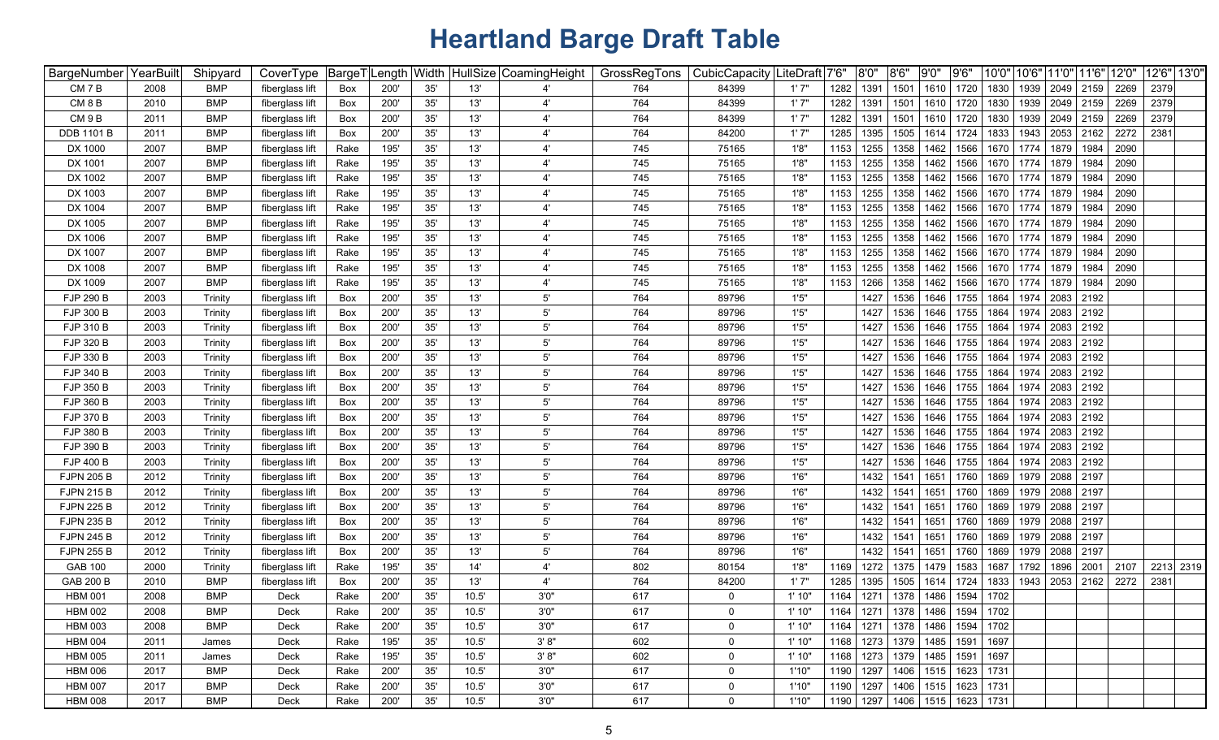# Heartland Barge Draft Table

| BargeNumber | YearBuilt | Shipyard | CoverType | BargeT | Length | Width | HullSize | CoamingHeight | GrossRegTons | CubicCapacity | LiteDraft | 7'6" | 8'0" | 8'6" | 9'0" | 9'6" | 10'0" | 10'6" | 11'0" | 11'6" | 12'0" | 12'6" | 13'0" |
|---|---|---|---|---|---|---|---|---|---|---|---|---|---|---|---|---|---|---|---|---|---|---|---|
| CM 7 B | 2008 | BMP | fiberglass lift | Box | 200' | 35' | 13' | 4' | 764 | 84399 | 1' 7" | 1282 | 1391 | 1501 | 1610 | 1720 | 1830 | 1939 | 2049 | 2159 | 2269 | 2379 | |
| CM 8 B | 2010 | BMP | fiberglass lift | Box | 200' | 35' | 13' | 4' | 764 | 84399 | 1' 7" | 1282 | 1391 | 1501 | 1610 | 1720 | 1830 | 1939 | 2049 | 2159 | 2269 | 2379 | |
| CM 9 B | 2011 | BMP | fiberglass lift | Box | 200' | 35' | 13' | 4' | 764 | 84399 | 1' 7" | 1282 | 1391 | 1501 | 1610 | 1720 | 1830 | 1939 | 2049 | 2159 | 2269 | 2379 | |
| DDB 1101 B | 2011 | BMP | fiberglass lift | Box | 200' | 35' | 13' | 4' | 764 | 84200 | 1' 7" | 1285 | 1395 | 1505 | 1614 | 1724 | 1833 | 1943 | 2053 | 2162 | 2272 | 2381 | |
| DX 1000 | 2007 | BMP | fiberglass lift | Rake | 195' | 35' | 13' | 4' | 745 | 75165 | 1'8" | 1153 | 1255 | 1358 | 1462 | 1566 | 1670 | 1774 | 1879 | 1984 | 2090 | | |
| DX 1001 | 2007 | BMP | fiberglass lift | Rake | 195' | 35' | 13' | 4' | 745 | 75165 | 1'8" | 1153 | 1255 | 1358 | 1462 | 1566 | 1670 | 1774 | 1879 | 1984 | 2090 | | |
| DX 1002 | 2007 | BMP | fiberglass lift | Rake | 195' | 35' | 13' | 4' | 745 | 75165 | 1'8" | 1153 | 1255 | 1358 | 1462 | 1566 | 1670 | 1774 | 1879 | 1984 | 2090 | | |
| DX 1003 | 2007 | BMP | fiberglass lift | Rake | 195' | 35' | 13' | 4' | 745 | 75165 | 1'8" | 1153 | 1255 | 1358 | 1462 | 1566 | 1670 | 1774 | 1879 | 1984 | 2090 | | |
| DX 1004 | 2007 | BMP | fiberglass lift | Rake | 195' | 35' | 13' | 4' | 745 | 75165 | 1'8" | 1153 | 1255 | 1358 | 1462 | 1566 | 1670 | 1774 | 1879 | 1984 | 2090 | | |
| DX 1005 | 2007 | BMP | fiberglass lift | Rake | 195' | 35' | 13' | 4' | 745 | 75165 | 1'8" | 1153 | 1255 | 1358 | 1462 | 1566 | 1670 | 1774 | 1879 | 1984 | 2090 | | |
| DX 1006 | 2007 | BMP | fiberglass lift | Rake | 195' | 35' | 13' | 4' | 745 | 75165 | 1'8" | 1153 | 1255 | 1358 | 1462 | 1566 | 1670 | 1774 | 1879 | 1984 | 2090 | | |
| DX 1007 | 2007 | BMP | fiberglass lift | Rake | 195' | 35' | 13' | 4' | 745 | 75165 | 1'8" | 1153 | 1255 | 1358 | 1462 | 1566 | 1670 | 1774 | 1879 | 1984 | 2090 | | |
| DX 1008 | 2007 | BMP | fiberglass lift | Rake | 195' | 35' | 13' | 4' | 745 | 75165 | 1'8" | 1153 | 1255 | 1358 | 1462 | 1566 | 1670 | 1774 | 1879 | 1984 | 2090 | | |
| DX 1009 | 2007 | BMP | fiberglass lift | Rake | 195' | 35' | 13' | 4' | 745 | 75165 | 1'8" | 1153 | 1266 | 1358 | 1462 | 1566 | 1670 | 1774 | 1879 | 1984 | 2090 | | |
| FJP 290 B | 2003 | Trinity | fiberglass lift | Box | 200' | 35' | 13' | 5' | 764 | 89796 | 1'5" | | 1427 | 1536 | 1646 | 1755 | 1864 | 1974 | 2083 | 2192 | | | |
| FJP 300 B | 2003 | Trinity | fiberglass lift | Box | 200' | 35' | 13' | 5' | 764 | 89796 | 1'5" | | 1427 | 1536 | 1646 | 1755 | 1864 | 1974 | 2083 | 2192 | | | |
| FJP 310 B | 2003 | Trinity | fiberglass lift | Box | 200' | 35' | 13' | 5' | 764 | 89796 | 1'5" | | 1427 | 1536 | 1646 | 1755 | 1864 | 1974 | 2083 | 2192 | | | |
| FJP 320 B | 2003 | Trinity | fiberglass lift | Box | 200' | 35' | 13' | 5' | 764 | 89796 | 1'5" | | 1427 | 1536 | 1646 | 1755 | 1864 | 1974 | 2083 | 2192 | | | |
| FJP 330 B | 2003 | Trinity | fiberglass lift | Box | 200' | 35' | 13' | 5' | 764 | 89796 | 1'5" | | 1427 | 1536 | 1646 | 1755 | 1864 | 1974 | 2083 | 2192 | | | |
| FJP 340 B | 2003 | Trinity | fiberglass lift | Box | 200' | 35' | 13' | 5' | 764 | 89796 | 1'5" | | 1427 | 1536 | 1646 | 1755 | 1864 | 1974 | 2083 | 2192 | | | |
| FJP 350 B | 2003 | Trinity | fiberglass lift | Box | 200' | 35' | 13' | 5' | 764 | 89796 | 1'5" | | 1427 | 1536 | 1646 | 1755 | 1864 | 1974 | 2083 | 2192 | | | |
| FJP 360 B | 2003 | Trinity | fiberglass lift | Box | 200' | 35' | 13' | 5' | 764 | 89796 | 1'5" | | 1427 | 1536 | 1646 | 1755 | 1864 | 1974 | 2083 | 2192 | | | |
| FJP 370 B | 2003 | Trinity | fiberglass lift | Box | 200' | 35' | 13' | 5' | 764 | 89796 | 1'5" | | 1427 | 1536 | 1646 | 1755 | 1864 | 1974 | 2083 | 2192 | | | |
| FJP 380 B | 2003 | Trinity | fiberglass lift | Box | 200' | 35' | 13' | 5' | 764 | 89796 | 1'5" | | 1427 | 1536 | 1646 | 1755 | 1864 | 1974 | 2083 | 2192 | | | |
| FJP 390 B | 2003 | Trinity | fiberglass lift | Box | 200' | 35' | 13' | 5' | 764 | 89796 | 1'5" | | 1427 | 1536 | 1646 | 1755 | 1864 | 1974 | 2083 | 2192 | | | |
| FJP 400 B | 2003 | Trinity | fiberglass lift | Box | 200' | 35' | 13' | 5' | 764 | 89796 | 1'5" | | 1427 | 1536 | 1646 | 1755 | 1864 | 1974 | 2083 | 2192 | | | |
| FJPN 205 B | 2012 | Trinity | fiberglass lift | Box | 200' | 35' | 13' | 5' | 764 | 89796 | 1'6" | | 1432 | 1541 | 1651 | 1760 | 1869 | 1979 | 2088 | 2197 | | | |
| FJPN 215 B | 2012 | Trinity | fiberglass lift | Box | 200' | 35' | 13' | 5' | 764 | 89796 | 1'6" | | 1432 | 1541 | 1651 | 1760 | 1869 | 1979 | 2088 | 2197 | | | |
| FJPN 225 B | 2012 | Trinity | fiberglass lift | Box | 200' | 35' | 13' | 5' | 764 | 89796 | 1'6" | | 1432 | 1541 | 1651 | 1760 | 1869 | 1979 | 2088 | 2197 | | | |
| FJPN 235 B | 2012 | Trinity | fiberglass lift | Box | 200' | 35' | 13' | 5' | 764 | 89796 | 1'6" | | 1432 | 1541 | 1651 | 1760 | 1869 | 1979 | 2088 | 2197 | | | |
| FJPN 245 B | 2012 | Trinity | fiberglass lift | Box | 200' | 35' | 13' | 5' | 764 | 89796 | 1'6" | | 1432 | 1541 | 1651 | 1760 | 1869 | 1979 | 2088 | 2197 | | | |
| FJPN 255 B | 2012 | Trinity | fiberglass lift | Box | 200' | 35' | 13' | 5' | 764 | 89796 | 1'6" | | 1432 | 1541 | 1651 | 1760 | 1869 | 1979 | 2088 | 2197 | | | |
| GAB 100 | 2000 | Trinity | fiberglass lift | Rake | 195' | 35' | 14' | 4' | 802 | 80154 | 1'8" | 1169 | 1272 | 1375 | 1479 | 1583 | 1687 | 1792 | 1896 | 2001 | 2107 | 2213 | 2319 |
| GAB 200 B | 2010 | BMP | fiberglass lift | Box | 200' | 35' | 13' | 4' | 764 | 84200 | 1' 7" | 1285 | 1395 | 1505 | 1614 | 1724 | 1833 | 1943 | 2053 | 2162 | 2272 | 2381 | |
| HBM 001 | 2008 | BMP | Deck | Rake | 200' | 35' | 10.5' | 3'0" | 617 | 0 | 1' 10" | 1164 | 1271 | 1378 | 1486 | 1594 | 1702 | | | | | | |
| HBM 002 | 2008 | BMP | Deck | Rake | 200' | 35' | 10.5' | 3'0" | 617 | 0 | 1' 10" | 1164 | 1271 | 1378 | 1486 | 1594 | 1702 | | | | | | |
| HBM 003 | 2008 | BMP | Deck | Rake | 200' | 35' | 10.5' | 3'0" | 617 | 0 | 1' 10" | 1164 | 1271 | 1378 | 1486 | 1594 | 1702 | | | | | | |
| HBM 004 | 2011 | James | Deck | Rake | 195' | 35' | 10.5' | 3' 8" | 602 | 0 | 1' 10" | 1168 | 1273 | 1379 | 1485 | 1591 | 1697 | | | | | | |
| HBM 005 | 2011 | James | Deck | Rake | 195' | 35' | 10.5' | 3' 8" | 602 | 0 | 1' 10" | 1168 | 1273 | 1379 | 1485 | 1591 | 1697 | | | | | | |
| HBM 006 | 2017 | BMP | Deck | Rake | 200' | 35' | 10.5' | 3'0" | 617 | 0 | 1'10" | 1190 | 1297 | 1406 | 1515 | 1623 | 1731 | | | | | | |
| HBM 007 | 2017 | BMP | Deck | Rake | 200' | 35' | 10.5' | 3'0" | 617 | 0 | 1'10" | 1190 | 1297 | 1406 | 1515 | 1623 | 1731 | | | | | | |
| HBM 008 | 2017 | BMP | Deck | Rake | 200' | 35' | 10.5' | 3'0" | 617 | 0 | 1'10" | 1190 | 1297 | 1406 | 1515 | 1623 | 1731 | | | | | | |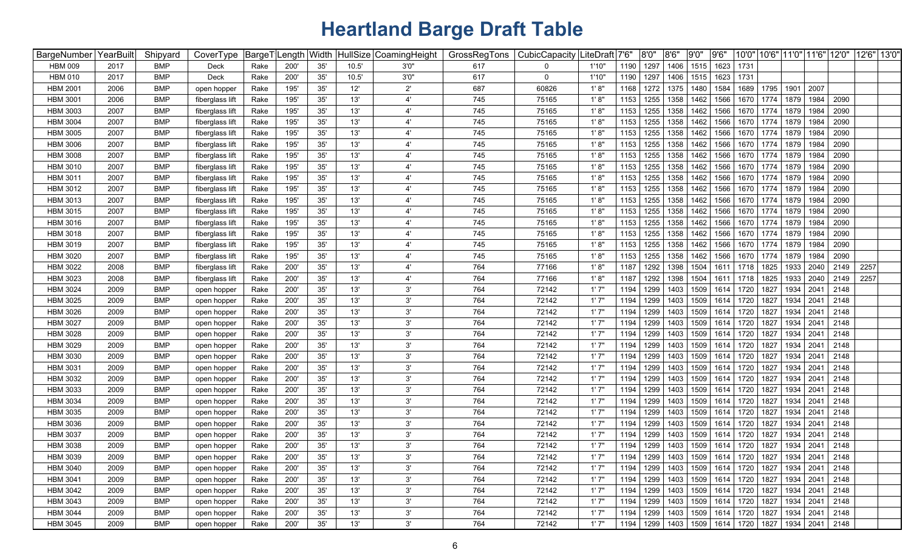# Heartland Barge Draft Table

| BargeNumber | YearBuilt | Shipyard | CoverType | BargeT | Length | Width | HullSize | CoamingHeight | GrossRegTons | CubicCapacity | LiteDraft | 7'6" | 8'0" | 8'6" | 9'0" | 9'6" | 10'0" | 10'6" | 11'0" | 11'6" | 12'0" | 12'6" | 13'0" |
|---|---|---|---|---|---|---|---|---|---|---|---|---|---|---|---|---|---|---|---|---|---|---|---|
| HBM 009 | 2017 | BMP | Deck | Rake | 200' | 35' | 10.5' | 3'0" | 617 | 0 | 1'10" | 1190 | 1297 | 1406 | 1515 | 1623 | 1731 | | | | | | |
| HBM 010 | 2017 | BMP | Deck | Rake | 200' | 35' | 10.5' | 3'0" | 617 | 0 | 1'10" | 1190 | 1297 | 1406 | 1515 | 1623 | 1731 | | | | | | |
| HBM 2001 | 2006 | BMP | open hopper | Rake | 195' | 35' | 12' | 2' | 687 | 60826 | 1' 8" | 1168 | 1272 | 1375 | 1480 | 1584 | 1689 | 1795 | 1901 | 2007 | | | |
| HBM 3001 | 2006 | BMP | fiberglass lift | Rake | 195' | 35' | 13' | 4' | 745 | 75165 | 1' 8" | 1153 | 1255 | 1358 | 1462 | 1566 | 1670 | 1774 | 1879 | 1984 | 2090 | | |
| HBM 3003 | 2007 | BMP | fiberglass lift | Rake | 195' | 35' | 13' | 4' | 745 | 75165 | 1' 8" | 1153 | 1255 | 1358 | 1462 | 1566 | 1670 | 1774 | 1879 | 1984 | 2090 | | |
| HBM 3004 | 2007 | BMP | fiberglass lift | Rake | 195' | 35' | 13' | 4' | 745 | 75165 | 1' 8" | 1153 | 1255 | 1358 | 1462 | 1566 | 1670 | 1774 | 1879 | 1984 | 2090 | | |
| HBM 3005 | 2007 | BMP | fiberglass lift | Rake | 195' | 35' | 13' | 4' | 745 | 75165 | 1' 8" | 1153 | 1255 | 1358 | 1462 | 1566 | 1670 | 1774 | 1879 | 1984 | 2090 | | |
| HBM 3006 | 2007 | BMP | fiberglass lift | Rake | 195' | 35' | 13' | 4' | 745 | 75165 | 1' 8" | 1153 | 1255 | 1358 | 1462 | 1566 | 1670 | 1774 | 1879 | 1984 | 2090 | | |
| HBM 3008 | 2007 | BMP | fiberglass lift | Rake | 195' | 35' | 13' | 4' | 745 | 75165 | 1' 8" | 1153 | 1255 | 1358 | 1462 | 1566 | 1670 | 1774 | 1879 | 1984 | 2090 | | |
| HBM 3010 | 2007 | BMP | fiberglass lift | Rake | 195' | 35' | 13' | 4' | 745 | 75165 | 1' 8" | 1153 | 1255 | 1358 | 1462 | 1566 | 1670 | 1774 | 1879 | 1984 | 2090 | | |
| HBM 3011 | 2007 | BMP | fiberglass lift | Rake | 195' | 35' | 13' | 4' | 745 | 75165 | 1' 8" | 1153 | 1255 | 1358 | 1462 | 1566 | 1670 | 1774 | 1879 | 1984 | 2090 | | |
| HBM 3012 | 2007 | BMP | fiberglass lift | Rake | 195' | 35' | 13' | 4' | 745 | 75165 | 1' 8" | 1153 | 1255 | 1358 | 1462 | 1566 | 1670 | 1774 | 1879 | 1984 | 2090 | | |
| HBM 3013 | 2007 | BMP | fiberglass lift | Rake | 195' | 35' | 13' | 4' | 745 | 75165 | 1' 8" | 1153 | 1255 | 1358 | 1462 | 1566 | 1670 | 1774 | 1879 | 1984 | 2090 | | |
| HBM 3015 | 2007 | BMP | fiberglass lift | Rake | 195' | 35' | 13' | 4' | 745 | 75165 | 1' 8" | 1153 | 1255 | 1358 | 1462 | 1566 | 1670 | 1774 | 1879 | 1984 | 2090 | | |
| HBM 3016 | 2007 | BMP | fiberglass lift | Rake | 195' | 35' | 13' | 4' | 745 | 75165 | 1' 8" | 1153 | 1255 | 1358 | 1462 | 1566 | 1670 | 1774 | 1879 | 1984 | 2090 | | |
| HBM 3018 | 2007 | BMP | fiberglass lift | Rake | 195' | 35' | 13' | 4' | 745 | 75165 | 1' 8" | 1153 | 1255 | 1358 | 1462 | 1566 | 1670 | 1774 | 1879 | 1984 | 2090 | | |
| HBM 3019 | 2007 | BMP | fiberglass lift | Rake | 195' | 35' | 13' | 4' | 745 | 75165 | 1' 8" | 1153 | 1255 | 1358 | 1462 | 1566 | 1670 | 1774 | 1879 | 1984 | 2090 | | |
| HBM 3020 | 2007 | BMP | fiberglass lift | Rake | 195' | 35' | 13' | 4' | 745 | 75165 | 1' 8" | 1153 | 1255 | 1358 | 1462 | 1566 | 1670 | 1774 | 1879 | 1984 | 2090 | | |
| HBM 3022 | 2008 | BMP | fiberglass lift | Rake | 200' | 35' | 13' | 4' | 764 | 77166 | 1' 8" | 1187 | 1292 | 1398 | 1504 | 1611 | 1718 | 1825 | 1933 | 2040 | 2149 | 2257 | |
| HBM 3023 | 2008 | BMP | fiberglass lift | Rake | 200' | 35' | 13' | 4' | 764 | 77166 | 1' 8" | 1187 | 1292 | 1398 | 1504 | 1611 | 1718 | 1825 | 1933 | 2040 | 2149 | 2257 | |
| HBM 3024 | 2009 | BMP | open hopper | Rake | 200' | 35' | 13' | 3' | 764 | 72142 | 1' 7" | 1194 | 1299 | 1403 | 1509 | 1614 | 1720 | 1827 | 1934 | 2041 | 2148 | | |
| HBM 3025 | 2009 | BMP | open hopper | Rake | 200' | 35' | 13' | 3' | 764 | 72142 | 1' 7" | 1194 | 1299 | 1403 | 1509 | 1614 | 1720 | 1827 | 1934 | 2041 | 2148 | | |
| HBM 3026 | 2009 | BMP | open hopper | Rake | 200' | 35' | 13' | 3' | 764 | 72142 | 1' 7" | 1194 | 1299 | 1403 | 1509 | 1614 | 1720 | 1827 | 1934 | 2041 | 2148 | | |
| HBM 3027 | 2009 | BMP | open hopper | Rake | 200' | 35' | 13' | 3' | 764 | 72142 | 1' 7" | 1194 | 1299 | 1403 | 1509 | 1614 | 1720 | 1827 | 1934 | 2041 | 2148 | | |
| HBM 3028 | 2009 | BMP | open hopper | Rake | 200' | 35' | 13' | 3' | 764 | 72142 | 1' 7" | 1194 | 1299 | 1403 | 1509 | 1614 | 1720 | 1827 | 1934 | 2041 | 2148 | | |
| HBM 3029 | 2009 | BMP | open hopper | Rake | 200' | 35' | 13' | 3' | 764 | 72142 | 1' 7" | 1194 | 1299 | 1403 | 1509 | 1614 | 1720 | 1827 | 1934 | 2041 | 2148 | | |
| HBM 3030 | 2009 | BMP | open hopper | Rake | 200' | 35' | 13' | 3' | 764 | 72142 | 1' 7" | 1194 | 1299 | 1403 | 1509 | 1614 | 1720 | 1827 | 1934 | 2041 | 2148 | | |
| HBM 3031 | 2009 | BMP | open hopper | Rake | 200' | 35' | 13' | 3' | 764 | 72142 | 1' 7" | 1194 | 1299 | 1403 | 1509 | 1614 | 1720 | 1827 | 1934 | 2041 | 2148 | | |
| HBM 3032 | 2009 | BMP | open hopper | Rake | 200' | 35' | 13' | 3' | 764 | 72142 | 1' 7" | 1194 | 1299 | 1403 | 1509 | 1614 | 1720 | 1827 | 1934 | 2041 | 2148 | | |
| HBM 3033 | 2009 | BMP | open hopper | Rake | 200' | 35' | 13' | 3' | 764 | 72142 | 1' 7" | 1194 | 1299 | 1403 | 1509 | 1614 | 1720 | 1827 | 1934 | 2041 | 2148 | | |
| HBM 3034 | 2009 | BMP | open hopper | Rake | 200' | 35' | 13' | 3' | 764 | 72142 | 1' 7" | 1194 | 1299 | 1403 | 1509 | 1614 | 1720 | 1827 | 1934 | 2041 | 2148 | | |
| HBM 3035 | 2009 | BMP | open hopper | Rake | 200' | 35' | 13' | 3' | 764 | 72142 | 1' 7" | 1194 | 1299 | 1403 | 1509 | 1614 | 1720 | 1827 | 1934 | 2041 | 2148 | | |
| HBM 3036 | 2009 | BMP | open hopper | Rake | 200' | 35' | 13' | 3' | 764 | 72142 | 1' 7" | 1194 | 1299 | 1403 | 1509 | 1614 | 1720 | 1827 | 1934 | 2041 | 2148 | | |
| HBM 3037 | 2009 | BMP | open hopper | Rake | 200' | 35' | 13' | 3' | 764 | 72142 | 1' 7" | 1194 | 1299 | 1403 | 1509 | 1614 | 1720 | 1827 | 1934 | 2041 | 2148 | | |
| HBM 3038 | 2009 | BMP | open hopper | Rake | 200' | 35' | 13' | 3' | 764 | 72142 | 1' 7" | 1194 | 1299 | 1403 | 1509 | 1614 | 1720 | 1827 | 1934 | 2041 | 2148 | | |
| HBM 3039 | 2009 | BMP | open hopper | Rake | 200' | 35' | 13' | 3' | 764 | 72142 | 1' 7" | 1194 | 1299 | 1403 | 1509 | 1614 | 1720 | 1827 | 1934 | 2041 | 2148 | | |
| HBM 3040 | 2009 | BMP | open hopper | Rake | 200' | 35' | 13' | 3' | 764 | 72142 | 1' 7" | 1194 | 1299 | 1403 | 1509 | 1614 | 1720 | 1827 | 1934 | 2041 | 2148 | | |
| HBM 3041 | 2009 | BMP | open hopper | Rake | 200' | 35' | 13' | 3' | 764 | 72142 | 1' 7" | 1194 | 1299 | 1403 | 1509 | 1614 | 1720 | 1827 | 1934 | 2041 | 2148 | | |
| HBM 3042 | 2009 | BMP | open hopper | Rake | 200' | 35' | 13' | 3' | 764 | 72142 | 1' 7" | 1194 | 1299 | 1403 | 1509 | 1614 | 1720 | 1827 | 1934 | 2041 | 2148 | | |
| HBM 3043 | 2009 | BMP | open hopper | Rake | 200' | 35' | 13' | 3' | 764 | 72142 | 1' 7" | 1194 | 1299 | 1403 | 1509 | 1614 | 1720 | 1827 | 1934 | 2041 | 2148 | | |
| HBM 3044 | 2009 | BMP | open hopper | Rake | 200' | 35' | 13' | 3' | 764 | 72142 | 1' 7" | 1194 | 1299 | 1403 | 1509 | 1614 | 1720 | 1827 | 1934 | 2041 | 2148 | | |
| HBM 3045 | 2009 | BMP | open hopper | Rake | 200' | 35' | 13' | 3' | 764 | 72142 | 1' 7" | 1194 | 1299 | 1403 | 1509 | 1614 | 1720 | 1827 | 1934 | 2041 | 2148 | | |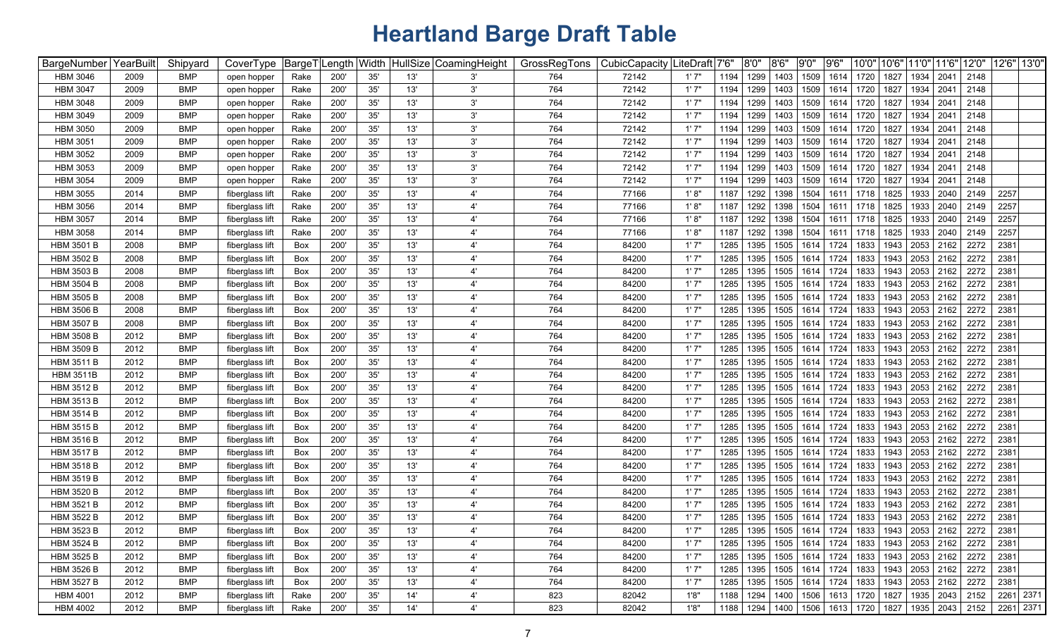# Heartland Barge Draft Table

| BargeNumber | YearBuilt | Shipyard | CoverType | BargeT | Length | Width | HullSize | CoamingHeight | GrossRegTons | CubicCapacity | LiteDraft | 7'6" | 8'0" | 8'6" | 9'0" | 9'6" | 10'0" | 10'6" | 11'0" | 11'6" | 12'0" | 12'6" | 13'0" |
|---|---|---|---|---|---|---|---|---|---|---|---|---|---|---|---|---|---|---|---|---|---|---|---|
| HBM 3046 | 2009 | BMP | open hopper | Rake | 200' | 35' | 13' | 3' | 764 | 72142 | 1' 7" | 1194 | 1299 | 1403 | 1509 | 1614 | 1720 | 1827 | 1934 | 2041 | 2148 | | |
| HBM 3047 | 2009 | BMP | open hopper | Rake | 200' | 35' | 13' | 3' | 764 | 72142 | 1' 7" | 1194 | 1299 | 1403 | 1509 | 1614 | 1720 | 1827 | 1934 | 2041 | 2148 | | |
| HBM 3048 | 2009 | BMP | open hopper | Rake | 200' | 35' | 13' | 3' | 764 | 72142 | 1' 7" | 1194 | 1299 | 1403 | 1509 | 1614 | 1720 | 1827 | 1934 | 2041 | 2148 | | |
| HBM 3049 | 2009 | BMP | open hopper | Rake | 200' | 35' | 13' | 3' | 764 | 72142 | 1' 7" | 1194 | 1299 | 1403 | 1509 | 1614 | 1720 | 1827 | 1934 | 2041 | 2148 | | |
| HBM 3050 | 2009 | BMP | open hopper | Rake | 200' | 35' | 13' | 3' | 764 | 72142 | 1' 7" | 1194 | 1299 | 1403 | 1509 | 1614 | 1720 | 1827 | 1934 | 2041 | 2148 | | |
| HBM 3051 | 2009 | BMP | open hopper | Rake | 200' | 35' | 13' | 3' | 764 | 72142 | 1' 7" | 1194 | 1299 | 1403 | 1509 | 1614 | 1720 | 1827 | 1934 | 2041 | 2148 | | |
| HBM 3052 | 2009 | BMP | open hopper | Rake | 200' | 35' | 13' | 3' | 764 | 72142 | 1' 7" | 1194 | 1299 | 1403 | 1509 | 1614 | 1720 | 1827 | 1934 | 2041 | 2148 | | |
| HBM 3053 | 2009 | BMP | open hopper | Rake | 200' | 35' | 13' | 3' | 764 | 72142 | 1' 7" | 1194 | 1299 | 1403 | 1509 | 1614 | 1720 | 1827 | 1934 | 2041 | 2148 | | |
| HBM 3054 | 2009 | BMP | open hopper | Rake | 200' | 35' | 13' | 3' | 764 | 72142 | 1' 7" | 1194 | 1299 | 1403 | 1509 | 1614 | 1720 | 1827 | 1934 | 2041 | 2148 | | |
| HBM 3055 | 2014 | BMP | fiberglass lift | Rake | 200' | 35' | 13' | 4' | 764 | 77166 | 1' 8" | 1187 | 1292 | 1398 | 1504 | 1611 | 1718 | 1825 | 1933 | 2040 | 2149 | 2257 | |
| HBM 3056 | 2014 | BMP | fiberglass lift | Rake | 200' | 35' | 13' | 4' | 764 | 77166 | 1' 8" | 1187 | 1292 | 1398 | 1504 | 1611 | 1718 | 1825 | 1933 | 2040 | 2149 | 2257 | |
| HBM 3057 | 2014 | BMP | fiberglass lift | Rake | 200' | 35' | 13' | 4' | 764 | 77166 | 1' 8" | 1187 | 1292 | 1398 | 1504 | 1611 | 1718 | 1825 | 1933 | 2040 | 2149 | 2257 | |
| HBM 3058 | 2014 | BMP | fiberglass lift | Rake | 200' | 35' | 13' | 4' | 764 | 77166 | 1' 8" | 1187 | 1292 | 1398 | 1504 | 1611 | 1718 | 1825 | 1933 | 2040 | 2149 | 2257 | |
| HBM 3501 B | 2008 | BMP | fiberglass lift | Box | 200' | 35' | 13' | 4' | 764 | 84200 | 1' 7" | 1285 | 1395 | 1505 | 1614 | 1724 | 1833 | 1943 | 2053 | 2162 | 2272 | 2381 | |
| HBM 3502 B | 2008 | BMP | fiberglass lift | Box | 200' | 35' | 13' | 4' | 764 | 84200 | 1' 7" | 1285 | 1395 | 1505 | 1614 | 1724 | 1833 | 1943 | 2053 | 2162 | 2272 | 2381 | |
| HBM 3503 B | 2008 | BMP | fiberglass lift | Box | 200' | 35' | 13' | 4' | 764 | 84200 | 1' 7" | 1285 | 1395 | 1505 | 1614 | 1724 | 1833 | 1943 | 2053 | 2162 | 2272 | 2381 | |
| HBM 3504 B | 2008 | BMP | fiberglass lift | Box | 200' | 35' | 13' | 4' | 764 | 84200 | 1' 7" | 1285 | 1395 | 1505 | 1614 | 1724 | 1833 | 1943 | 2053 | 2162 | 2272 | 2381 | |
| HBM 3505 B | 2008 | BMP | fiberglass lift | Box | 200' | 35' | 13' | 4' | 764 | 84200 | 1' 7" | 1285 | 1395 | 1505 | 1614 | 1724 | 1833 | 1943 | 2053 | 2162 | 2272 | 2381 | |
| HBM 3506 B | 2008 | BMP | fiberglass lift | Box | 200' | 35' | 13' | 4' | 764 | 84200 | 1' 7" | 1285 | 1395 | 1505 | 1614 | 1724 | 1833 | 1943 | 2053 | 2162 | 2272 | 2381 | |
| HBM 3507 B | 2008 | BMP | fiberglass lift | Box | 200' | 35' | 13' | 4' | 764 | 84200 | 1' 7" | 1285 | 1395 | 1505 | 1614 | 1724 | 1833 | 1943 | 2053 | 2162 | 2272 | 2381 | |
| HBM 3508 B | 2012 | BMP | fiberglass lift | Box | 200' | 35' | 13' | 4' | 764 | 84200 | 1' 7" | 1285 | 1395 | 1505 | 1614 | 1724 | 1833 | 1943 | 2053 | 2162 | 2272 | 2381 | |
| HBM 3509 B | 2012 | BMP | fiberglass lift | Box | 200' | 35' | 13' | 4' | 764 | 84200 | 1' 7" | 1285 | 1395 | 1505 | 1614 | 1724 | 1833 | 1943 | 2053 | 2162 | 2272 | 2381 | |
| HBM 3511 B | 2012 | BMP | fiberglass lift | Box | 200' | 35' | 13' | 4' | 764 | 84200 | 1' 7" | 1285 | 1395 | 1505 | 1614 | 1724 | 1833 | 1943 | 2053 | 2162 | 2272 | 2381 | |
| HBM 3511B | 2012 | BMP | fiberglass lift | Box | 200' | 35' | 13' | 4' | 764 | 84200 | 1' 7" | 1285 | 1395 | 1505 | 1614 | 1724 | 1833 | 1943 | 2053 | 2162 | 2272 | 2381 | |
| HBM 3512 B | 2012 | BMP | fiberglass lift | Box | 200' | 35' | 13' | 4' | 764 | 84200 | 1' 7" | 1285 | 1395 | 1505 | 1614 | 1724 | 1833 | 1943 | 2053 | 2162 | 2272 | 2381 | |
| HBM 3513 B | 2012 | BMP | fiberglass lift | Box | 200' | 35' | 13' | 4' | 764 | 84200 | 1' 7" | 1285 | 1395 | 1505 | 1614 | 1724 | 1833 | 1943 | 2053 | 2162 | 2272 | 2381 | |
| HBM 3514 B | 2012 | BMP | fiberglass lift | Box | 200' | 35' | 13' | 4' | 764 | 84200 | 1' 7" | 1285 | 1395 | 1505 | 1614 | 1724 | 1833 | 1943 | 2053 | 2162 | 2272 | 2381 | |
| HBM 3515 B | 2012 | BMP | fiberglass lift | Box | 200' | 35' | 13' | 4' | 764 | 84200 | 1' 7" | 1285 | 1395 | 1505 | 1614 | 1724 | 1833 | 1943 | 2053 | 2162 | 2272 | 2381 | |
| HBM 3516 B | 2012 | BMP | fiberglass lift | Box | 200' | 35' | 13' | 4' | 764 | 84200 | 1' 7" | 1285 | 1395 | 1505 | 1614 | 1724 | 1833 | 1943 | 2053 | 2162 | 2272 | 2381 | |
| HBM 3517 B | 2012 | BMP | fiberglass lift | Box | 200' | 35' | 13' | 4' | 764 | 84200 | 1' 7" | 1285 | 1395 | 1505 | 1614 | 1724 | 1833 | 1943 | 2053 | 2162 | 2272 | 2381 | |
| HBM 3518 B | 2012 | BMP | fiberglass lift | Box | 200' | 35' | 13' | 4' | 764 | 84200 | 1' 7" | 1285 | 1395 | 1505 | 1614 | 1724 | 1833 | 1943 | 2053 | 2162 | 2272 | 2381 | |
| HBM 3519 B | 2012 | BMP | fiberglass lift | Box | 200' | 35' | 13' | 4' | 764 | 84200 | 1' 7" | 1285 | 1395 | 1505 | 1614 | 1724 | 1833 | 1943 | 2053 | 2162 | 2272 | 2381 | |
| HBM 3520 B | 2012 | BMP | fiberglass lift | Box | 200' | 35' | 13' | 4' | 764 | 84200 | 1' 7" | 1285 | 1395 | 1505 | 1614 | 1724 | 1833 | 1943 | 2053 | 2162 | 2272 | 2381 | |
| HBM 3521 B | 2012 | BMP | fiberglass lift | Box | 200' | 35' | 13' | 4' | 764 | 84200 | 1' 7" | 1285 | 1395 | 1505 | 1614 | 1724 | 1833 | 1943 | 2053 | 2162 | 2272 | 2381 | |
| HBM 3522 B | 2012 | BMP | fiberglass lift | Box | 200' | 35' | 13' | 4' | 764 | 84200 | 1' 7" | 1285 | 1395 | 1505 | 1614 | 1724 | 1833 | 1943 | 2053 | 2162 | 2272 | 2381 | |
| HBM 3523 B | 2012 | BMP | fiberglass lift | Box | 200' | 35' | 13' | 4' | 764 | 84200 | 1' 7" | 1285 | 1395 | 1505 | 1614 | 1724 | 1833 | 1943 | 2053 | 2162 | 2272 | 2381 | |
| HBM 3524 B | 2012 | BMP | fiberglass lift | Box | 200' | 35' | 13' | 4' | 764 | 84200 | 1' 7" | 1285 | 1395 | 1505 | 1614 | 1724 | 1833 | 1943 | 2053 | 2162 | 2272 | 2381 | |
| HBM 3525 B | 2012 | BMP | fiberglass lift | Box | 200' | 35' | 13' | 4' | 764 | 84200 | 1' 7" | 1285 | 1395 | 1505 | 1614 | 1724 | 1833 | 1943 | 2053 | 2162 | 2272 | 2381 | |
| HBM 3526 B | 2012 | BMP | fiberglass lift | Box | 200' | 35' | 13' | 4' | 764 | 84200 | 1' 7" | 1285 | 1395 | 1505 | 1614 | 1724 | 1833 | 1943 | 2053 | 2162 | 2272 | 2381 | |
| HBM 3527 B | 2012 | BMP | fiberglass lift | Box | 200' | 35' | 13' | 4' | 764 | 84200 | 1' 7" | 1285 | 1395 | 1505 | 1614 | 1724 | 1833 | 1943 | 2053 | 2162 | 2272 | 2381 | |
| HBM 4001 | 2012 | BMP | fiberglass lift | Rake | 200' | 35' | 14' | 4' | 823 | 82042 | 1'8" | 1188 | 1294 | 1400 | 1506 | 1613 | 1720 | 1827 | 1935 | 2043 | 2152 | 2261 | 2371 |
| HBM 4002 | 2012 | BMP | fiberglass lift | Rake | 200' | 35' | 14' | 4' | 823 | 82042 | 1'8" | 1188 | 1294 | 1400 | 1506 | 1613 | 1720 | 1827 | 1935 | 2043 | 2152 | 2261 | 2371 |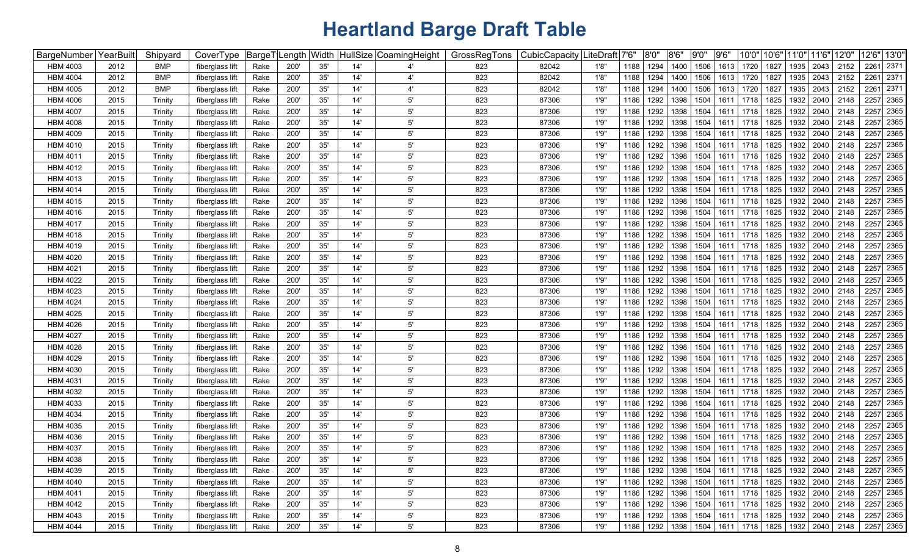# Heartland Barge Draft Table

| BargeNumber | YearBuilt | Shipyard | CoverType | BargeT | Length | Width | HullSize | CoamingHeight | GrossRegTons | CubicCapacity | LiteDraft | 7'6" | 8'0" | 8'6" | 9'0" | 9'6" | 10'0" | 10'6" | 11'0" | 11'6" | 12'0" | 12'6" | 13'0" |
|---|---|---|---|---|---|---|---|---|---|---|---|---|---|---|---|---|---|---|---|---|---|---|---|
| HBM 4003 | 2012 | BMP | fiberglass lift | Rake | 200' | 35' | 14' | 4' | 823 | 82042 | 1'8" | 1188 | 1294 | 1400 | 1506 | 1613 | 1720 | 1827 | 1935 | 2043 | 2152 | 2261 | 2371 |
| HBM 4004 | 2012 | BMP | fiberglass lift | Rake | 200' | 35' | 14' | 4' | 823 | 82042 | 1'8" | 1188 | 1294 | 1400 | 1506 | 1613 | 1720 | 1827 | 1935 | 2043 | 2152 | 2261 | 2371 |
| HBM 4005 | 2012 | BMP | fiberglass lift | Rake | 200' | 35' | 14' | 4' | 823 | 82042 | 1'8" | 1188 | 1294 | 1400 | 1506 | 1613 | 1720 | 1827 | 1935 | 2043 | 2152 | 2261 | 2371 |
| HBM 4006 | 2015 | Trinity | fiberglass lift | Rake | 200' | 35' | 14' | 5' | 823 | 87306 | 1'9" | 1186 | 1292 | 1398 | 1504 | 1611 | 1718 | 1825 | 1932 | 2040 | 2148 | 2257 | 2365 |
| HBM 4007 | 2015 | Trinity | fiberglass lift | Rake | 200' | 35' | 14' | 5' | 823 | 87306 | 1'9" | 1186 | 1292 | 1398 | 1504 | 1611 | 1718 | 1825 | 1932 | 2040 | 2148 | 2257 | 2365 |
| HBM 4008 | 2015 | Trinity | fiberglass lift | Rake | 200' | 35' | 14' | 5' | 823 | 87306 | 1'9" | 1186 | 1292 | 1398 | 1504 | 1611 | 1718 | 1825 | 1932 | 2040 | 2148 | 2257 | 2365 |
| HBM 4009 | 2015 | Trinity | fiberglass lift | Rake | 200' | 35' | 14' | 5' | 823 | 87306 | 1'9" | 1186 | 1292 | 1398 | 1504 | 1611 | 1718 | 1825 | 1932 | 2040 | 2148 | 2257 | 2365 |
| HBM 4010 | 2015 | Trinity | fiberglass lift | Rake | 200' | 35' | 14' | 5' | 823 | 87306 | 1'9" | 1186 | 1292 | 1398 | 1504 | 1611 | 1718 | 1825 | 1932 | 2040 | 2148 | 2257 | 2365 |
| HBM 4011 | 2015 | Trinity | fiberglass lift | Rake | 200' | 35' | 14' | 5' | 823 | 87306 | 1'9" | 1186 | 1292 | 1398 | 1504 | 1611 | 1718 | 1825 | 1932 | 2040 | 2148 | 2257 | 2365 |
| HBM 4012 | 2015 | Trinity | fiberglass lift | Rake | 200' | 35' | 14' | 5' | 823 | 87306 | 1'9" | 1186 | 1292 | 1398 | 1504 | 1611 | 1718 | 1825 | 1932 | 2040 | 2148 | 2257 | 2365 |
| HBM 4013 | 2015 | Trinity | fiberglass lift | Rake | 200' | 35' | 14' | 5' | 823 | 87306 | 1'9" | 1186 | 1292 | 1398 | 1504 | 1611 | 1718 | 1825 | 1932 | 2040 | 2148 | 2257 | 2365 |
| HBM 4014 | 2015 | Trinity | fiberglass lift | Rake | 200' | 35' | 14' | 5' | 823 | 87306 | 1'9" | 1186 | 1292 | 1398 | 1504 | 1611 | 1718 | 1825 | 1932 | 2040 | 2148 | 2257 | 2365 |
| HBM 4015 | 2015 | Trinity | fiberglass lift | Rake | 200' | 35' | 14' | 5' | 823 | 87306 | 1'9" | 1186 | 1292 | 1398 | 1504 | 1611 | 1718 | 1825 | 1932 | 2040 | 2148 | 2257 | 2365 |
| HBM 4016 | 2015 | Trinity | fiberglass lift | Rake | 200' | 35' | 14' | 5' | 823 | 87306 | 1'9" | 1186 | 1292 | 1398 | 1504 | 1611 | 1718 | 1825 | 1932 | 2040 | 2148 | 2257 | 2365 |
| HBM 4017 | 2015 | Trinity | fiberglass lift | Rake | 200' | 35' | 14' | 5' | 823 | 87306 | 1'9" | 1186 | 1292 | 1398 | 1504 | 1611 | 1718 | 1825 | 1932 | 2040 | 2148 | 2257 | 2365 |
| HBM 4018 | 2015 | Trinity | fiberglass lift | Rake | 200' | 35' | 14' | 5' | 823 | 87306 | 1'9" | 1186 | 1292 | 1398 | 1504 | 1611 | 1718 | 1825 | 1932 | 2040 | 2148 | 2257 | 2365 |
| HBM 4019 | 2015 | Trinity | fiberglass lift | Rake | 200' | 35' | 14' | 5' | 823 | 87306 | 1'9" | 1186 | 1292 | 1398 | 1504 | 1611 | 1718 | 1825 | 1932 | 2040 | 2148 | 2257 | 2365 |
| HBM 4020 | 2015 | Trinity | fiberglass lift | Rake | 200' | 35' | 14' | 5' | 823 | 87306 | 1'9" | 1186 | 1292 | 1398 | 1504 | 1611 | 1718 | 1825 | 1932 | 2040 | 2148 | 2257 | 2365 |
| HBM 4021 | 2015 | Trinity | fiberglass lift | Rake | 200' | 35' | 14' | 5' | 823 | 87306 | 1'9" | 1186 | 1292 | 1398 | 1504 | 1611 | 1718 | 1825 | 1932 | 2040 | 2148 | 2257 | 2365 |
| HBM 4022 | 2015 | Trinity | fiberglass lift | Rake | 200' | 35' | 14' | 5' | 823 | 87306 | 1'9" | 1186 | 1292 | 1398 | 1504 | 1611 | 1718 | 1825 | 1932 | 2040 | 2148 | 2257 | 2365 |
| HBM 4023 | 2015 | Trinity | fiberglass lift | Rake | 200' | 35' | 14' | 5' | 823 | 87306 | 1'9" | 1186 | 1292 | 1398 | 1504 | 1611 | 1718 | 1825 | 1932 | 2040 | 2148 | 2257 | 2365 |
| HBM 4024 | 2015 | Trinity | fiberglass lift | Rake | 200' | 35' | 14' | 5' | 823 | 87306 | 1'9" | 1186 | 1292 | 1398 | 1504 | 1611 | 1718 | 1825 | 1932 | 2040 | 2148 | 2257 | 2365 |
| HBM 4025 | 2015 | Trinity | fiberglass lift | Rake | 200' | 35' | 14' | 5' | 823 | 87306 | 1'9" | 1186 | 1292 | 1398 | 1504 | 1611 | 1718 | 1825 | 1932 | 2040 | 2148 | 2257 | 2365 |
| HBM 4026 | 2015 | Trinity | fiberglass lift | Rake | 200' | 35' | 14' | 5' | 823 | 87306 | 1'9" | 1186 | 1292 | 1398 | 1504 | 1611 | 1718 | 1825 | 1932 | 2040 | 2148 | 2257 | 2365 |
| HBM 4027 | 2015 | Trinity | fiberglass lift | Rake | 200' | 35' | 14' | 5' | 823 | 87306 | 1'9" | 1186 | 1292 | 1398 | 1504 | 1611 | 1718 | 1825 | 1932 | 2040 | 2148 | 2257 | 2365 |
| HBM 4028 | 2015 | Trinity | fiberglass lift | Rake | 200' | 35' | 14' | 5' | 823 | 87306 | 1'9" | 1186 | 1292 | 1398 | 1504 | 1611 | 1718 | 1825 | 1932 | 2040 | 2148 | 2257 | 2365 |
| HBM 4029 | 2015 | Trinity | fiberglass lift | Rake | 200' | 35' | 14' | 5' | 823 | 87306 | 1'9" | 1186 | 1292 | 1398 | 1504 | 1611 | 1718 | 1825 | 1932 | 2040 | 2148 | 2257 | 2365 |
| HBM 4030 | 2015 | Trinity | fiberglass lift | Rake | 200' | 35' | 14' | 5' | 823 | 87306 | 1'9" | 1186 | 1292 | 1398 | 1504 | 1611 | 1718 | 1825 | 1932 | 2040 | 2148 | 2257 | 2365 |
| HBM 4031 | 2015 | Trinity | fiberglass lift | Rake | 200' | 35' | 14' | 5' | 823 | 87306 | 1'9" | 1186 | 1292 | 1398 | 1504 | 1611 | 1718 | 1825 | 1932 | 2040 | 2148 | 2257 | 2365 |
| HBM 4032 | 2015 | Trinity | fiberglass lift | Rake | 200' | 35' | 14' | 5' | 823 | 87306 | 1'9" | 1186 | 1292 | 1398 | 1504 | 1611 | 1718 | 1825 | 1932 | 2040 | 2148 | 2257 | 2365 |
| HBM 4033 | 2015 | Trinity | fiberglass lift | Rake | 200' | 35' | 14' | 5' | 823 | 87306 | 1'9" | 1186 | 1292 | 1398 | 1504 | 1611 | 1718 | 1825 | 1932 | 2040 | 2148 | 2257 | 2365 |
| HBM 4034 | 2015 | Trinity | fiberglass lift | Rake | 200' | 35' | 14' | 5' | 823 | 87306 | 1'9" | 1186 | 1292 | 1398 | 1504 | 1611 | 1718 | 1825 | 1932 | 2040 | 2148 | 2257 | 2365 |
| HBM 4035 | 2015 | Trinity | fiberglass lift | Rake | 200' | 35' | 14' | 5' | 823 | 87306 | 1'9" | 1186 | 1292 | 1398 | 1504 | 1611 | 1718 | 1825 | 1932 | 2040 | 2148 | 2257 | 2365 |
| HBM 4036 | 2015 | Trinity | fiberglass lift | Rake | 200' | 35' | 14' | 5' | 823 | 87306 | 1'9" | 1186 | 1292 | 1398 | 1504 | 1611 | 1718 | 1825 | 1932 | 2040 | 2148 | 2257 | 2365 |
| HBM 4037 | 2015 | Trinity | fiberglass lift | Rake | 200' | 35' | 14' | 5' | 823 | 87306 | 1'9" | 1186 | 1292 | 1398 | 1504 | 1611 | 1718 | 1825 | 1932 | 2040 | 2148 | 2257 | 2365 |
| HBM 4038 | 2015 | Trinity | fiberglass lift | Rake | 200' | 35' | 14' | 5' | 823 | 87306 | 1'9" | 1186 | 1292 | 1398 | 1504 | 1611 | 1718 | 1825 | 1932 | 2040 | 2148 | 2257 | 2365 |
| HBM 4039 | 2015 | Trinity | fiberglass lift | Rake | 200' | 35' | 14' | 5' | 823 | 87306 | 1'9" | 1186 | 1292 | 1398 | 1504 | 1611 | 1718 | 1825 | 1932 | 2040 | 2148 | 2257 | 2365 |
| HBM 4040 | 2015 | Trinity | fiberglass lift | Rake | 200' | 35' | 14' | 5' | 823 | 87306 | 1'9" | 1186 | 1292 | 1398 | 1504 | 1611 | 1718 | 1825 | 1932 | 2040 | 2148 | 2257 | 2365 |
| HBM 4041 | 2015 | Trinity | fiberglass lift | Rake | 200' | 35' | 14' | 5' | 823 | 87306 | 1'9" | 1186 | 1292 | 1398 | 1504 | 1611 | 1718 | 1825 | 1932 | 2040 | 2148 | 2257 | 2365 |
| HBM 4042 | 2015 | Trinity | fiberglass lift | Rake | 200' | 35' | 14' | 5' | 823 | 87306 | 1'9" | 1186 | 1292 | 1398 | 1504 | 1611 | 1718 | 1825 | 1932 | 2040 | 2148 | 2257 | 2365 |
| HBM 4043 | 2015 | Trinity | fiberglass lift | Rake | 200' | 35' | 14' | 5' | 823 | 87306 | 1'9" | 1186 | 1292 | 1398 | 1504 | 1611 | 1718 | 1825 | 1932 | 2040 | 2148 | 2257 | 2365 |
| HBM 4044 | 2015 | Trinity | fiberglass lift | Rake | 200' | 35' | 14' | 5' | 823 | 87306 | 1'9" | 1186 | 1292 | 1398 | 1504 | 1611 | 1718 | 1825 | 1932 | 2040 | 2148 | 2257 | 2365 |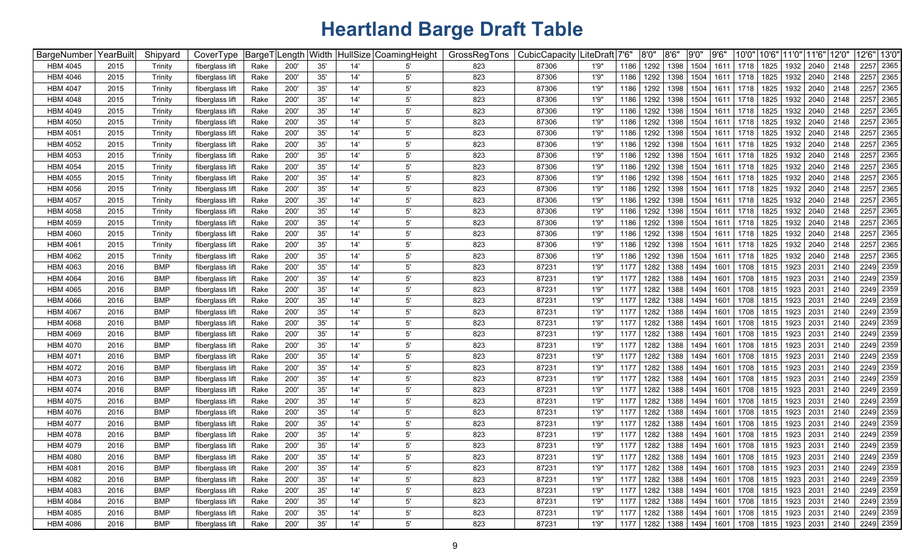# Heartland Barge Draft Table

| BargeNumber | YearBuilt | Shipyard | CoverType | BargeT | Length | Width | HullSize | CoamingHeight | GrossRegTons | CubicCapacity | LiteDraft | 7'6" | 8'0" | 8'6" | 9'0" | 9'6" | 10'0" | 10'6" | 11'0" | 11'6" | 12'0" | 12'6" | 13'0" |
|---|---|---|---|---|---|---|---|---|---|---|---|---|---|---|---|---|---|---|---|---|---|---|---|
| HBM 4045 | 2015 | Trinity | fiberglass lift | Rake | 200' | 35' | 14' | 5' | 823 | 87306 | 1'9" | 1186 | 1292 | 1398 | 1504 | 1611 | 1718 | 1825 | 1932 | 2040 | 2148 | 2257 | 2365 |
| HBM 4046 | 2015 | Trinity | fiberglass lift | Rake | 200' | 35' | 14' | 5' | 823 | 87306 | 1'9" | 1186 | 1292 | 1398 | 1504 | 1611 | 1718 | 1825 | 1932 | 2040 | 2148 | 2257 | 2365 |
| HBM 4047 | 2015 | Trinity | fiberglass lift | Rake | 200' | 35' | 14' | 5' | 823 | 87306 | 1'9" | 1186 | 1292 | 1398 | 1504 | 1611 | 1718 | 1825 | 1932 | 2040 | 2148 | 2257 | 2365 |
| HBM 4048 | 2015 | Trinity | fiberglass lift | Rake | 200' | 35' | 14' | 5' | 823 | 87306 | 1'9" | 1186 | 1292 | 1398 | 1504 | 1611 | 1718 | 1825 | 1932 | 2040 | 2148 | 2257 | 2365 |
| HBM 4049 | 2015 | Trinity | fiberglass lift | Rake | 200' | 35' | 14' | 5' | 823 | 87306 | 1'9" | 1186 | 1292 | 1398 | 1504 | 1611 | 1718 | 1825 | 1932 | 2040 | 2148 | 2257 | 2365 |
| HBM 4050 | 2015 | Trinity | fiberglass lift | Rake | 200' | 35' | 14' | 5' | 823 | 87306 | 1'9" | 1186 | 1292 | 1398 | 1504 | 1611 | 1718 | 1825 | 1932 | 2040 | 2148 | 2257 | 2365 |
| HBM 4051 | 2015 | Trinity | fiberglass lift | Rake | 200' | 35' | 14' | 5' | 823 | 87306 | 1'9" | 1186 | 1292 | 1398 | 1504 | 1611 | 1718 | 1825 | 1932 | 2040 | 2148 | 2257 | 2365 |
| HBM 4052 | 2015 | Trinity | fiberglass lift | Rake | 200' | 35' | 14' | 5' | 823 | 87306 | 1'9" | 1186 | 1292 | 1398 | 1504 | 1611 | 1718 | 1825 | 1932 | 2040 | 2148 | 2257 | 2365 |
| HBM 4053 | 2015 | Trinity | fiberglass lift | Rake | 200' | 35' | 14' | 5' | 823 | 87306 | 1'9" | 1186 | 1292 | 1398 | 1504 | 1611 | 1718 | 1825 | 1932 | 2040 | 2148 | 2257 | 2365 |
| HBM 4054 | 2015 | Trinity | fiberglass lift | Rake | 200' | 35' | 14' | 5' | 823 | 87306 | 1'9" | 1186 | 1292 | 1398 | 1504 | 1611 | 1718 | 1825 | 1932 | 2040 | 2148 | 2257 | 2365 |
| HBM 4055 | 2015 | Trinity | fiberglass lift | Rake | 200' | 35' | 14' | 5' | 823 | 87306 | 1'9" | 1186 | 1292 | 1398 | 1504 | 1611 | 1718 | 1825 | 1932 | 2040 | 2148 | 2257 | 2365 |
| HBM 4056 | 2015 | Trinity | fiberglass lift | Rake | 200' | 35' | 14' | 5' | 823 | 87306 | 1'9" | 1186 | 1292 | 1398 | 1504 | 1611 | 1718 | 1825 | 1932 | 2040 | 2148 | 2257 | 2365 |
| HBM 4057 | 2015 | Trinity | fiberglass lift | Rake | 200' | 35' | 14' | 5' | 823 | 87306 | 1'9" | 1186 | 1292 | 1398 | 1504 | 1611 | 1718 | 1825 | 1932 | 2040 | 2148 | 2257 | 2365 |
| HBM 4058 | 2015 | Trinity | fiberglass lift | Rake | 200' | 35' | 14' | 5' | 823 | 87306 | 1'9" | 1186 | 1292 | 1398 | 1504 | 1611 | 1718 | 1825 | 1932 | 2040 | 2148 | 2257 | 2365 |
| HBM 4059 | 2015 | Trinity | fiberglass lift | Rake | 200' | 35' | 14' | 5' | 823 | 87306 | 1'9" | 1186 | 1292 | 1398 | 1504 | 1611 | 1718 | 1825 | 1932 | 2040 | 2148 | 2257 | 2365 |
| HBM 4060 | 2015 | Trinity | fiberglass lift | Rake | 200' | 35' | 14' | 5' | 823 | 87306 | 1'9" | 1186 | 1292 | 1398 | 1504 | 1611 | 1718 | 1825 | 1932 | 2040 | 2148 | 2257 | 2365 |
| HBM 4061 | 2015 | Trinity | fiberglass lift | Rake | 200' | 35' | 14' | 5' | 823 | 87306 | 1'9" | 1186 | 1292 | 1398 | 1504 | 1611 | 1718 | 1825 | 1932 | 2040 | 2148 | 2257 | 2365 |
| HBM 4062 | 2015 | Trinity | fiberglass lift | Rake | 200' | 35' | 14' | 5' | 823 | 87306 | 1'9" | 1186 | 1292 | 1398 | 1504 | 1611 | 1718 | 1825 | 1932 | 2040 | 2148 | 2257 | 2365 |
| HBM 4063 | 2016 | BMP | fiberglass lift | Rake | 200' | 35' | 14' | 5' | 823 | 87231 | 1'9" | 1177 | 1282 | 1388 | 1494 | 1601 | 1708 | 1815 | 1923 | 2031 | 2140 | 2249 | 2359 |
| HBM 4064 | 2016 | BMP | fiberglass lift | Rake | 200' | 35' | 14' | 5' | 823 | 87231 | 1'9" | 1177 | 1282 | 1388 | 1494 | 1601 | 1708 | 1815 | 1923 | 2031 | 2140 | 2249 | 2359 |
| HBM 4065 | 2016 | BMP | fiberglass lift | Rake | 200' | 35' | 14' | 5' | 823 | 87231 | 1'9" | 1177 | 1282 | 1388 | 1494 | 1601 | 1708 | 1815 | 1923 | 2031 | 2140 | 2249 | 2359 |
| HBM 4066 | 2016 | BMP | fiberglass lift | Rake | 200' | 35' | 14' | 5' | 823 | 87231 | 1'9" | 1177 | 1282 | 1388 | 1494 | 1601 | 1708 | 1815 | 1923 | 2031 | 2140 | 2249 | 2359 |
| HBM 4067 | 2016 | BMP | fiberglass lift | Rake | 200' | 35' | 14' | 5' | 823 | 87231 | 1'9" | 1177 | 1282 | 1388 | 1494 | 1601 | 1708 | 1815 | 1923 | 2031 | 2140 | 2249 | 2359 |
| HBM 4068 | 2016 | BMP | fiberglass lift | Rake | 200' | 35' | 14' | 5' | 823 | 87231 | 1'9" | 1177 | 1282 | 1388 | 1494 | 1601 | 1708 | 1815 | 1923 | 2031 | 2140 | 2249 | 2359 |
| HBM 4069 | 2016 | BMP | fiberglass lift | Rake | 200' | 35' | 14' | 5' | 823 | 87231 | 1'9" | 1177 | 1282 | 1388 | 1494 | 1601 | 1708 | 1815 | 1923 | 2031 | 2140 | 2249 | 2359 |
| HBM 4070 | 2016 | BMP | fiberglass lift | Rake | 200' | 35' | 14' | 5' | 823 | 87231 | 1'9" | 1177 | 1282 | 1388 | 1494 | 1601 | 1708 | 1815 | 1923 | 2031 | 2140 | 2249 | 2359 |
| HBM 4071 | 2016 | BMP | fiberglass lift | Rake | 200' | 35' | 14' | 5' | 823 | 87231 | 1'9" | 1177 | 1282 | 1388 | 1494 | 1601 | 1708 | 1815 | 1923 | 2031 | 2140 | 2249 | 2359 |
| HBM 4072 | 2016 | BMP | fiberglass lift | Rake | 200' | 35' | 14' | 5' | 823 | 87231 | 1'9" | 1177 | 1282 | 1388 | 1494 | 1601 | 1708 | 1815 | 1923 | 2031 | 2140 | 2249 | 2359 |
| HBM 4073 | 2016 | BMP | fiberglass lift | Rake | 200' | 35' | 14' | 5' | 823 | 87231 | 1'9" | 1177 | 1282 | 1388 | 1494 | 1601 | 1708 | 1815 | 1923 | 2031 | 2140 | 2249 | 2359 |
| HBM 4074 | 2016 | BMP | fiberglass lift | Rake | 200' | 35' | 14' | 5' | 823 | 87231 | 1'9" | 1177 | 1282 | 1388 | 1494 | 1601 | 1708 | 1815 | 1923 | 2031 | 2140 | 2249 | 2359 |
| HBM 4075 | 2016 | BMP | fiberglass lift | Rake | 200' | 35' | 14' | 5' | 823 | 87231 | 1'9" | 1177 | 1282 | 1388 | 1494 | 1601 | 1708 | 1815 | 1923 | 2031 | 2140 | 2249 | 2359 |
| HBM 4076 | 2016 | BMP | fiberglass lift | Rake | 200' | 35' | 14' | 5' | 823 | 87231 | 1'9" | 1177 | 1282 | 1388 | 1494 | 1601 | 1708 | 1815 | 1923 | 2031 | 2140 | 2249 | 2359 |
| HBM 4077 | 2016 | BMP | fiberglass lift | Rake | 200' | 35' | 14' | 5' | 823 | 87231 | 1'9" | 1177 | 1282 | 1388 | 1494 | 1601 | 1708 | 1815 | 1923 | 2031 | 2140 | 2249 | 2359 |
| HBM 4078 | 2016 | BMP | fiberglass lift | Rake | 200' | 35' | 14' | 5' | 823 | 87231 | 1'9" | 1177 | 1282 | 1388 | 1494 | 1601 | 1708 | 1815 | 1923 | 2031 | 2140 | 2249 | 2359 |
| HBM 4079 | 2016 | BMP | fiberglass lift | Rake | 200' | 35' | 14' | 5' | 823 | 87231 | 1'9" | 1177 | 1282 | 1388 | 1494 | 1601 | 1708 | 1815 | 1923 | 2031 | 2140 | 2249 | 2359 |
| HBM 4080 | 2016 | BMP | fiberglass lift | Rake | 200' | 35' | 14' | 5' | 823 | 87231 | 1'9" | 1177 | 1282 | 1388 | 1494 | 1601 | 1708 | 1815 | 1923 | 2031 | 2140 | 2249 | 2359 |
| HBM 4081 | 2016 | BMP | fiberglass lift | Rake | 200' | 35' | 14' | 5' | 823 | 87231 | 1'9" | 1177 | 1282 | 1388 | 1494 | 1601 | 1708 | 1815 | 1923 | 2031 | 2140 | 2249 | 2359 |
| HBM 4082 | 2016 | BMP | fiberglass lift | Rake | 200' | 35' | 14' | 5' | 823 | 87231 | 1'9" | 1177 | 1282 | 1388 | 1494 | 1601 | 1708 | 1815 | 1923 | 2031 | 2140 | 2249 | 2359 |
| HBM 4083 | 2016 | BMP | fiberglass lift | Rake | 200' | 35' | 14' | 5' | 823 | 87231 | 1'9" | 1177 | 1282 | 1388 | 1494 | 1601 | 1708 | 1815 | 1923 | 2031 | 2140 | 2249 | 2359 |
| HBM 4084 | 2016 | BMP | fiberglass lift | Rake | 200' | 35' | 14' | 5' | 823 | 87231 | 1'9" | 1177 | 1282 | 1388 | 1494 | 1601 | 1708 | 1815 | 1923 | 2031 | 2140 | 2249 | 2359 |
| HBM 4085 | 2016 | BMP | fiberglass lift | Rake | 200' | 35' | 14' | 5' | 823 | 87231 | 1'9" | 1177 | 1282 | 1388 | 1494 | 1601 | 1708 | 1815 | 1923 | 2031 | 2140 | 2249 | 2359 |
| HBM 4086 | 2016 | BMP | fiberglass lift | Rake | 200' | 35' | 14' | 5' | 823 | 87231 | 1'9" | 1177 | 1282 | 1388 | 1494 | 1601 | 1708 | 1815 | 1923 | 2031 | 2140 | 2249 | 2359 |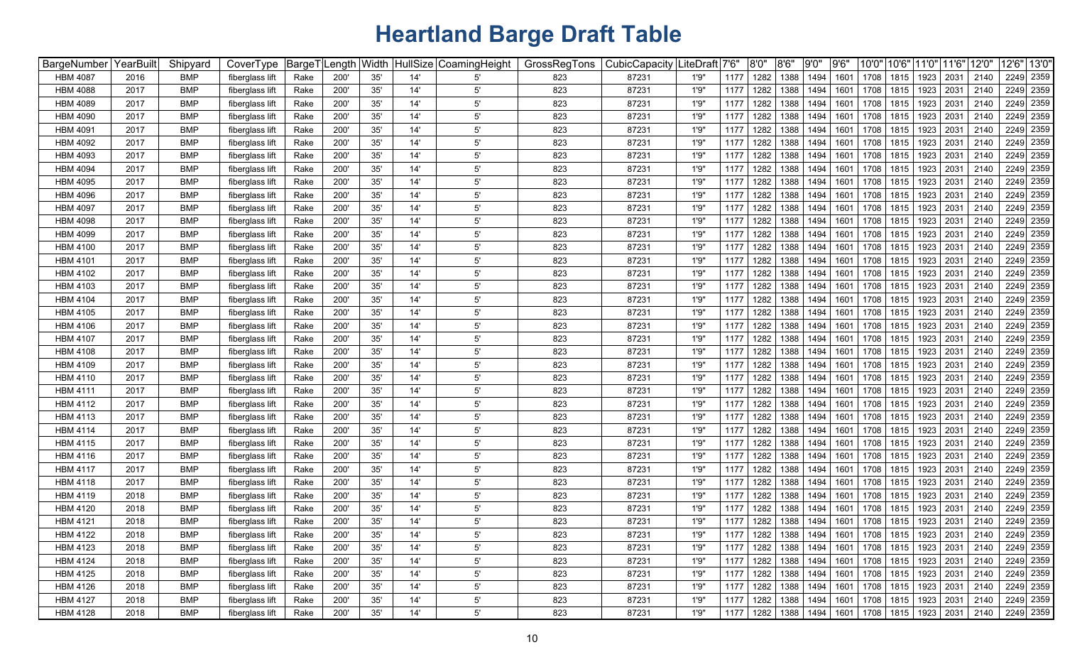# Heartland Barge Draft Table

| BargeNumber | YearBuilt | Shipyard | CoverType | BargeT | Length | Width | HullSize | CoamingHeight | GrossRegTons | CubicCapacity | LiteDraft | 7'6" | 8'0" | 8'6" | 9'0" | 9'6" | 10'0" | 10'6" | 11'0" | 11'6" | 12'0" | 12'6" | 13'0" |
|---|---|---|---|---|---|---|---|---|---|---|---|---|---|---|---|---|---|---|---|---|---|---|---|
| HBM 4087 | 2016 | BMP | fiberglass lift | Rake | 200' | 35' | 14' | 5' | 823 | 87231 | 1'9" | 1177 | 1282 | 1388 | 1494 | 1601 | 1708 | 1815 | 1923 | 2031 | 2140 | 2249 | 2359 |
| HBM 4088 | 2017 | BMP | fiberglass lift | Rake | 200' | 35' | 14' | 5' | 823 | 87231 | 1'9" | 1177 | 1282 | 1388 | 1494 | 1601 | 1708 | 1815 | 1923 | 2031 | 2140 | 2249 | 2359 |
| HBM 4089 | 2017 | BMP | fiberglass lift | Rake | 200' | 35' | 14' | 5' | 823 | 87231 | 1'9" | 1177 | 1282 | 1388 | 1494 | 1601 | 1708 | 1815 | 1923 | 2031 | 2140 | 2249 | 2359 |
| HBM 4090 | 2017 | BMP | fiberglass lift | Rake | 200' | 35' | 14' | 5' | 823 | 87231 | 1'9" | 1177 | 1282 | 1388 | 1494 | 1601 | 1708 | 1815 | 1923 | 2031 | 2140 | 2249 | 2359 |
| HBM 4091 | 2017 | BMP | fiberglass lift | Rake | 200' | 35' | 14' | 5' | 823 | 87231 | 1'9" | 1177 | 1282 | 1388 | 1494 | 1601 | 1708 | 1815 | 1923 | 2031 | 2140 | 2249 | 2359 |
| HBM 4092 | 2017 | BMP | fiberglass lift | Rake | 200' | 35' | 14' | 5' | 823 | 87231 | 1'9" | 1177 | 1282 | 1388 | 1494 | 1601 | 1708 | 1815 | 1923 | 2031 | 2140 | 2249 | 2359 |
| HBM 4093 | 2017 | BMP | fiberglass lift | Rake | 200' | 35' | 14' | 5' | 823 | 87231 | 1'9" | 1177 | 1282 | 1388 | 1494 | 1601 | 1708 | 1815 | 1923 | 2031 | 2140 | 2249 | 2359 |
| HBM 4094 | 2017 | BMP | fiberglass lift | Rake | 200' | 35' | 14' | 5' | 823 | 87231 | 1'9" | 1177 | 1282 | 1388 | 1494 | 1601 | 1708 | 1815 | 1923 | 2031 | 2140 | 2249 | 2359 |
| HBM 4095 | 2017 | BMP | fiberglass lift | Rake | 200' | 35' | 14' | 5' | 823 | 87231 | 1'9" | 1177 | 1282 | 1388 | 1494 | 1601 | 1708 | 1815 | 1923 | 2031 | 2140 | 2249 | 2359 |
| HBM 4096 | 2017 | BMP | fiberglass lift | Rake | 200' | 35' | 14' | 5' | 823 | 87231 | 1'9" | 1177 | 1282 | 1388 | 1494 | 1601 | 1708 | 1815 | 1923 | 2031 | 2140 | 2249 | 2359 |
| HBM 4097 | 2017 | BMP | fiberglass lift | Rake | 200' | 35' | 14' | 5' | 823 | 87231 | 1'9" | 1177 | 1282 | 1388 | 1494 | 1601 | 1708 | 1815 | 1923 | 2031 | 2140 | 2249 | 2359 |
| HBM 4098 | 2017 | BMP | fiberglass lift | Rake | 200' | 35' | 14' | 5' | 823 | 87231 | 1'9" | 1177 | 1282 | 1388 | 1494 | 1601 | 1708 | 1815 | 1923 | 2031 | 2140 | 2249 | 2359 |
| HBM 4099 | 2017 | BMP | fiberglass lift | Rake | 200' | 35' | 14' | 5' | 823 | 87231 | 1'9" | 1177 | 1282 | 1388 | 1494 | 1601 | 1708 | 1815 | 1923 | 2031 | 2140 | 2249 | 2359 |
| HBM 4100 | 2017 | BMP | fiberglass lift | Rake | 200' | 35' | 14' | 5' | 823 | 87231 | 1'9" | 1177 | 1282 | 1388 | 1494 | 1601 | 1708 | 1815 | 1923 | 2031 | 2140 | 2249 | 2359 |
| HBM 4101 | 2017 | BMP | fiberglass lift | Rake | 200' | 35' | 14' | 5' | 823 | 87231 | 1'9" | 1177 | 1282 | 1388 | 1494 | 1601 | 1708 | 1815 | 1923 | 2031 | 2140 | 2249 | 2359 |
| HBM 4102 | 2017 | BMP | fiberglass lift | Rake | 200' | 35' | 14' | 5' | 823 | 87231 | 1'9" | 1177 | 1282 | 1388 | 1494 | 1601 | 1708 | 1815 | 1923 | 2031 | 2140 | 2249 | 2359 |
| HBM 4103 | 2017 | BMP | fiberglass lift | Rake | 200' | 35' | 14' | 5' | 823 | 87231 | 1'9" | 1177 | 1282 | 1388 | 1494 | 1601 | 1708 | 1815 | 1923 | 2031 | 2140 | 2249 | 2359 |
| HBM 4104 | 2017 | BMP | fiberglass lift | Rake | 200' | 35' | 14' | 5' | 823 | 87231 | 1'9" | 1177 | 1282 | 1388 | 1494 | 1601 | 1708 | 1815 | 1923 | 2031 | 2140 | 2249 | 2359 |
| HBM 4105 | 2017 | BMP | fiberglass lift | Rake | 200' | 35' | 14' | 5' | 823 | 87231 | 1'9" | 1177 | 1282 | 1388 | 1494 | 1601 | 1708 | 1815 | 1923 | 2031 | 2140 | 2249 | 2359 |
| HBM 4106 | 2017 | BMP | fiberglass lift | Rake | 200' | 35' | 14' | 5' | 823 | 87231 | 1'9" | 1177 | 1282 | 1388 | 1494 | 1601 | 1708 | 1815 | 1923 | 2031 | 2140 | 2249 | 2359 |
| HBM 4107 | 2017 | BMP | fiberglass lift | Rake | 200' | 35' | 14' | 5' | 823 | 87231 | 1'9" | 1177 | 1282 | 1388 | 1494 | 1601 | 1708 | 1815 | 1923 | 2031 | 2140 | 2249 | 2359 |
| HBM 4108 | 2017 | BMP | fiberglass lift | Rake | 200' | 35' | 14' | 5' | 823 | 87231 | 1'9" | 1177 | 1282 | 1388 | 1494 | 1601 | 1708 | 1815 | 1923 | 2031 | 2140 | 2249 | 2359 |
| HBM 4109 | 2017 | BMP | fiberglass lift | Rake | 200' | 35' | 14' | 5' | 823 | 87231 | 1'9" | 1177 | 1282 | 1388 | 1494 | 1601 | 1708 | 1815 | 1923 | 2031 | 2140 | 2249 | 2359 |
| HBM 4110 | 2017 | BMP | fiberglass lift | Rake | 200' | 35' | 14' | 5' | 823 | 87231 | 1'9" | 1177 | 1282 | 1388 | 1494 | 1601 | 1708 | 1815 | 1923 | 2031 | 2140 | 2249 | 2359 |
| HBM 4111 | 2017 | BMP | fiberglass lift | Rake | 200' | 35' | 14' | 5' | 823 | 87231 | 1'9" | 1177 | 1282 | 1388 | 1494 | 1601 | 1708 | 1815 | 1923 | 2031 | 2140 | 2249 | 2359 |
| HBM 4112 | 2017 | BMP | fiberglass lift | Rake | 200' | 35' | 14' | 5' | 823 | 87231 | 1'9" | 1177 | 1282 | 1388 | 1494 | 1601 | 1708 | 1815 | 1923 | 2031 | 2140 | 2249 | 2359 |
| HBM 4113 | 2017 | BMP | fiberglass lift | Rake | 200' | 35' | 14' | 5' | 823 | 87231 | 1'9" | 1177 | 1282 | 1388 | 1494 | 1601 | 1708 | 1815 | 1923 | 2031 | 2140 | 2249 | 2359 |
| HBM 4114 | 2017 | BMP | fiberglass lift | Rake | 200' | 35' | 14' | 5' | 823 | 87231 | 1'9" | 1177 | 1282 | 1388 | 1494 | 1601 | 1708 | 1815 | 1923 | 2031 | 2140 | 2249 | 2359 |
| HBM 4115 | 2017 | BMP | fiberglass lift | Rake | 200' | 35' | 14' | 5' | 823 | 87231 | 1'9" | 1177 | 1282 | 1388 | 1494 | 1601 | 1708 | 1815 | 1923 | 2031 | 2140 | 2249 | 2359 |
| HBM 4116 | 2017 | BMP | fiberglass lift | Rake | 200' | 35' | 14' | 5' | 823 | 87231 | 1'9" | 1177 | 1282 | 1388 | 1494 | 1601 | 1708 | 1815 | 1923 | 2031 | 2140 | 2249 | 2359 |
| HBM 4117 | 2017 | BMP | fiberglass lift | Rake | 200' | 35' | 14' | 5' | 823 | 87231 | 1'9" | 1177 | 1282 | 1388 | 1494 | 1601 | 1708 | 1815 | 1923 | 2031 | 2140 | 2249 | 2359 |
| HBM 4118 | 2017 | BMP | fiberglass lift | Rake | 200' | 35' | 14' | 5' | 823 | 87231 | 1'9" | 1177 | 1282 | 1388 | 1494 | 1601 | 1708 | 1815 | 1923 | 2031 | 2140 | 2249 | 2359 |
| HBM 4119 | 2018 | BMP | fiberglass lift | Rake | 200' | 35' | 14' | 5' | 823 | 87231 | 1'9" | 1177 | 1282 | 1388 | 1494 | 1601 | 1708 | 1815 | 1923 | 2031 | 2140 | 2249 | 2359 |
| HBM 4120 | 2018 | BMP | fiberglass lift | Rake | 200' | 35' | 14' | 5' | 823 | 87231 | 1'9" | 1177 | 1282 | 1388 | 1494 | 1601 | 1708 | 1815 | 1923 | 2031 | 2140 | 2249 | 2359 |
| HBM 4121 | 2018 | BMP | fiberglass lift | Rake | 200' | 35' | 14' | 5' | 823 | 87231 | 1'9" | 1177 | 1282 | 1388 | 1494 | 1601 | 1708 | 1815 | 1923 | 2031 | 2140 | 2249 | 2359 |
| HBM 4122 | 2018 | BMP | fiberglass lift | Rake | 200' | 35' | 14' | 5' | 823 | 87231 | 1'9" | 1177 | 1282 | 1388 | 1494 | 1601 | 1708 | 1815 | 1923 | 2031 | 2140 | 2249 | 2359 |
| HBM 4123 | 2018 | BMP | fiberglass lift | Rake | 200' | 35' | 14' | 5' | 823 | 87231 | 1'9" | 1177 | 1282 | 1388 | 1494 | 1601 | 1708 | 1815 | 1923 | 2031 | 2140 | 2249 | 2359 |
| HBM 4124 | 2018 | BMP | fiberglass lift | Rake | 200' | 35' | 14' | 5' | 823 | 87231 | 1'9" | 1177 | 1282 | 1388 | 1494 | 1601 | 1708 | 1815 | 1923 | 2031 | 2140 | 2249 | 2359 |
| HBM 4125 | 2018 | BMP | fiberglass lift | Rake | 200' | 35' | 14' | 5' | 823 | 87231 | 1'9" | 1177 | 1282 | 1388 | 1494 | 1601 | 1708 | 1815 | 1923 | 2031 | 2140 | 2249 | 2359 |
| HBM 4126 | 2018 | BMP | fiberglass lift | Rake | 200' | 35' | 14' | 5' | 823 | 87231 | 1'9" | 1177 | 1282 | 1388 | 1494 | 1601 | 1708 | 1815 | 1923 | 2031 | 2140 | 2249 | 2359 |
| HBM 4127 | 2018 | BMP | fiberglass lift | Rake | 200' | 35' | 14' | 5' | 823 | 87231 | 1'9" | 1177 | 1282 | 1388 | 1494 | 1601 | 1708 | 1815 | 1923 | 2031 | 2140 | 2249 | 2359 |
| HBM 4128 | 2018 | BMP | fiberglass lift | Rake | 200' | 35' | 14' | 5' | 823 | 87231 | 1'9" | 1177 | 1282 | 1388 | 1494 | 1601 | 1708 | 1815 | 1923 | 2031 | 2140 | 2249 | 2359 |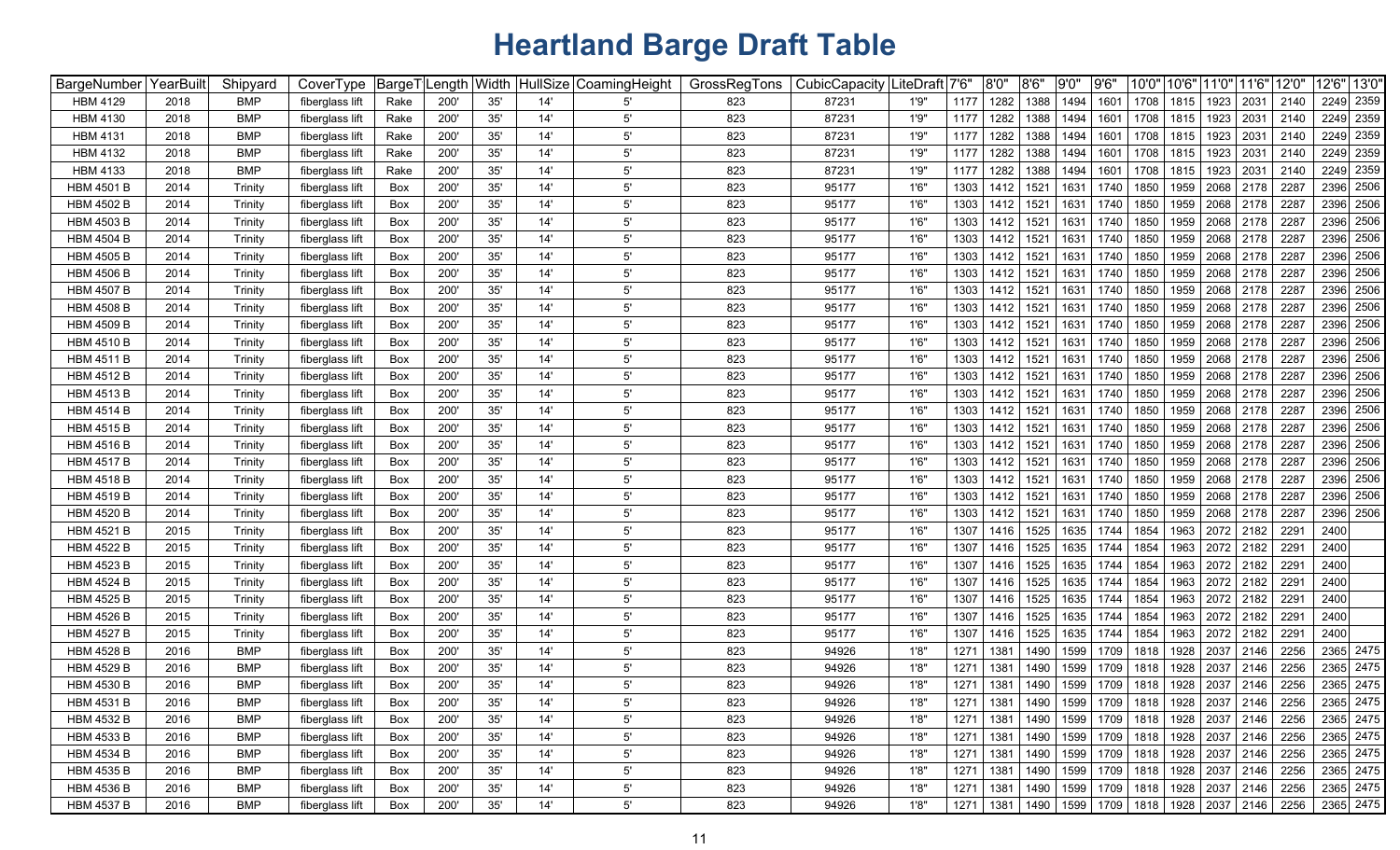# Heartland Barge Draft Table

| BargeNumber | YearBuilt | Shipyard | CoverType | BargeT | Length | Width | HullSize | CoamingHeight | GrossRegTons | CubicCapacity | LiteDraft | 7'6" | 8'0" | 8'6" | 9'0" | 9'6" | 10'0" | 10'6" | 11'0" | 11'6" | 12'0" | 12'6" | 13'0" |
|---|---|---|---|---|---|---|---|---|---|---|---|---|---|---|---|---|---|---|---|---|---|---|---|
| HBM 4129 | 2018 | BMP | fiberglass lift | Rake | 200' | 35' | 14' | 5' | 823 | 87231 | 1'9" | 1177 | 1282 | 1388 | 1494 | 1601 | 1708 | 1815 | 1923 | 2031 | 2140 | 2249 | 2359 |
| HBM 4130 | 2018 | BMP | fiberglass lift | Rake | 200' | 35' | 14' | 5' | 823 | 87231 | 1'9" | 1177 | 1282 | 1388 | 1494 | 1601 | 1708 | 1815 | 1923 | 2031 | 2140 | 2249 | 2359 |
| HBM 4131 | 2018 | BMP | fiberglass lift | Rake | 200' | 35' | 14' | 5' | 823 | 87231 | 1'9" | 1177 | 1282 | 1388 | 1494 | 1601 | 1708 | 1815 | 1923 | 2031 | 2140 | 2249 | 2359 |
| HBM 4132 | 2018 | BMP | fiberglass lift | Rake | 200' | 35' | 14' | 5' | 823 | 87231 | 1'9" | 1177 | 1282 | 1388 | 1494 | 1601 | 1708 | 1815 | 1923 | 2031 | 2140 | 2249 | 2359 |
| HBM 4133 | 2018 | BMP | fiberglass lift | Rake | 200' | 35' | 14' | 5' | 823 | 87231 | 1'9" | 1177 | 1282 | 1388 | 1494 | 1601 | 1708 | 1815 | 1923 | 2031 | 2140 | 2249 | 2359 |
| HBM 4501 B | 2014 | Trinity | fiberglass lift | Box | 200' | 35' | 14' | 5' | 823 | 95177 | 1'6" | 1303 | 1412 | 1521 | 1631 | 1740 | 1850 | 1959 | 2068 | 2178 | 2287 | 2396 | 2506 |
| HBM 4502 B | 2014 | Trinity | fiberglass lift | Box | 200' | 35' | 14' | 5' | 823 | 95177 | 1'6" | 1303 | 1412 | 1521 | 1631 | 1740 | 1850 | 1959 | 2068 | 2178 | 2287 | 2396 | 2506 |
| HBM 4503 B | 2014 | Trinity | fiberglass lift | Box | 200' | 35' | 14' | 5' | 823 | 95177 | 1'6" | 1303 | 1412 | 1521 | 1631 | 1740 | 1850 | 1959 | 2068 | 2178 | 2287 | 2396 | 2506 |
| HBM 4504 B | 2014 | Trinity | fiberglass lift | Box | 200' | 35' | 14' | 5' | 823 | 95177 | 1'6" | 1303 | 1412 | 1521 | 1631 | 1740 | 1850 | 1959 | 2068 | 2178 | 2287 | 2396 | 2506 |
| HBM 4505 B | 2014 | Trinity | fiberglass lift | Box | 200' | 35' | 14' | 5' | 823 | 95177 | 1'6" | 1303 | 1412 | 1521 | 1631 | 1740 | 1850 | 1959 | 2068 | 2178 | 2287 | 2396 | 2506 |
| HBM 4506 B | 2014 | Trinity | fiberglass lift | Box | 200' | 35' | 14' | 5' | 823 | 95177 | 1'6" | 1303 | 1412 | 1521 | 1631 | 1740 | 1850 | 1959 | 2068 | 2178 | 2287 | 2396 | 2506 |
| HBM 4507 B | 2014 | Trinity | fiberglass lift | Box | 200' | 35' | 14' | 5' | 823 | 95177 | 1'6" | 1303 | 1412 | 1521 | 1631 | 1740 | 1850 | 1959 | 2068 | 2178 | 2287 | 2396 | 2506 |
| HBM 4508 B | 2014 | Trinity | fiberglass lift | Box | 200' | 35' | 14' | 5' | 823 | 95177 | 1'6" | 1303 | 1412 | 1521 | 1631 | 1740 | 1850 | 1959 | 2068 | 2178 | 2287 | 2396 | 2506 |
| HBM 4509 B | 2014 | Trinity | fiberglass lift | Box | 200' | 35' | 14' | 5' | 823 | 95177 | 1'6" | 1303 | 1412 | 1521 | 1631 | 1740 | 1850 | 1959 | 2068 | 2178 | 2287 | 2396 | 2506 |
| HBM 4510 B | 2014 | Trinity | fiberglass lift | Box | 200' | 35' | 14' | 5' | 823 | 95177 | 1'6" | 1303 | 1412 | 1521 | 1631 | 1740 | 1850 | 1959 | 2068 | 2178 | 2287 | 2396 | 2506 |
| HBM 4511 B | 2014 | Trinity | fiberglass lift | Box | 200' | 35' | 14' | 5' | 823 | 95177 | 1'6" | 1303 | 1412 | 1521 | 1631 | 1740 | 1850 | 1959 | 2068 | 2178 | 2287 | 2396 | 2506 |
| HBM 4512 B | 2014 | Trinity | fiberglass lift | Box | 200' | 35' | 14' | 5' | 823 | 95177 | 1'6" | 1303 | 1412 | 1521 | 1631 | 1740 | 1850 | 1959 | 2068 | 2178 | 2287 | 2396 | 2506 |
| HBM 4513 B | 2014 | Trinity | fiberglass lift | Box | 200' | 35' | 14' | 5' | 823 | 95177 | 1'6" | 1303 | 1412 | 1521 | 1631 | 1740 | 1850 | 1959 | 2068 | 2178 | 2287 | 2396 | 2506 |
| HBM 4514 B | 2014 | Trinity | fiberglass lift | Box | 200' | 35' | 14' | 5' | 823 | 95177 | 1'6" | 1303 | 1412 | 1521 | 1631 | 1740 | 1850 | 1959 | 2068 | 2178 | 2287 | 2396 | 2506 |
| HBM 4515 B | 2014 | Trinity | fiberglass lift | Box | 200' | 35' | 14' | 5' | 823 | 95177 | 1'6" | 1303 | 1412 | 1521 | 1631 | 1740 | 1850 | 1959 | 2068 | 2178 | 2287 | 2396 | 2506 |
| HBM 4516 B | 2014 | Trinity | fiberglass lift | Box | 200' | 35' | 14' | 5' | 823 | 95177 | 1'6" | 1303 | 1412 | 1521 | 1631 | 1740 | 1850 | 1959 | 2068 | 2178 | 2287 | 2396 | 2506 |
| HBM 4517 B | 2014 | Trinity | fiberglass lift | Box | 200' | 35' | 14' | 5' | 823 | 95177 | 1'6" | 1303 | 1412 | 1521 | 1631 | 1740 | 1850 | 1959 | 2068 | 2178 | 2287 | 2396 | 2506 |
| HBM 4518 B | 2014 | Trinity | fiberglass lift | Box | 200' | 35' | 14' | 5' | 823 | 95177 | 1'6" | 1303 | 1412 | 1521 | 1631 | 1740 | 1850 | 1959 | 2068 | 2178 | 2287 | 2396 | 2506 |
| HBM 4519 B | 2014 | Trinity | fiberglass lift | Box | 200' | 35' | 14' | 5' | 823 | 95177 | 1'6" | 1303 | 1412 | 1521 | 1631 | 1740 | 1850 | 1959 | 2068 | 2178 | 2287 | 2396 | 2506 |
| HBM 4520 B | 2014 | Trinity | fiberglass lift | Box | 200' | 35' | 14' | 5' | 823 | 95177 | 1'6" | 1303 | 1412 | 1521 | 1631 | 1740 | 1850 | 1959 | 2068 | 2178 | 2287 | 2396 | 2506 |
| HBM 4521 B | 2015 | Trinity | fiberglass lift | Box | 200' | 35' | 14' | 5' | 823 | 95177 | 1'6" | 1307 | 1416 | 1525 | 1635 | 1744 | 1854 | 1963 | 2072 | 2182 | 2291 | 2400 | |
| HBM 4522 B | 2015 | Trinity | fiberglass lift | Box | 200' | 35' | 14' | 5' | 823 | 95177 | 1'6" | 1307 | 1416 | 1525 | 1635 | 1744 | 1854 | 1963 | 2072 | 2182 | 2291 | 2400 | |
| HBM 4523 B | 2015 | Trinity | fiberglass lift | Box | 200' | 35' | 14' | 5' | 823 | 95177 | 1'6" | 1307 | 1416 | 1525 | 1635 | 1744 | 1854 | 1963 | 2072 | 2182 | 2291 | 2400 | |
| HBM 4524 B | 2015 | Trinity | fiberglass lift | Box | 200' | 35' | 14' | 5' | 823 | 95177 | 1'6" | 1307 | 1416 | 1525 | 1635 | 1744 | 1854 | 1963 | 2072 | 2182 | 2291 | 2400 | |
| HBM 4525 B | 2015 | Trinity | fiberglass lift | Box | 200' | 35' | 14' | 5' | 823 | 95177 | 1'6" | 1307 | 1416 | 1525 | 1635 | 1744 | 1854 | 1963 | 2072 | 2182 | 2291 | 2400 | |
| HBM 4526 B | 2015 | Trinity | fiberglass lift | Box | 200' | 35' | 14' | 5' | 823 | 95177 | 1'6" | 1307 | 1416 | 1525 | 1635 | 1744 | 1854 | 1963 | 2072 | 2182 | 2291 | 2400 | |
| HBM 4527 B | 2015 | Trinity | fiberglass lift | Box | 200' | 35' | 14' | 5' | 823 | 95177 | 1'6" | 1307 | 1416 | 1525 | 1635 | 1744 | 1854 | 1963 | 2072 | 2182 | 2291 | 2400 | |
| HBM 4528 B | 2016 | BMP | fiberglass lift | Box | 200' | 35' | 14' | 5' | 823 | 94926 | 1'8" | 1271 | 1381 | 1490 | 1599 | 1709 | 1818 | 1928 | 2037 | 2146 | 2256 | 2365 | 2475 |
| HBM 4529 B | 2016 | BMP | fiberglass lift | Box | 200' | 35' | 14' | 5' | 823 | 94926 | 1'8" | 1271 | 1381 | 1490 | 1599 | 1709 | 1818 | 1928 | 2037 | 2146 | 2256 | 2365 | 2475 |
| HBM 4530 B | 2016 | BMP | fiberglass lift | Box | 200' | 35' | 14' | 5' | 823 | 94926 | 1'8" | 1271 | 1381 | 1490 | 1599 | 1709 | 1818 | 1928 | 2037 | 2146 | 2256 | 2365 | 2475 |
| HBM 4531 B | 2016 | BMP | fiberglass lift | Box | 200' | 35' | 14' | 5' | 823 | 94926 | 1'8" | 1271 | 1381 | 1490 | 1599 | 1709 | 1818 | 1928 | 2037 | 2146 | 2256 | 2365 | 2475 |
| HBM 4532 B | 2016 | BMP | fiberglass lift | Box | 200' | 35' | 14' | 5' | 823 | 94926 | 1'8" | 1271 | 1381 | 1490 | 1599 | 1709 | 1818 | 1928 | 2037 | 2146 | 2256 | 2365 | 2475 |
| HBM 4533 B | 2016 | BMP | fiberglass lift | Box | 200' | 35' | 14' | 5' | 823 | 94926 | 1'8" | 1271 | 1381 | 1490 | 1599 | 1709 | 1818 | 1928 | 2037 | 2146 | 2256 | 2365 | 2475 |
| HBM 4534 B | 2016 | BMP | fiberglass lift | Box | 200' | 35' | 14' | 5' | 823 | 94926 | 1'8" | 1271 | 1381 | 1490 | 1599 | 1709 | 1818 | 1928 | 2037 | 2146 | 2256 | 2365 | 2475 |
| HBM 4535 B | 2016 | BMP | fiberglass lift | Box | 200' | 35' | 14' | 5' | 823 | 94926 | 1'8" | 1271 | 1381 | 1490 | 1599 | 1709 | 1818 | 1928 | 2037 | 2146 | 2256 | 2365 | 2475 |
| HBM 4536 B | 2016 | BMP | fiberglass lift | Box | 200' | 35' | 14' | 5' | 823 | 94926 | 1'8" | 1271 | 1381 | 1490 | 1599 | 1709 | 1818 | 1928 | 2037 | 2146 | 2256 | 2365 | 2475 |
| HBM 4537 B | 2016 | BMP | fiberglass lift | Box | 200' | 35' | 14' | 5' | 823 | 94926 | 1'8" | 1271 | 1381 | 1490 | 1599 | 1709 | 1818 | 1928 | 2037 | 2146 | 2256 | 2365 | 2475 |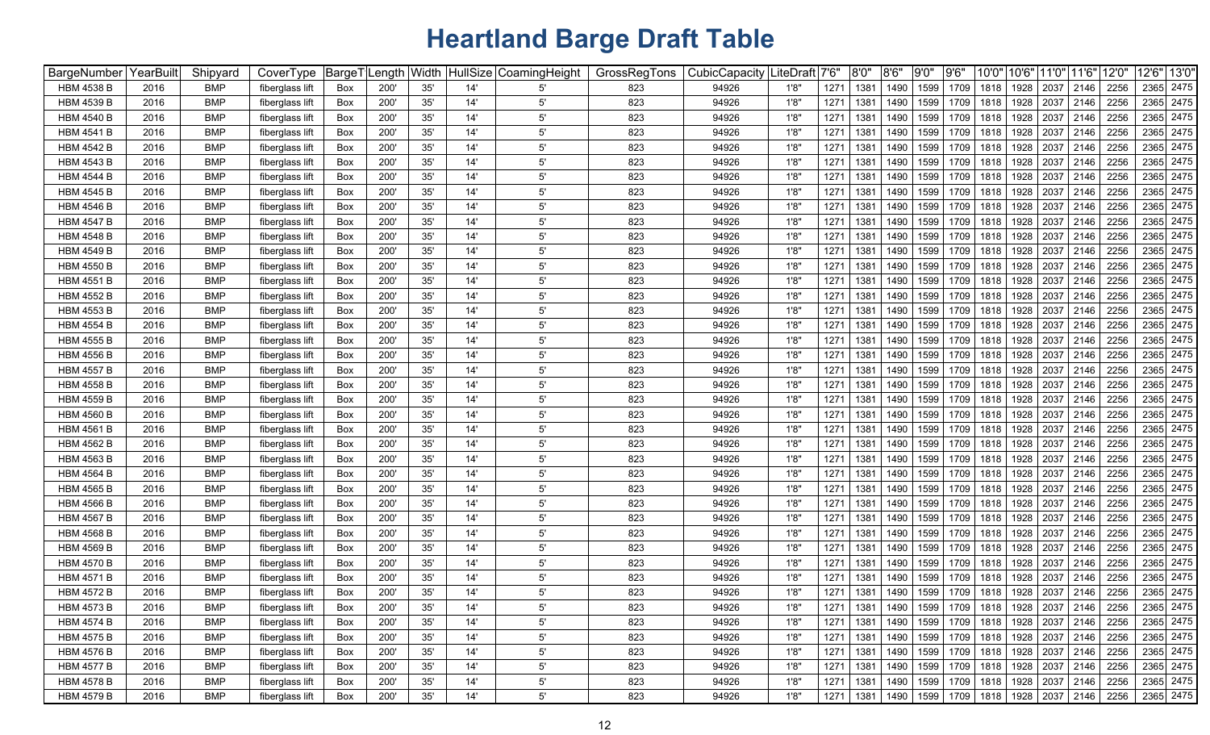# Heartland Barge Draft Table

| BargeNumber | YearBuilt | Shipyard | CoverType | BargeT | Length | Width | HullSize | CoamingHeight | GrossRegTons | CubicCapacity | LiteDraft | 7'6" | 8'0" | 8'6" | 9'0" | 9'6" | 10'0" | 10'6" | 11'0" | 11'6" | 12'0" | 12'6" | 13'0" |
|---|---|---|---|---|---|---|---|---|---|---|---|---|---|---|---|---|---|---|---|---|---|---|---|
| HBM 4538 B | 2016 | BMP | fiberglass lift | Box | 200' | 35' | 14' | 5' | 823 | 94926 | 1'8" | 1271 | 1381 | 1490 | 1599 | 1709 | 1818 | 1928 | 2037 | 2146 | 2256 | 2365 | 2475 |
| HBM 4539 B | 2016 | BMP | fiberglass lift | Box | 200' | 35' | 14' | 5' | 823 | 94926 | 1'8" | 1271 | 1381 | 1490 | 1599 | 1709 | 1818 | 1928 | 2037 | 2146 | 2256 | 2365 | 2475 |
| HBM 4540 B | 2016 | BMP | fiberglass lift | Box | 200' | 35' | 14' | 5' | 823 | 94926 | 1'8" | 1271 | 1381 | 1490 | 1599 | 1709 | 1818 | 1928 | 2037 | 2146 | 2256 | 2365 | 2475 |
| HBM 4541 B | 2016 | BMP | fiberglass lift | Box | 200' | 35' | 14' | 5' | 823 | 94926 | 1'8" | 1271 | 1381 | 1490 | 1599 | 1709 | 1818 | 1928 | 2037 | 2146 | 2256 | 2365 | 2475 |
| HBM 4542 B | 2016 | BMP | fiberglass lift | Box | 200' | 35' | 14' | 5' | 823 | 94926 | 1'8" | 1271 | 1381 | 1490 | 1599 | 1709 | 1818 | 1928 | 2037 | 2146 | 2256 | 2365 | 2475 |
| HBM 4543 B | 2016 | BMP | fiberglass lift | Box | 200' | 35' | 14' | 5' | 823 | 94926 | 1'8" | 1271 | 1381 | 1490 | 1599 | 1709 | 1818 | 1928 | 2037 | 2146 | 2256 | 2365 | 2475 |
| HBM 4544 B | 2016 | BMP | fiberglass lift | Box | 200' | 35' | 14' | 5' | 823 | 94926 | 1'8" | 1271 | 1381 | 1490 | 1599 | 1709 | 1818 | 1928 | 2037 | 2146 | 2256 | 2365 | 2475 |
| HBM 4545 B | 2016 | BMP | fiberglass lift | Box | 200' | 35' | 14' | 5' | 823 | 94926 | 1'8" | 1271 | 1381 | 1490 | 1599 | 1709 | 1818 | 1928 | 2037 | 2146 | 2256 | 2365 | 2475 |
| HBM 4546 B | 2016 | BMP | fiberglass lift | Box | 200' | 35' | 14' | 5' | 823 | 94926 | 1'8" | 1271 | 1381 | 1490 | 1599 | 1709 | 1818 | 1928 | 2037 | 2146 | 2256 | 2365 | 2475 |
| HBM 4547 B | 2016 | BMP | fiberglass lift | Box | 200' | 35' | 14' | 5' | 823 | 94926 | 1'8" | 1271 | 1381 | 1490 | 1599 | 1709 | 1818 | 1928 | 2037 | 2146 | 2256 | 2365 | 2475 |
| HBM 4548 B | 2016 | BMP | fiberglass lift | Box | 200' | 35' | 14' | 5' | 823 | 94926 | 1'8" | 1271 | 1381 | 1490 | 1599 | 1709 | 1818 | 1928 | 2037 | 2146 | 2256 | 2365 | 2475 |
| HBM 4549 B | 2016 | BMP | fiberglass lift | Box | 200' | 35' | 14' | 5' | 823 | 94926 | 1'8" | 1271 | 1381 | 1490 | 1599 | 1709 | 1818 | 1928 | 2037 | 2146 | 2256 | 2365 | 2475 |
| HBM 4550 B | 2016 | BMP | fiberglass lift | Box | 200' | 35' | 14' | 5' | 823 | 94926 | 1'8" | 1271 | 1381 | 1490 | 1599 | 1709 | 1818 | 1928 | 2037 | 2146 | 2256 | 2365 | 2475 |
| HBM 4551 B | 2016 | BMP | fiberglass lift | Box | 200' | 35' | 14' | 5' | 823 | 94926 | 1'8" | 1271 | 1381 | 1490 | 1599 | 1709 | 1818 | 1928 | 2037 | 2146 | 2256 | 2365 | 2475 |
| HBM 4552 B | 2016 | BMP | fiberglass lift | Box | 200' | 35' | 14' | 5' | 823 | 94926 | 1'8" | 1271 | 1381 | 1490 | 1599 | 1709 | 1818 | 1928 | 2037 | 2146 | 2256 | 2365 | 2475 |
| HBM 4553 B | 2016 | BMP | fiberglass lift | Box | 200' | 35' | 14' | 5' | 823 | 94926 | 1'8" | 1271 | 1381 | 1490 | 1599 | 1709 | 1818 | 1928 | 2037 | 2146 | 2256 | 2365 | 2475 |
| HBM 4554 B | 2016 | BMP | fiberglass lift | Box | 200' | 35' | 14' | 5' | 823 | 94926 | 1'8" | 1271 | 1381 | 1490 | 1599 | 1709 | 1818 | 1928 | 2037 | 2146 | 2256 | 2365 | 2475 |
| HBM 4555 B | 2016 | BMP | fiberglass lift | Box | 200' | 35' | 14' | 5' | 823 | 94926 | 1'8" | 1271 | 1381 | 1490 | 1599 | 1709 | 1818 | 1928 | 2037 | 2146 | 2256 | 2365 | 2475 |
| HBM 4556 B | 2016 | BMP | fiberglass lift | Box | 200' | 35' | 14' | 5' | 823 | 94926 | 1'8" | 1271 | 1381 | 1490 | 1599 | 1709 | 1818 | 1928 | 2037 | 2146 | 2256 | 2365 | 2475 |
| HBM 4557 B | 2016 | BMP | fiberglass lift | Box | 200' | 35' | 14' | 5' | 823 | 94926 | 1'8" | 1271 | 1381 | 1490 | 1599 | 1709 | 1818 | 1928 | 2037 | 2146 | 2256 | 2365 | 2475 |
| HBM 4558 B | 2016 | BMP | fiberglass lift | Box | 200' | 35' | 14' | 5' | 823 | 94926 | 1'8" | 1271 | 1381 | 1490 | 1599 | 1709 | 1818 | 1928 | 2037 | 2146 | 2256 | 2365 | 2475 |
| HBM 4559 B | 2016 | BMP | fiberglass lift | Box | 200' | 35' | 14' | 5' | 823 | 94926 | 1'8" | 1271 | 1381 | 1490 | 1599 | 1709 | 1818 | 1928 | 2037 | 2146 | 2256 | 2365 | 2475 |
| HBM 4560 B | 2016 | BMP | fiberglass lift | Box | 200' | 35' | 14' | 5' | 823 | 94926 | 1'8" | 1271 | 1381 | 1490 | 1599 | 1709 | 1818 | 1928 | 2037 | 2146 | 2256 | 2365 | 2475 |
| HBM 4561 B | 2016 | BMP | fiberglass lift | Box | 200' | 35' | 14' | 5' | 823 | 94926 | 1'8" | 1271 | 1381 | 1490 | 1599 | 1709 | 1818 | 1928 | 2037 | 2146 | 2256 | 2365 | 2475 |
| HBM 4562 B | 2016 | BMP | fiberglass lift | Box | 200' | 35' | 14' | 5' | 823 | 94926 | 1'8" | 1271 | 1381 | 1490 | 1599 | 1709 | 1818 | 1928 | 2037 | 2146 | 2256 | 2365 | 2475 |
| HBM 4563 B | 2016 | BMP | fiberglass lift | Box | 200' | 35' | 14' | 5' | 823 | 94926 | 1'8" | 1271 | 1381 | 1490 | 1599 | 1709 | 1818 | 1928 | 2037 | 2146 | 2256 | 2365 | 2475 |
| HBM 4564 B | 2016 | BMP | fiberglass lift | Box | 200' | 35' | 14' | 5' | 823 | 94926 | 1'8" | 1271 | 1381 | 1490 | 1599 | 1709 | 1818 | 1928 | 2037 | 2146 | 2256 | 2365 | 2475 |
| HBM 4565 B | 2016 | BMP | fiberglass lift | Box | 200' | 35' | 14' | 5' | 823 | 94926 | 1'8" | 1271 | 1381 | 1490 | 1599 | 1709 | 1818 | 1928 | 2037 | 2146 | 2256 | 2365 | 2475 |
| HBM 4566 B | 2016 | BMP | fiberglass lift | Box | 200' | 35' | 14' | 5' | 823 | 94926 | 1'8" | 1271 | 1381 | 1490 | 1599 | 1709 | 1818 | 1928 | 2037 | 2146 | 2256 | 2365 | 2475 |
| HBM 4567 B | 2016 | BMP | fiberglass lift | Box | 200' | 35' | 14' | 5' | 823 | 94926 | 1'8" | 1271 | 1381 | 1490 | 1599 | 1709 | 1818 | 1928 | 2037 | 2146 | 2256 | 2365 | 2475 |
| HBM 4568 B | 2016 | BMP | fiberglass lift | Box | 200' | 35' | 14' | 5' | 823 | 94926 | 1'8" | 1271 | 1381 | 1490 | 1599 | 1709 | 1818 | 1928 | 2037 | 2146 | 2256 | 2365 | 2475 |
| HBM 4569 B | 2016 | BMP | fiberglass lift | Box | 200' | 35' | 14' | 5' | 823 | 94926 | 1'8" | 1271 | 1381 | 1490 | 1599 | 1709 | 1818 | 1928 | 2037 | 2146 | 2256 | 2365 | 2475 |
| HBM 4570 B | 2016 | BMP | fiberglass lift | Box | 200' | 35' | 14' | 5' | 823 | 94926 | 1'8" | 1271 | 1381 | 1490 | 1599 | 1709 | 1818 | 1928 | 2037 | 2146 | 2256 | 2365 | 2475 |
| HBM 4571 B | 2016 | BMP | fiberglass lift | Box | 200' | 35' | 14' | 5' | 823 | 94926 | 1'8" | 1271 | 1381 | 1490 | 1599 | 1709 | 1818 | 1928 | 2037 | 2146 | 2256 | 2365 | 2475 |
| HBM 4572 B | 2016 | BMP | fiberglass lift | Box | 200' | 35' | 14' | 5' | 823 | 94926 | 1'8" | 1271 | 1381 | 1490 | 1599 | 1709 | 1818 | 1928 | 2037 | 2146 | 2256 | 2365 | 2475 |
| HBM 4573 B | 2016 | BMP | fiberglass lift | Box | 200' | 35' | 14' | 5' | 823 | 94926 | 1'8" | 1271 | 1381 | 1490 | 1599 | 1709 | 1818 | 1928 | 2037 | 2146 | 2256 | 2365 | 2475 |
| HBM 4574 B | 2016 | BMP | fiberglass lift | Box | 200' | 35' | 14' | 5' | 823 | 94926 | 1'8" | 1271 | 1381 | 1490 | 1599 | 1709 | 1818 | 1928 | 2037 | 2146 | 2256 | 2365 | 2475 |
| HBM 4575 B | 2016 | BMP | fiberglass lift | Box | 200' | 35' | 14' | 5' | 823 | 94926 | 1'8" | 1271 | 1381 | 1490 | 1599 | 1709 | 1818 | 1928 | 2037 | 2146 | 2256 | 2365 | 2475 |
| HBM 4576 B | 2016 | BMP | fiberglass lift | Box | 200' | 35' | 14' | 5' | 823 | 94926 | 1'8" | 1271 | 1381 | 1490 | 1599 | 1709 | 1818 | 1928 | 2037 | 2146 | 2256 | 2365 | 2475 |
| HBM 4577 B | 2016 | BMP | fiberglass lift | Box | 200' | 35' | 14' | 5' | 823 | 94926 | 1'8" | 1271 | 1381 | 1490 | 1599 | 1709 | 1818 | 1928 | 2037 | 2146 | 2256 | 2365 | 2475 |
| HBM 4578 B | 2016 | BMP | fiberglass lift | Box | 200' | 35' | 14' | 5' | 823 | 94926 | 1'8" | 1271 | 1381 | 1490 | 1599 | 1709 | 1818 | 1928 | 2037 | 2146 | 2256 | 2365 | 2475 |
| HBM 4579 B | 2016 | BMP | fiberglass lift | Box | 200' | 35' | 14' | 5' | 823 | 94926 | 1'8" | 1271 | 1381 | 1490 | 1599 | 1709 | 1818 | 1928 | 2037 | 2146 | 2256 | 2365 | 2475 |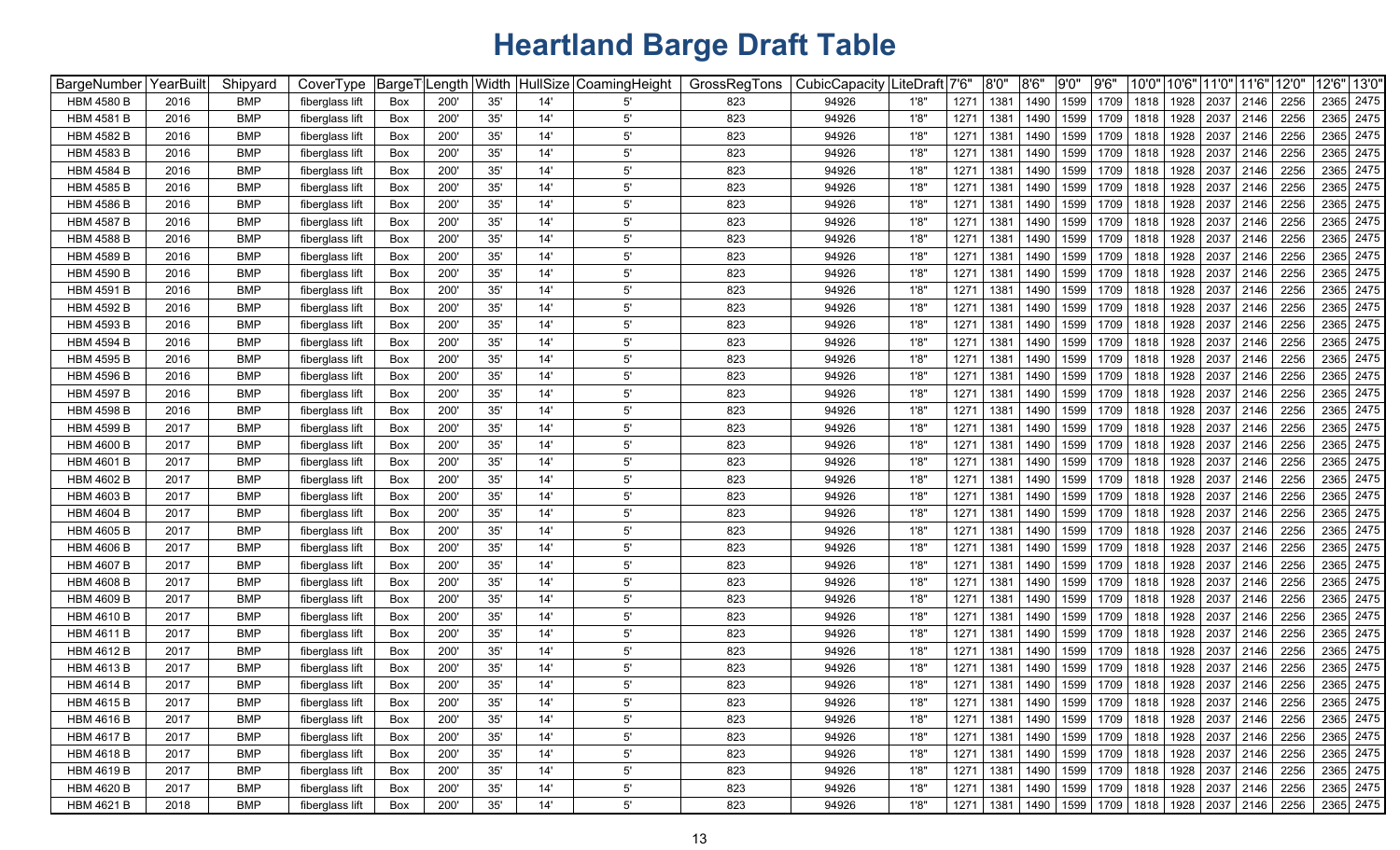# Heartland Barge Draft Table

| BargeNumber | YearBuilt | Shipyard | CoverType | BargeT | Length | Width | HullSize | CoamingHeight | GrossRegTons | CubicCapacity | LiteDraft | 7'6" | 8'0" | 8'6" | 9'0" | 9'6" | 10'0" | 10'6" | 11'0" | 11'6" | 12'0" | 12'6" | 13'0" |
|---|---|---|---|---|---|---|---|---|---|---|---|---|---|---|---|---|---|---|---|---|---|---|---|
| HBM 4580 B | 2016 | BMP | fiberglass lift | Box | 200' | 35' | 14' | 5' | 823 | 94926 | 1'8" | 1271 | 1381 | 1490 | 1599 | 1709 | 1818 | 1928 | 2037 | 2146 | 2256 | 2365 | 2475 |
| HBM 4581 B | 2016 | BMP | fiberglass lift | Box | 200' | 35' | 14' | 5' | 823 | 94926 | 1'8" | 1271 | 1381 | 1490 | 1599 | 1709 | 1818 | 1928 | 2037 | 2146 | 2256 | 2365 | 2475 |
| HBM 4582 B | 2016 | BMP | fiberglass lift | Box | 200' | 35' | 14' | 5' | 823 | 94926 | 1'8" | 1271 | 1381 | 1490 | 1599 | 1709 | 1818 | 1928 | 2037 | 2146 | 2256 | 2365 | 2475 |
| HBM 4583 B | 2016 | BMP | fiberglass lift | Box | 200' | 35' | 14' | 5' | 823 | 94926 | 1'8" | 1271 | 1381 | 1490 | 1599 | 1709 | 1818 | 1928 | 2037 | 2146 | 2256 | 2365 | 2475 |
| HBM 4584 B | 2016 | BMP | fiberglass lift | Box | 200' | 35' | 14' | 5' | 823 | 94926 | 1'8" | 1271 | 1381 | 1490 | 1599 | 1709 | 1818 | 1928 | 2037 | 2146 | 2256 | 2365 | 2475 |
| HBM 4585 B | 2016 | BMP | fiberglass lift | Box | 200' | 35' | 14' | 5' | 823 | 94926 | 1'8" | 1271 | 1381 | 1490 | 1599 | 1709 | 1818 | 1928 | 2037 | 2146 | 2256 | 2365 | 2475 |
| HBM 4586 B | 2016 | BMP | fiberglass lift | Box | 200' | 35' | 14' | 5' | 823 | 94926 | 1'8" | 1271 | 1381 | 1490 | 1599 | 1709 | 1818 | 1928 | 2037 | 2146 | 2256 | 2365 | 2475 |
| HBM 4587 B | 2016 | BMP | fiberglass lift | Box | 200' | 35' | 14' | 5' | 823 | 94926 | 1'8" | 1271 | 1381 | 1490 | 1599 | 1709 | 1818 | 1928 | 2037 | 2146 | 2256 | 2365 | 2475 |
| HBM 4588 B | 2016 | BMP | fiberglass lift | Box | 200' | 35' | 14' | 5' | 823 | 94926 | 1'8" | 1271 | 1381 | 1490 | 1599 | 1709 | 1818 | 1928 | 2037 | 2146 | 2256 | 2365 | 2475 |
| HBM 4589 B | 2016 | BMP | fiberglass lift | Box | 200' | 35' | 14' | 5' | 823 | 94926 | 1'8" | 1271 | 1381 | 1490 | 1599 | 1709 | 1818 | 1928 | 2037 | 2146 | 2256 | 2365 | 2475 |
| HBM 4590 B | 2016 | BMP | fiberglass lift | Box | 200' | 35' | 14' | 5' | 823 | 94926 | 1'8" | 1271 | 1381 | 1490 | 1599 | 1709 | 1818 | 1928 | 2037 | 2146 | 2256 | 2365 | 2475 |
| HBM 4591 B | 2016 | BMP | fiberglass lift | Box | 200' | 35' | 14' | 5' | 823 | 94926 | 1'8" | 1271 | 1381 | 1490 | 1599 | 1709 | 1818 | 1928 | 2037 | 2146 | 2256 | 2365 | 2475 |
| HBM 4592 B | 2016 | BMP | fiberglass lift | Box | 200' | 35' | 14' | 5' | 823 | 94926 | 1'8" | 1271 | 1381 | 1490 | 1599 | 1709 | 1818 | 1928 | 2037 | 2146 | 2256 | 2365 | 2475 |
| HBM 4593 B | 2016 | BMP | fiberglass lift | Box | 200' | 35' | 14' | 5' | 823 | 94926 | 1'8" | 1271 | 1381 | 1490 | 1599 | 1709 | 1818 | 1928 | 2037 | 2146 | 2256 | 2365 | 2475 |
| HBM 4594 B | 2016 | BMP | fiberglass lift | Box | 200' | 35' | 14' | 5' | 823 | 94926 | 1'8" | 1271 | 1381 | 1490 | 1599 | 1709 | 1818 | 1928 | 2037 | 2146 | 2256 | 2365 | 2475 |
| HBM 4595 B | 2016 | BMP | fiberglass lift | Box | 200' | 35' | 14' | 5' | 823 | 94926 | 1'8" | 1271 | 1381 | 1490 | 1599 | 1709 | 1818 | 1928 | 2037 | 2146 | 2256 | 2365 | 2475 |
| HBM 4596 B | 2016 | BMP | fiberglass lift | Box | 200' | 35' | 14' | 5' | 823 | 94926 | 1'8" | 1271 | 1381 | 1490 | 1599 | 1709 | 1818 | 1928 | 2037 | 2146 | 2256 | 2365 | 2475 |
| HBM 4597 B | 2016 | BMP | fiberglass lift | Box | 200' | 35' | 14' | 5' | 823 | 94926 | 1'8" | 1271 | 1381 | 1490 | 1599 | 1709 | 1818 | 1928 | 2037 | 2146 | 2256 | 2365 | 2475 |
| HBM 4598 B | 2016 | BMP | fiberglass lift | Box | 200' | 35' | 14' | 5' | 823 | 94926 | 1'8" | 1271 | 1381 | 1490 | 1599 | 1709 | 1818 | 1928 | 2037 | 2146 | 2256 | 2365 | 2475 |
| HBM 4599 B | 2017 | BMP | fiberglass lift | Box | 200' | 35' | 14' | 5' | 823 | 94926 | 1'8" | 1271 | 1381 | 1490 | 1599 | 1709 | 1818 | 1928 | 2037 | 2146 | 2256 | 2365 | 2475 |
| HBM 4600 B | 2017 | BMP | fiberglass lift | Box | 200' | 35' | 14' | 5' | 823 | 94926 | 1'8" | 1271 | 1381 | 1490 | 1599 | 1709 | 1818 | 1928 | 2037 | 2146 | 2256 | 2365 | 2475 |
| HBM 4601 B | 2017 | BMP | fiberglass lift | Box | 200' | 35' | 14' | 5' | 823 | 94926 | 1'8" | 1271 | 1381 | 1490 | 1599 | 1709 | 1818 | 1928 | 2037 | 2146 | 2256 | 2365 | 2475 |
| HBM 4602 B | 2017 | BMP | fiberglass lift | Box | 200' | 35' | 14' | 5' | 823 | 94926 | 1'8" | 1271 | 1381 | 1490 | 1599 | 1709 | 1818 | 1928 | 2037 | 2146 | 2256 | 2365 | 2475 |
| HBM 4603 B | 2017 | BMP | fiberglass lift | Box | 200' | 35' | 14' | 5' | 823 | 94926 | 1'8" | 1271 | 1381 | 1490 | 1599 | 1709 | 1818 | 1928 | 2037 | 2146 | 2256 | 2365 | 2475 |
| HBM 4604 B | 2017 | BMP | fiberglass lift | Box | 200' | 35' | 14' | 5' | 823 | 94926 | 1'8" | 1271 | 1381 | 1490 | 1599 | 1709 | 1818 | 1928 | 2037 | 2146 | 2256 | 2365 | 2475 |
| HBM 4605 B | 2017 | BMP | fiberglass lift | Box | 200' | 35' | 14' | 5' | 823 | 94926 | 1'8" | 1271 | 1381 | 1490 | 1599 | 1709 | 1818 | 1928 | 2037 | 2146 | 2256 | 2365 | 2475 |
| HBM 4606 B | 2017 | BMP | fiberglass lift | Box | 200' | 35' | 14' | 5' | 823 | 94926 | 1'8" | 1271 | 1381 | 1490 | 1599 | 1709 | 1818 | 1928 | 2037 | 2146 | 2256 | 2365 | 2475 |
| HBM 4607 B | 2017 | BMP | fiberglass lift | Box | 200' | 35' | 14' | 5' | 823 | 94926 | 1'8" | 1271 | 1381 | 1490 | 1599 | 1709 | 1818 | 1928 | 2037 | 2146 | 2256 | 2365 | 2475 |
| HBM 4608 B | 2017 | BMP | fiberglass lift | Box | 200' | 35' | 14' | 5' | 823 | 94926 | 1'8" | 1271 | 1381 | 1490 | 1599 | 1709 | 1818 | 1928 | 2037 | 2146 | 2256 | 2365 | 2475 |
| HBM 4609 B | 2017 | BMP | fiberglass lift | Box | 200' | 35' | 14' | 5' | 823 | 94926 | 1'8" | 1271 | 1381 | 1490 | 1599 | 1709 | 1818 | 1928 | 2037 | 2146 | 2256 | 2365 | 2475 |
| HBM 4610 B | 2017 | BMP | fiberglass lift | Box | 200' | 35' | 14' | 5' | 823 | 94926 | 1'8" | 1271 | 1381 | 1490 | 1599 | 1709 | 1818 | 1928 | 2037 | 2146 | 2256 | 2365 | 2475 |
| HBM 4611 B | 2017 | BMP | fiberglass lift | Box | 200' | 35' | 14' | 5' | 823 | 94926 | 1'8" | 1271 | 1381 | 1490 | 1599 | 1709 | 1818 | 1928 | 2037 | 2146 | 2256 | 2365 | 2475 |
| HBM 4612 B | 2017 | BMP | fiberglass lift | Box | 200' | 35' | 14' | 5' | 823 | 94926 | 1'8" | 1271 | 1381 | 1490 | 1599 | 1709 | 1818 | 1928 | 2037 | 2146 | 2256 | 2365 | 2475 |
| HBM 4613 B | 2017 | BMP | fiberglass lift | Box | 200' | 35' | 14' | 5' | 823 | 94926 | 1'8" | 1271 | 1381 | 1490 | 1599 | 1709 | 1818 | 1928 | 2037 | 2146 | 2256 | 2365 | 2475 |
| HBM 4614 B | 2017 | BMP | fiberglass lift | Box | 200' | 35' | 14' | 5' | 823 | 94926 | 1'8" | 1271 | 1381 | 1490 | 1599 | 1709 | 1818 | 1928 | 2037 | 2146 | 2256 | 2365 | 2475 |
| HBM 4615 B | 2017 | BMP | fiberglass lift | Box | 200' | 35' | 14' | 5' | 823 | 94926 | 1'8" | 1271 | 1381 | 1490 | 1599 | 1709 | 1818 | 1928 | 2037 | 2146 | 2256 | 2365 | 2475 |
| HBM 4616 B | 2017 | BMP | fiberglass lift | Box | 200' | 35' | 14' | 5' | 823 | 94926 | 1'8" | 1271 | 1381 | 1490 | 1599 | 1709 | 1818 | 1928 | 2037 | 2146 | 2256 | 2365 | 2475 |
| HBM 4617 B | 2017 | BMP | fiberglass lift | Box | 200' | 35' | 14' | 5' | 823 | 94926 | 1'8" | 1271 | 1381 | 1490 | 1599 | 1709 | 1818 | 1928 | 2037 | 2146 | 2256 | 2365 | 2475 |
| HBM 4618 B | 2017 | BMP | fiberglass lift | Box | 200' | 35' | 14' | 5' | 823 | 94926 | 1'8" | 1271 | 1381 | 1490 | 1599 | 1709 | 1818 | 1928 | 2037 | 2146 | 2256 | 2365 | 2475 |
| HBM 4619 B | 2017 | BMP | fiberglass lift | Box | 200' | 35' | 14' | 5' | 823 | 94926 | 1'8" | 1271 | 1381 | 1490 | 1599 | 1709 | 1818 | 1928 | 2037 | 2146 | 2256 | 2365 | 2475 |
| HBM 4620 B | 2017 | BMP | fiberglass lift | Box | 200' | 35' | 14' | 5' | 823 | 94926 | 1'8" | 1271 | 1381 | 1490 | 1599 | 1709 | 1818 | 1928 | 2037 | 2146 | 2256 | 2365 | 2475 |
| HBM 4621 B | 2018 | BMP | fiberglass lift | Box | 200' | 35' | 14' | 5' | 823 | 94926 | 1'8" | 1271 | 1381 | 1490 | 1599 | 1709 | 1818 | 1928 | 2037 | 2146 | 2256 | 2365 | 2475 |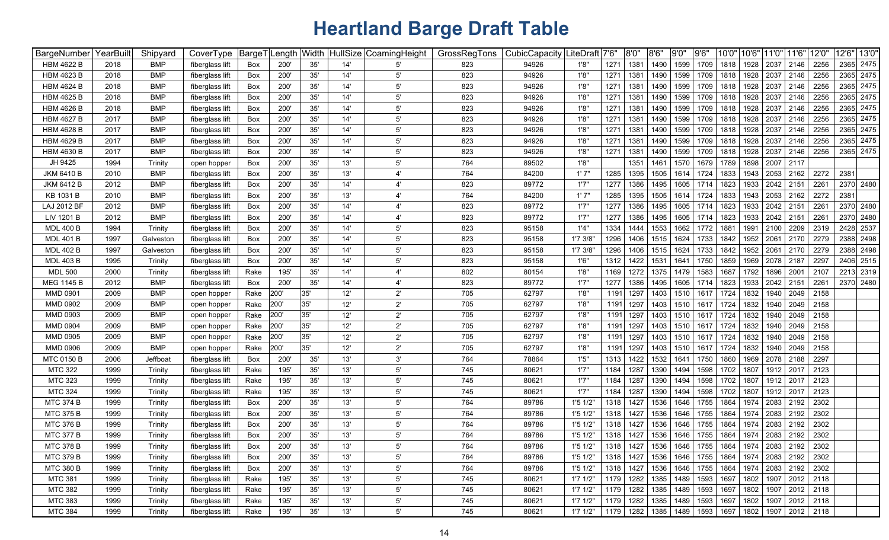# Heartland Barge Draft Table

| BargeNumber | YearBuilt | Shipyard | CoverType | BargeT | Length | Width | HullSize | CoamingHeight | GrossRegTons | CubicCapacity | LiteDraft | 7'6" | 8'0" | 8'6" | 9'0" | 9'6" | 10'0" | 10'6" | 11'0" | 11'6" | 12'0" | 12'6" | 13'0" |
|---|---|---|---|---|---|---|---|---|---|---|---|---|---|---|---|---|---|---|---|---|---|---|---|
| HBM 4622 B | 2018 | BMP | fiberglass lift | Box | 200' | 35' | 14' | 5' | 823 | 94926 | 1'8" | 1271 | 1381 | 1490 | 1599 | 1709 | 1818 | 1928 | 2037 | 2146 | 2256 | 2365 | 2475 |
| HBM 4623 B | 2018 | BMP | fiberglass lift | Box | 200' | 35' | 14' | 5' | 823 | 94926 | 1'8" | 1271 | 1381 | 1490 | 1599 | 1709 | 1818 | 1928 | 2037 | 2146 | 2256 | 2365 | 2475 |
| HBM 4624 B | 2018 | BMP | fiberglass lift | Box | 200' | 35' | 14' | 5' | 823 | 94926 | 1'8" | 1271 | 1381 | 1490 | 1599 | 1709 | 1818 | 1928 | 2037 | 2146 | 2256 | 2365 | 2475 |
| HBM 4625 B | 2018 | BMP | fiberglass lift | Box | 200' | 35' | 14' | 5' | 823 | 94926 | 1'8" | 1271 | 1381 | 1490 | 1599 | 1709 | 1818 | 1928 | 2037 | 2146 | 2256 | 2365 | 2475 |
| HBM 4626 B | 2018 | BMP | fiberglass lift | Box | 200' | 35' | 14' | 5' | 823 | 94926 | 1'8" | 1271 | 1381 | 1490 | 1599 | 1709 | 1818 | 1928 | 2037 | 2146 | 2256 | 2365 | 2475 |
| HBM 4627 B | 2017 | BMP | fiberglass lift | Box | 200' | 35' | 14' | 5' | 823 | 94926 | 1'8" | 1271 | 1381 | 1490 | 1599 | 1709 | 1818 | 1928 | 2037 | 2146 | 2256 | 2365 | 2475 |
| HBM 4628 B | 2017 | BMP | fiberglass lift | Box | 200' | 35' | 14' | 5' | 823 | 94926 | 1'8" | 1271 | 1381 | 1490 | 1599 | 1709 | 1818 | 1928 | 2037 | 2146 | 2256 | 2365 | 2475 |
| HBM 4629 B | 2017 | BMP | fiberglass lift | Box | 200' | 35' | 14' | 5' | 823 | 94926 | 1'8" | 1271 | 1381 | 1490 | 1599 | 1709 | 1818 | 1928 | 2037 | 2146 | 2256 | 2365 | 2475 |
| HBM 4630 B | 2017 | BMP | fiberglass lift | Box | 200' | 35' | 14' | 5' | 823 | 94926 | 1'8" | 1271 | 1381 | 1490 | 1599 | 1709 | 1818 | 1928 | 2037 | 2146 | 2256 | 2365 | 2475 |
| JH 9425 | 1994 | Trinity | open hopper | Box | 200' | 35' | 13' | 5' | 764 | 89502 | 1'8" | | 1351 | 1461 | 1570 | 1679 | 1789 | 1898 | 2007 | 2117 | | | |
| JKM 6410 B | 2010 | BMP | fiberglass lift | Box | 200' | 35' | 13' | 4' | 764 | 84200 | 1' 7" | 1285 | 1395 | 1505 | 1614 | 1724 | 1833 | 1943 | 2053 | 2162 | 2272 | 2381 | |
| JKM 6412 B | 2012 | BMP | fiberglass lift | Box | 200' | 35' | 14' | 4' | 823 | 89772 | 1'7" | 1277 | 1386 | 1495 | 1605 | 1714 | 1823 | 1933 | 2042 | 2151 | 2261 | 2370 | 2480 |
| KB 1031 B | 2010 | BMP | fiberglass lift | Box | 200' | 35' | 13' | 4' | 764 | 84200 | 1' 7" | 1285 | 1395 | 1505 | 1614 | 1724 | 1833 | 1943 | 2053 | 2162 | 2272 | 2381 | |
| LAJ 2012 BF | 2012 | BMP | fiberglass lift | Box | 200' | 35' | 14' | 4' | 823 | 89772 | 1'7" | 1277 | 1386 | 1495 | 1605 | 1714 | 1823 | 1933 | 2042 | 2151 | 2261 | 2370 | 2480 |
| LIV 1201 B | 2012 | BMP | fiberglass lift | Box | 200' | 35' | 14' | 4' | 823 | 89772 | 1'7" | 1277 | 1386 | 1495 | 1605 | 1714 | 1823 | 1933 | 2042 | 2151 | 2261 | 2370 | 2480 |
| MDL 400 B | 1994 | Trinity | fiberglass lift | Box | 200' | 35' | 14' | 5' | 823 | 95158 | 1'4" | 1334 | 1444 | 1553 | 1662 | 1772 | 1881 | 1991 | 2100 | 2209 | 2319 | 2428 | 2537 |
| MDL 401 B | 1997 | Galveston | fiberglass lift | Box | 200' | 35' | 14' | 5' | 823 | 95158 | 1'7 3/8" | 1296 | 1406 | 1515 | 1624 | 1733 | 1842 | 1952 | 2061 | 2170 | 2279 | 2388 | 2498 |
| MDL 402 B | 1997 | Galveston | fiberglass lift | Box | 200' | 35' | 14' | 5' | 823 | 95158 | 1'7 3/8" | 1296 | 1406 | 1515 | 1624 | 1733 | 1842 | 1952 | 2061 | 2170 | 2279 | 2388 | 2498 |
| MDL 403 B | 1995 | Trinity | fiberglass lift | Box | 200' | 35' | 14' | 5' | 823 | 95158 | 1'6" | 1312 | 1422 | 1531 | 1641 | 1750 | 1859 | 1969 | 2078 | 2187 | 2297 | 2406 | 2515 |
| MDL 500 | 2000 | Trinity | fiberglass lift | Rake | 195' | 35' | 14' | 4' | 802 | 80154 | 1'8" | 1169 | 1272 | 1375 | 1479 | 1583 | 1687 | 1792 | 1896 | 2001 | 2107 | 2213 | 2319 |
| MEG 1145 B | 2012 | BMP | fiberglass lift | Box | 200' | 35' | 14' | 4' | 823 | 89772 | 1'7" | 1277 | 1386 | 1495 | 1605 | 1714 | 1823 | 1933 | 2042 | 2151 | 2261 | 2370 | 2480 |
| MMD 0901 | 2009 | BMP | open hopper | Rake | 200' | 35' | 12' | 2' | 705 | 62797 | 1'8" | 1191 | 1297 | 1403 | 1510 | 1617 | 1724 | 1832 | 1940 | 2049 | 2158 | | |
| MMD 0902 | 2009 | BMP | open hopper | Rake | 200' | 35' | 12' | 2' | 705 | 62797 | 1'8" | 1191 | 1297 | 1403 | 1510 | 1617 | 1724 | 1832 | 1940 | 2049 | 2158 | | |
| MMD 0903 | 2009 | BMP | open hopper | Rake | 200' | 35' | 12' | 2' | 705 | 62797 | 1'8" | 1191 | 1297 | 1403 | 1510 | 1617 | 1724 | 1832 | 1940 | 2049 | 2158 | | |
| MMD 0904 | 2009 | BMP | open hopper | Rake | 200' | 35' | 12' | 2' | 705 | 62797 | 1'8" | 1191 | 1297 | 1403 | 1510 | 1617 | 1724 | 1832 | 1940 | 2049 | 2158 | | |
| MMD 0905 | 2009 | BMP | open hopper | Rake | 200' | 35' | 12' | 2' | 705 | 62797 | 1'8" | 1191 | 1297 | 1403 | 1510 | 1617 | 1724 | 1832 | 1940 | 2049 | 2158 | | |
| MMD 0906 | 2009 | BMP | open hopper | Rake | 200' | 35' | 12' | 2' | 705 | 62797 | 1'8" | 1191 | 1297 | 1403 | 1510 | 1617 | 1724 | 1832 | 1940 | 2049 | 2158 | | |
| MTC 0150 B | 2006 | Jeffboat | fiberglass lift | Box | 200' | 35' | 13' | 3' | 764 | 78864 | 1'5" | 1313 | 1422 | 1532 | 1641 | 1750 | 1860 | 1969 | 2078 | 2188 | 2297 | | |
| MTC 322 | 1999 | Trinity | fiberglass lift | Rake | 195' | 35' | 13' | 5' | 745 | 80621 | 1'7" | 1184 | 1287 | 1390 | 1494 | 1598 | 1702 | 1807 | 1912 | 2017 | 2123 | | |
| MTC 323 | 1999 | Trinity | fiberglass lift | Rake | 195' | 35' | 13' | 5' | 745 | 80621 | 1'7" | 1184 | 1287 | 1390 | 1494 | 1598 | 1702 | 1807 | 1912 | 2017 | 2123 | | |
| MTC 324 | 1999 | Trinity | fiberglass lift | Rake | 195' | 35' | 13' | 5' | 745 | 80621 | 1'7" | 1184 | 1287 | 1390 | 1494 | 1598 | 1702 | 1807 | 1912 | 2017 | 2123 | | |
| MTC 374 B | 1999 | Trinity | fiberglass lift | Box | 200' | 35' | 13' | 5' | 764 | 89786 | 1'5 1/2" | 1318 | 1427 | 1536 | 1646 | 1755 | 1864 | 1974 | 2083 | 2192 | 2302 | | |
| MTC 375 B | 1999 | Trinity | fiberglass lift | Box | 200' | 35' | 13' | 5' | 764 | 89786 | 1'5 1/2" | 1318 | 1427 | 1536 | 1646 | 1755 | 1864 | 1974 | 2083 | 2192 | 2302 | | |
| MTC 376 B | 1999 | Trinity | fiberglass lift | Box | 200' | 35' | 13' | 5' | 764 | 89786 | 1'5 1/2" | 1318 | 1427 | 1536 | 1646 | 1755 | 1864 | 1974 | 2083 | 2192 | 2302 | | |
| MTC 377 B | 1999 | Trinity | fiberglass lift | Box | 200' | 35' | 13' | 5' | 764 | 89786 | 1'5 1/2" | 1318 | 1427 | 1536 | 1646 | 1755 | 1864 | 1974 | 2083 | 2192 | 2302 | | |
| MTC 378 B | 1999 | Trinity | fiberglass lift | Box | 200' | 35' | 13' | 5' | 764 | 89786 | 1'5 1/2" | 1318 | 1427 | 1536 | 1646 | 1755 | 1864 | 1974 | 2083 | 2192 | 2302 | | |
| MTC 379 B | 1999 | Trinity | fiberglass lift | Box | 200' | 35' | 13' | 5' | 764 | 89786 | 1'5 1/2" | 1318 | 1427 | 1536 | 1646 | 1755 | 1864 | 1974 | 2083 | 2192 | 2302 | | |
| MTC 380 B | 1999 | Trinity | fiberglass lift | Box | 200' | 35' | 13' | 5' | 764 | 89786 | 1'5 1/2" | 1318 | 1427 | 1536 | 1646 | 1755 | 1864 | 1974 | 2083 | 2192 | 2302 | | |
| MTC 381 | 1999 | Trinity | fiberglass lift | Rake | 195' | 35' | 13' | 5' | 745 | 80621 | 1'7 1/2" | 1179 | 1282 | 1385 | 1489 | 1593 | 1697 | 1802 | 1907 | 2012 | 2118 | | |
| MTC 382 | 1999 | Trinity | fiberglass lift | Rake | 195' | 35' | 13' | 5' | 745 | 80621 | 1'7 1/2" | 1179 | 1282 | 1385 | 1489 | 1593 | 1697 | 1802 | 1907 | 2012 | 2118 | | |
| MTC 383 | 1999 | Trinity | fiberglass lift | Rake | 195' | 35' | 13' | 5' | 745 | 80621 | 1'7 1/2" | 1179 | 1282 | 1385 | 1489 | 1593 | 1697 | 1802 | 1907 | 2012 | 2118 | | |
| MTC 384 | 1999 | Trinity | fiberglass lift | Rake | 195' | 35' | 13' | 5' | 745 | 80621 | 1'7 1/2" | 1179 | 1282 | 1385 | 1489 | 1593 | 1697 | 1802 | 1907 | 2012 | 2118 | | |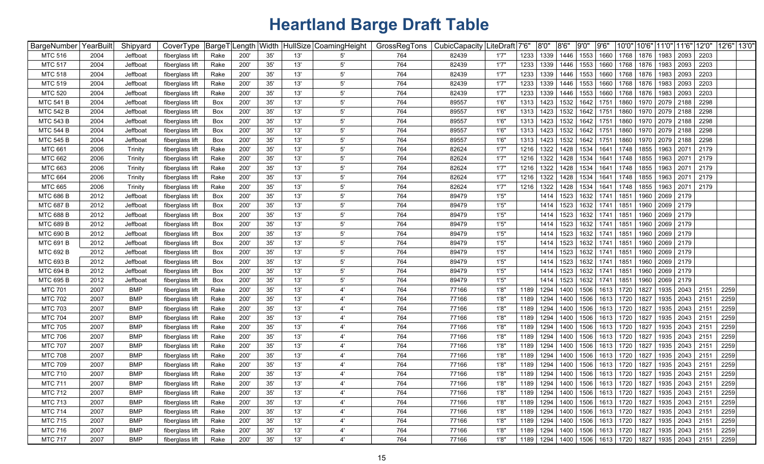# Heartland Barge Draft Table

| BargeNumber | YearBuilt | Shipyard | CoverType | BargeType | Length | Width | HullSize | CoamingHeight | GrossRegTons | CubicCapacity | LiteDraft | 7'6" | 8'0" | 8'6" | 9'0" | 9'6" | 10'0" | 10'6" | 11'0" | 11'6" | 12'0" | 12'6" | 13'0" |
|---|---|---|---|---|---|---|---|---|---|---|---|---|---|---|---|---|---|---|---|---|---|---|---|
| MTC 516 | 2004 | Jeffboat | fiberglass lift | Rake | 200' | 35' | 13' | 5' | 764 | 82439 | 1'7" | 1233 | 1339 | 1446 | 1553 | 1660 | 1768 | 1876 | 1983 | 2093 | 2203 | | |
| MTC 517 | 2004 | Jeffboat | fiberglass lift | Rake | 200' | 35' | 13' | 5' | 764 | 82439 | 1'7" | 1233 | 1339 | 1446 | 1553 | 1660 | 1768 | 1876 | 1983 | 2093 | 2203 | | |
| MTC 518 | 2004 | Jeffboat | fiberglass lift | Rake | 200' | 35' | 13' | 5' | 764 | 82439 | 1'7" | 1233 | 1339 | 1446 | 1553 | 1660 | 1768 | 1876 | 1983 | 2093 | 2203 | | |
| MTC 519 | 2004 | Jeffboat | fiberglass lift | Rake | 200' | 35' | 13' | 5' | 764 | 82439 | 1'7" | 1233 | 1339 | 1446 | 1553 | 1660 | 1768 | 1876 | 1983 | 2093 | 2203 | | |
| MTC 520 | 2004 | Jeffboat | fiberglass lift | Rake | 200' | 35' | 13' | 5' | 764 | 82439 | 1'7" | 1233 | 1339 | 1446 | 1553 | 1660 | 1768 | 1876 | 1983 | 2093 | 2203 | | |
| MTC 541 B | 2004 | Jeffboat | fiberglass lift | Box | 200' | 35' | 13' | 5' | 764 | 89557 | 1'6" | 1313 | 1423 | 1532 | 1642 | 1751 | 1860 | 1970 | 2079 | 2188 | 2298 | | |
| MTC 542 B | 2004 | Jeffboat | fiberglass lift | Box | 200' | 35' | 13' | 5' | 764 | 89557 | 1'6" | 1313 | 1423 | 1532 | 1642 | 1751 | 1860 | 1970 | 2079 | 2188 | 2298 | | |
| MTC 543 B | 2004 | Jeffboat | fiberglass lift | Box | 200' | 35' | 13' | 5' | 764 | 89557 | 1'6" | 1313 | 1423 | 1532 | 1642 | 1751 | 1860 | 1970 | 2079 | 2188 | 2298 | | |
| MTC 544 B | 2004 | Jeffboat | fiberglass lift | Box | 200' | 35' | 13' | 5' | 764 | 89557 | 1'6" | 1313 | 1423 | 1532 | 1642 | 1751 | 1860 | 1970 | 2079 | 2188 | 2298 | | |
| MTC 545 B | 2004 | Jeffboat | fiberglass lift | Box | 200' | 35' | 13' | 5' | 764 | 89557 | 1'6" | 1313 | 1423 | 1532 | 1642 | 1751 | 1860 | 1970 | 2079 | 2188 | 2298 | | |
| MTC 661 | 2006 | Trinity | fiberglass lift | Rake | 200' | 35' | 13' | 5' | 764 | 82624 | 1'7" | 1216 | 1322 | 1428 | 1534 | 1641 | 1748 | 1855 | 1963 | 2071 | 2179 | | |
| MTC 662 | 2006 | Trinity | fiberglass lift | Rake | 200' | 35' | 13' | 5' | 764 | 82624 | 1'7" | 1216 | 1322 | 1428 | 1534 | 1641 | 1748 | 1855 | 1963 | 2071 | 2179 | | |
| MTC 663 | 2006 | Trinity | fiberglass lift | Rake | 200' | 35' | 13' | 5' | 764 | 82624 | 1'7" | 1216 | 1322 | 1428 | 1534 | 1641 | 1748 | 1855 | 1963 | 2071 | 2179 | | |
| MTC 664 | 2006 | Trinity | fiberglass lift | Rake | 200' | 35' | 13' | 5' | 764 | 82624 | 1'7" | 1216 | 1322 | 1428 | 1534 | 1641 | 1748 | 1855 | 1963 | 2071 | 2179 | | |
| MTC 665 | 2006 | Trinity | fiberglass lift | Rake | 200' | 35' | 13' | 5' | 764 | 82624 | 1'7" | 1216 | 1322 | 1428 | 1534 | 1641 | 1748 | 1855 | 1963 | 2071 | 2179 | | |
| MTC 686 B | 2012 | Jeffboat | fiberglass lift | Box | 200' | 35' | 13' | 5' | 764 | 89479 | 1'5" | | 1414 | 1523 | 1632 | 1741 | 1851 | 1960 | 2069 | 2179 | | | |
| MTC 687 B | 2012 | Jeffboat | fiberglass lift | Box | 200' | 35' | 13' | 5' | 764 | 89479 | 1'5" | | 1414 | 1523 | 1632 | 1741 | 1851 | 1960 | 2069 | 2179 | | | |
| MTC 688 B | 2012 | Jeffboat | fiberglass lift | Box | 200' | 35' | 13' | 5' | 764 | 89479 | 1'5" | | 1414 | 1523 | 1632 | 1741 | 1851 | 1960 | 2069 | 2179 | | | |
| MTC 689 B | 2012 | Jeffboat | fiberglass lift | Box | 200' | 35' | 13' | 5' | 764 | 89479 | 1'5" | | 1414 | 1523 | 1632 | 1741 | 1851 | 1960 | 2069 | 2179 | | | |
| MTC 690 B | 2012 | Jeffboat | fiberglass lift | Box | 200' | 35' | 13' | 5' | 764 | 89479 | 1'5" | | 1414 | 1523 | 1632 | 1741 | 1851 | 1960 | 2069 | 2179 | | | |
| MTC 691 B | 2012 | Jeffboat | fiberglass lift | Box | 200' | 35' | 13' | 5' | 764 | 89479 | 1'5" | | 1414 | 1523 | 1632 | 1741 | 1851 | 1960 | 2069 | 2179 | | | |
| MTC 692 B | 2012 | Jeffboat | fiberglass lift | Box | 200' | 35' | 13' | 5' | 764 | 89479 | 1'5" | | 1414 | 1523 | 1632 | 1741 | 1851 | 1960 | 2069 | 2179 | | | |
| MTC 693 B | 2012 | Jeffboat | fiberglass lift | Box | 200' | 35' | 13' | 5' | 764 | 89479 | 1'5" | | 1414 | 1523 | 1632 | 1741 | 1851 | 1960 | 2069 | 2179 | | | |
| MTC 694 B | 2012 | Jeffboat | fiberglass lift | Box | 200' | 35' | 13' | 5' | 764 | 89479 | 1'5" | | 1414 | 1523 | 1632 | 1741 | 1851 | 1960 | 2069 | 2179 | | | |
| MTC 695 B | 2012 | Jeffboat | fiberglass lift | Box | 200' | 35' | 13' | 5' | 764 | 89479 | 1'5" | | 1414 | 1523 | 1632 | 1741 | 1851 | 1960 | 2069 | 2179 | | | |
| MTC 701 | 2007 | BMP | fiberglass lift | Rake | 200' | 35' | 13' | 4' | 764 | 77166 | 1'8" | 1189 | 1294 | 1400 | 1506 | 1613 | 1720 | 1827 | 1935 | 2043 | 2151 | 2259 | |
| MTC 702 | 2007 | BMP | fiberglass lift | Rake | 200' | 35' | 13' | 4' | 764 | 77166 | 1'8" | 1189 | 1294 | 1400 | 1506 | 1613 | 1720 | 1827 | 1935 | 2043 | 2151 | 2259 | |
| MTC 703 | 2007 | BMP | fiberglass lift | Rake | 200' | 35' | 13' | 4' | 764 | 77166 | 1'8" | 1189 | 1294 | 1400 | 1506 | 1613 | 1720 | 1827 | 1935 | 2043 | 2151 | 2259 | |
| MTC 704 | 2007 | BMP | fiberglass lift | Rake | 200' | 35' | 13' | 4' | 764 | 77166 | 1'8" | 1189 | 1294 | 1400 | 1506 | 1613 | 1720 | 1827 | 1935 | 2043 | 2151 | 2259 | |
| MTC 705 | 2007 | BMP | fiberglass lift | Rake | 200' | 35' | 13' | 4' | 764 | 77166 | 1'8" | 1189 | 1294 | 1400 | 1506 | 1613 | 1720 | 1827 | 1935 | 2043 | 2151 | 2259 | |
| MTC 706 | 2007 | BMP | fiberglass lift | Rake | 200' | 35' | 13' | 4' | 764 | 77166 | 1'8" | 1189 | 1294 | 1400 | 1506 | 1613 | 1720 | 1827 | 1935 | 2043 | 2151 | 2259 | |
| MTC 707 | 2007 | BMP | fiberglass lift | Rake | 200' | 35' | 13' | 4' | 764 | 77166 | 1'8" | 1189 | 1294 | 1400 | 1506 | 1613 | 1720 | 1827 | 1935 | 2043 | 2151 | 2259 | |
| MTC 708 | 2007 | BMP | fiberglass lift | Rake | 200' | 35' | 13' | 4' | 764 | 77166 | 1'8" | 1189 | 1294 | 1400 | 1506 | 1613 | 1720 | 1827 | 1935 | 2043 | 2151 | 2259 | |
| MTC 709 | 2007 | BMP | fiberglass lift | Rake | 200' | 35' | 13' | 4' | 764 | 77166 | 1'8" | 1189 | 1294 | 1400 | 1506 | 1613 | 1720 | 1827 | 1935 | 2043 | 2151 | 2259 | |
| MTC 710 | 2007 | BMP | fiberglass lift | Rake | 200' | 35' | 13' | 4' | 764 | 77166 | 1'8" | 1189 | 1294 | 1400 | 1506 | 1613 | 1720 | 1827 | 1935 | 2043 | 2151 | 2259 | |
| MTC 711 | 2007 | BMP | fiberglass lift | Rake | 200' | 35' | 13' | 4' | 764 | 77166 | 1'8" | 1189 | 1294 | 1400 | 1506 | 1613 | 1720 | 1827 | 1935 | 2043 | 2151 | 2259 | |
| MTC 712 | 2007 | BMP | fiberglass lift | Rake | 200' | 35' | 13' | 4' | 764 | 77166 | 1'8" | 1189 | 1294 | 1400 | 1506 | 1613 | 1720 | 1827 | 1935 | 2043 | 2151 | 2259 | |
| MTC 713 | 2007 | BMP | fiberglass lift | Rake | 200' | 35' | 13' | 4' | 764 | 77166 | 1'8" | 1189 | 1294 | 1400 | 1506 | 1613 | 1720 | 1827 | 1935 | 2043 | 2151 | 2259 | |
| MTC 714 | 2007 | BMP | fiberglass lift | Rake | 200' | 35' | 13' | 4' | 764 | 77166 | 1'8" | 1189 | 1294 | 1400 | 1506 | 1613 | 1720 | 1827 | 1935 | 2043 | 2151 | 2259 | |
| MTC 715 | 2007 | BMP | fiberglass lift | Rake | 200' | 35' | 13' | 4' | 764 | 77166 | 1'8" | 1189 | 1294 | 1400 | 1506 | 1613 | 1720 | 1827 | 1935 | 2043 | 2151 | 2259 | |
| MTC 716 | 2007 | BMP | fiberglass lift | Rake | 200' | 35' | 13' | 4' | 764 | 77166 | 1'8" | 1189 | 1294 | 1400 | 1506 | 1613 | 1720 | 1827 | 1935 | 2043 | 2151 | 2259 | |
| MTC 717 | 2007 | BMP | fiberglass lift | Rake | 200' | 35' | 13' | 4' | 764 | 77166 | 1'8" | 1189 | 1294 | 1400 | 1506 | 1613 | 1720 | 1827 | 1935 | 2043 | 2151 | 2259 | |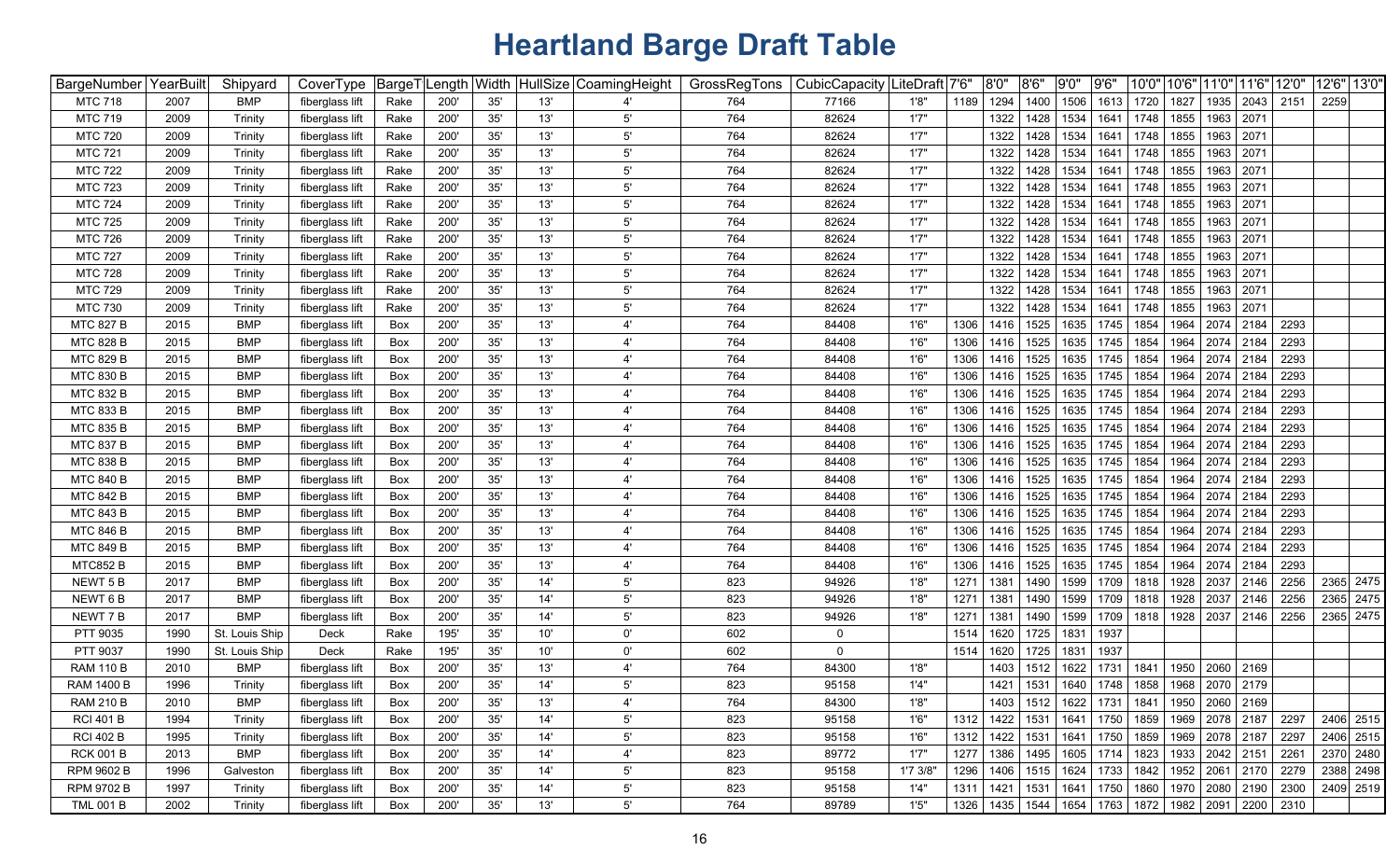# Heartland Barge Draft Table

| BargeNumber | YearBuilt | Shipyard | CoverType | BargeT | Length | Width | HullSize | CoamingHeight | GrossRegTons | CubicCapacity | LiteDraft | 7'6" | 8'0" | 8'6" | 9'0" | 9'6" | 10'0" | 10'6" | 11'0" | 11'6" | 12'0" | 12'6" | 13'0" |
|---|---|---|---|---|---|---|---|---|---|---|---|---|---|---|---|---|---|---|---|---|---|---|---|
| MTC 718 | 2007 | BMP | fiberglass lift | Rake | 200' | 35' | 13' | 4' | 764 | 77166 | 1'8" | 1189 | 1294 | 1400 | 1506 | 1613 | 1720 | 1827 | 1935 | 2043 | 2151 | 2259 | |
| MTC 719 | 2009 | Trinity | fiberglass lift | Rake | 200' | 35' | 13' | 5' | 764 | 82624 | 1'7" | | 1322 | 1428 | 1534 | 1641 | 1748 | 1855 | 1963 | 2071 | | | |
| MTC 720 | 2009 | Trinity | fiberglass lift | Rake | 200' | 35' | 13' | 5' | 764 | 82624 | 1'7" | | 1322 | 1428 | 1534 | 1641 | 1748 | 1855 | 1963 | 2071 | | | |
| MTC 721 | 2009 | Trinity | fiberglass lift | Rake | 200' | 35' | 13' | 5' | 764 | 82624 | 1'7" | | 1322 | 1428 | 1534 | 1641 | 1748 | 1855 | 1963 | 2071 | | | |
| MTC 722 | 2009 | Trinity | fiberglass lift | Rake | 200' | 35' | 13' | 5' | 764 | 82624 | 1'7" | | 1322 | 1428 | 1534 | 1641 | 1748 | 1855 | 1963 | 2071 | | | |
| MTC 723 | 2009 | Trinity | fiberglass lift | Rake | 200' | 35' | 13' | 5' | 764 | 82624 | 1'7" | | 1322 | 1428 | 1534 | 1641 | 1748 | 1855 | 1963 | 2071 | | | |
| MTC 724 | 2009 | Trinity | fiberglass lift | Rake | 200' | 35' | 13' | 5' | 764 | 82624 | 1'7" | | 1322 | 1428 | 1534 | 1641 | 1748 | 1855 | 1963 | 2071 | | | |
| MTC 725 | 2009 | Trinity | fiberglass lift | Rake | 200' | 35' | 13' | 5' | 764 | 82624 | 1'7" | | 1322 | 1428 | 1534 | 1641 | 1748 | 1855 | 1963 | 2071 | | | |
| MTC 726 | 2009 | Trinity | fiberglass lift | Rake | 200' | 35' | 13' | 5' | 764 | 82624 | 1'7" | | 1322 | 1428 | 1534 | 1641 | 1748 | 1855 | 1963 | 2071 | | | |
| MTC 727 | 2009 | Trinity | fiberglass lift | Rake | 200' | 35' | 13' | 5' | 764 | 82624 | 1'7" | | 1322 | 1428 | 1534 | 1641 | 1748 | 1855 | 1963 | 2071 | | | |
| MTC 728 | 2009 | Trinity | fiberglass lift | Rake | 200' | 35' | 13' | 5' | 764 | 82624 | 1'7" | | 1322 | 1428 | 1534 | 1641 | 1748 | 1855 | 1963 | 2071 | | | |
| MTC 729 | 2009 | Trinity | fiberglass lift | Rake | 200' | 35' | 13' | 5' | 764 | 82624 | 1'7" | | 1322 | 1428 | 1534 | 1641 | 1748 | 1855 | 1963 | 2071 | | | |
| MTC 730 | 2009 | Trinity | fiberglass lift | Rake | 200' | 35' | 13' | 5' | 764 | 82624 | 1'7" | | 1322 | 1428 | 1534 | 1641 | 1748 | 1855 | 1963 | 2071 | | | |
| MTC 827 B | 2015 | BMP | fiberglass lift | Box | 200' | 35' | 13' | 4' | 764 | 84408 | 1'6" | 1306 | 1416 | 1525 | 1635 | 1745 | 1854 | 1964 | 2074 | 2184 | 2293 | | |
| MTC 828 B | 2015 | BMP | fiberglass lift | Box | 200' | 35' | 13' | 4' | 764 | 84408 | 1'6" | 1306 | 1416 | 1525 | 1635 | 1745 | 1854 | 1964 | 2074 | 2184 | 2293 | | |
| MTC 829 B | 2015 | BMP | fiberglass lift | Box | 200' | 35' | 13' | 4' | 764 | 84408 | 1'6" | 1306 | 1416 | 1525 | 1635 | 1745 | 1854 | 1964 | 2074 | 2184 | 2293 | | |
| MTC 830 B | 2015 | BMP | fiberglass lift | Box | 200' | 35' | 13' | 4' | 764 | 84408 | 1'6" | 1306 | 1416 | 1525 | 1635 | 1745 | 1854 | 1964 | 2074 | 2184 | 2293 | | |
| MTC 832 B | 2015 | BMP | fiberglass lift | Box | 200' | 35' | 13' | 4' | 764 | 84408 | 1'6" | 1306 | 1416 | 1525 | 1635 | 1745 | 1854 | 1964 | 2074 | 2184 | 2293 | | |
| MTC 833 B | 2015 | BMP | fiberglass lift | Box | 200' | 35' | 13' | 4' | 764 | 84408 | 1'6" | 1306 | 1416 | 1525 | 1635 | 1745 | 1854 | 1964 | 2074 | 2184 | 2293 | | |
| MTC 835 B | 2015 | BMP | fiberglass lift | Box | 200' | 35' | 13' | 4' | 764 | 84408 | 1'6" | 1306 | 1416 | 1525 | 1635 | 1745 | 1854 | 1964 | 2074 | 2184 | 2293 | | |
| MTC 837 B | 2015 | BMP | fiberglass lift | Box | 200' | 35' | 13' | 4' | 764 | 84408 | 1'6" | 1306 | 1416 | 1525 | 1635 | 1745 | 1854 | 1964 | 2074 | 2184 | 2293 | | |
| MTC 838 B | 2015 | BMP | fiberglass lift | Box | 200' | 35' | 13' | 4' | 764 | 84408 | 1'6" | 1306 | 1416 | 1525 | 1635 | 1745 | 1854 | 1964 | 2074 | 2184 | 2293 | | |
| MTC 840 B | 2015 | BMP | fiberglass lift | Box | 200' | 35' | 13' | 4' | 764 | 84408 | 1'6" | 1306 | 1416 | 1525 | 1635 | 1745 | 1854 | 1964 | 2074 | 2184 | 2293 | | |
| MTC 842 B | 2015 | BMP | fiberglass lift | Box | 200' | 35' | 13' | 4' | 764 | 84408 | 1'6" | 1306 | 1416 | 1525 | 1635 | 1745 | 1854 | 1964 | 2074 | 2184 | 2293 | | |
| MTC 843 B | 2015 | BMP | fiberglass lift | Box | 200' | 35' | 13' | 4' | 764 | 84408 | 1'6" | 1306 | 1416 | 1525 | 1635 | 1745 | 1854 | 1964 | 2074 | 2184 | 2293 | | |
| MTC 846 B | 2015 | BMP | fiberglass lift | Box | 200' | 35' | 13' | 4' | 764 | 84408 | 1'6" | 1306 | 1416 | 1525 | 1635 | 1745 | 1854 | 1964 | 2074 | 2184 | 2293 | | |
| MTC 849 B | 2015 | BMP | fiberglass lift | Box | 200' | 35' | 13' | 4' | 764 | 84408 | 1'6" | 1306 | 1416 | 1525 | 1635 | 1745 | 1854 | 1964 | 2074 | 2184 | 2293 | | |
| MTC852 B | 2015 | BMP | fiberglass lift | Box | 200' | 35' | 13' | 4' | 764 | 84408 | 1'6" | 1306 | 1416 | 1525 | 1635 | 1745 | 1854 | 1964 | 2074 | 2184 | 2293 | | |
| NEWT 5 B | 2017 | BMP | fiberglass lift | Box | 200' | 35' | 14' | 5' | 823 | 94926 | 1'8" | 1271 | 1381 | 1490 | 1599 | 1709 | 1818 | 1928 | 2037 | 2146 | 2256 | 2365 | 2475 |
| NEWT 6 B | 2017 | BMP | fiberglass lift | Box | 200' | 35' | 14' | 5' | 823 | 94926 | 1'8" | 1271 | 1381 | 1490 | 1599 | 1709 | 1818 | 1928 | 2037 | 2146 | 2256 | 2365 | 2475 |
| NEWT 7 B | 2017 | BMP | fiberglass lift | Box | 200' | 35' | 14' | 5' | 823 | 94926 | 1'8" | 1271 | 1381 | 1490 | 1599 | 1709 | 1818 | 1928 | 2037 | 2146 | 2256 | 2365 | 2475 |
| PTT 9035 | 1990 | St. Louis Ship | Deck | Rake | 195' | 35' | 10' | 0' | 602 | 0 | | 1514 | 1620 | 1725 | 1831 | 1937 | | | | | | | |
| PTT 9037 | 1990 | St. Louis Ship | Deck | Rake | 195' | 35' | 10' | 0' | 602 | 0 | | 1514 | 1620 | 1725 | 1831 | 1937 | | | | | | | |
| RAM 110 B | 2010 | BMP | fiberglass lift | Box | 200' | 35' | 13' | 4' | 764 | 84300 | 1'8" | | 1403 | 1512 | 1622 | 1731 | 1841 | 1950 | 2060 | 2169 | | | |
| RAM 1400 B | 1996 | Trinity | fiberglass lift | Box | 200' | 35' | 14' | 5' | 823 | 95158 | 1'4" | | 1421 | 1531 | 1640 | 1748 | 1858 | 1968 | 2070 | 2179 | | | |
| RAM 210 B | 2010 | BMP | fiberglass lift | Box | 200' | 35' | 13' | 4' | 764 | 84300 | 1'8" | | 1403 | 1512 | 1622 | 1731 | 1841 | 1950 | 2060 | 2169 | | | |
| RCI 401 B | 1994 | Trinity | fiberglass lift | Box | 200' | 35' | 14' | 5' | 823 | 95158 | 1'6" | 1312 | 1422 | 1531 | 1641 | 1750 | 1859 | 1969 | 2078 | 2187 | 2297 | 2406 | 2515 |
| RCI 402 B | 1995 | Trinity | fiberglass lift | Box | 200' | 35' | 14' | 5' | 823 | 95158 | 1'6" | 1312 | 1422 | 1531 | 1641 | 1750 | 1859 | 1969 | 2078 | 2187 | 2297 | 2406 | 2515 |
| RCK 001 B | 2013 | BMP | fiberglass lift | Box | 200' | 35' | 14' | 4' | 823 | 89772 | 1'7" | 1277 | 1386 | 1495 | 1605 | 1714 | 1823 | 1933 | 2042 | 2151 | 2261 | 2370 | 2480 |
| RPM 9602 B | 1996 | Galveston | fiberglass lift | Box | 200' | 35' | 14' | 5' | 823 | 95158 | 1'7 3/8" | 1296 | 1406 | 1515 | 1624 | 1733 | 1842 | 1952 | 2061 | 2170 | 2279 | 2388 | 2498 |
| RPM 9702 B | 1997 | Trinity | fiberglass lift | Box | 200' | 35' | 14' | 5' | 823 | 95158 | 1'4" | 1311 | 1421 | 1531 | 1641 | 1750 | 1860 | 1970 | 2080 | 2190 | 2300 | 2409 | 2519 |
| TML 001 B | 2002 | Trinity | fiberglass lift | Box | 200' | 35' | 13' | 5' | 764 | 89789 | 1'5" | 1326 | 1435 | 1544 | 1654 | 1763 | 1872 | 1982 | 2091 | 2200 | 2310 | | |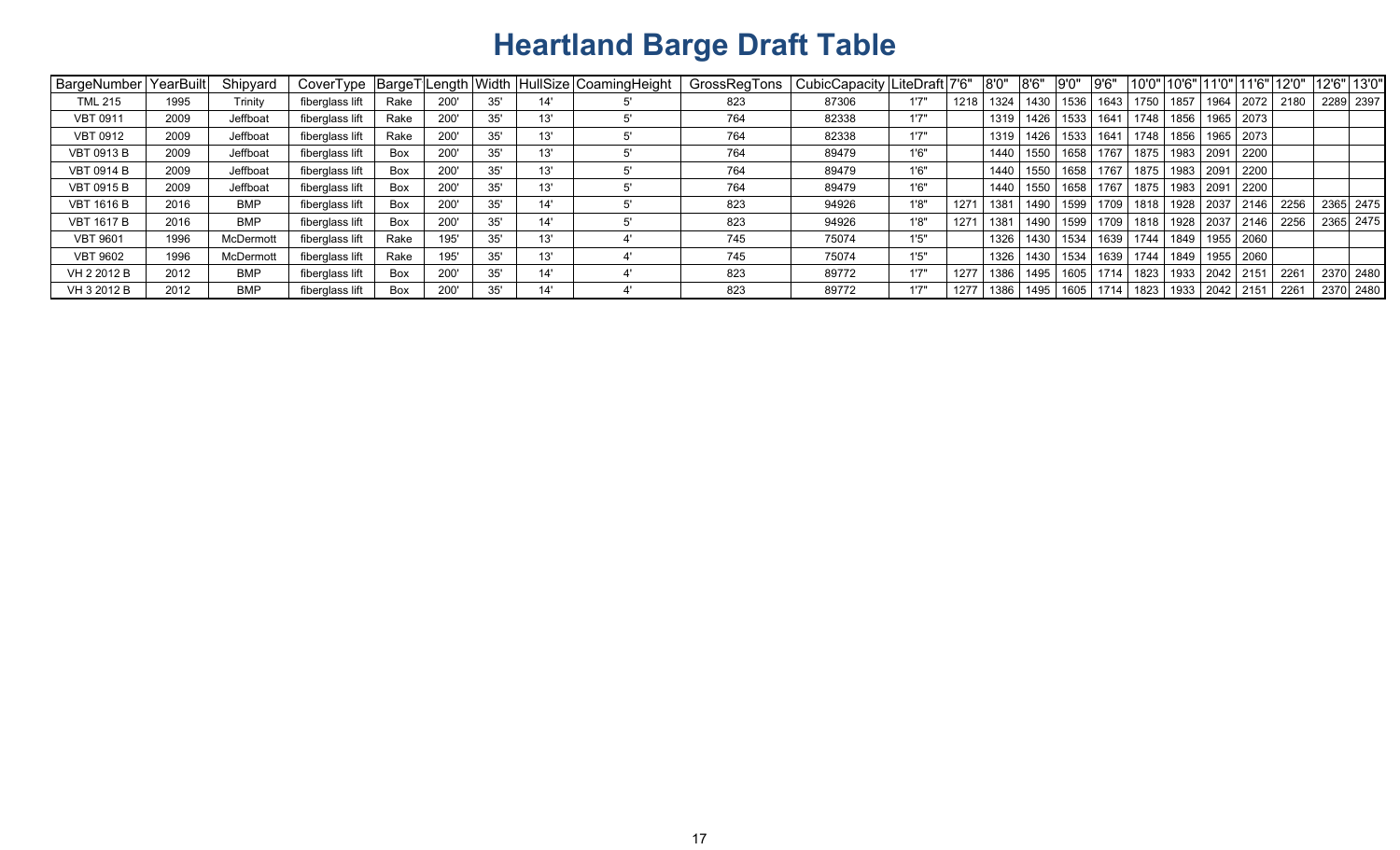# Heartland Barge Draft Table

| BargeNumber | YearBuilt | Shipyard | CoverType | BargeT | Length | Width | HullSize | CoamingHeight | GrossRegTons | CubicCapacity | LiteDraft | 7'6" | 8'0" | 8'6" | 9'0" | 9'6" | 10'0" | 10'6" | 11'0" | 11'6" | 12'0" | 12'6" | 13'0" |
|---|---|---|---|---|---|---|---|---|---|---|---|---|---|---|---|---|---|---|---|---|---|---|---|
| TML 215 | 1995 | Trinity | fiberglass lift | Rake | 200' | 35' | 14' | 5' | 823 | 87306 | 1'7" | 1218 | 1324 | 1430 | 1536 | 1643 | 1750 | 1857 | 1964 | 2072 | 2180 | 2289 | 2397 |
| VBT 0911 | 2009 | Jeffboat | fiberglass lift | Rake | 200' | 35' | 13' | 5' | 764 | 82338 | 1'7" | | 1319 | 1426 | 1533 | 1641 | 1748 | 1856 | 1965 | 2073 | | | |
| VBT 0912 | 2009 | Jeffboat | fiberglass lift | Rake | 200' | 35' | 13' | 5' | 764 | 82338 | 1'7" | | 1319 | 1426 | 1533 | 1641 | 1748 | 1856 | 1965 | 2073 | | | |
| VBT 0913 B | 2009 | Jeffboat | fiberglass lift | Box | 200' | 35' | 13' | 5' | 764 | 89479 | 1'6" | | 1440 | 1550 | 1658 | 1767 | 1875 | 1983 | 2091 | 2200 | | | |
| VBT 0914 B | 2009 | Jeffboat | fiberglass lift | Box | 200' | 35' | 13' | 5' | 764 | 89479 | 1'6" | | 1440 | 1550 | 1658 | 1767 | 1875 | 1983 | 2091 | 2200 | | | |
| VBT 0915 B | 2009 | Jeffboat | fiberglass lift | Box | 200' | 35' | 13' | 5' | 764 | 89479 | 1'6" | | 1440 | 1550 | 1658 | 1767 | 1875 | 1983 | 2091 | 2200 | | | |
| VBT 1616 B | 2016 | BMP | fiberglass lift | Box | 200' | 35' | 14' | 5' | 823 | 94926 | 1'8" | 1271 | 1381 | 1490 | 1599 | 1709 | 1818 | 1928 | 2037 | 2146 | 2256 | 2365 | 2475 |
| VBT 1617 B | 2016 | BMP | fiberglass lift | Box | 200' | 35' | 14' | 5' | 823 | 94926 | 1'8" | 1271 | 1381 | 1490 | 1599 | 1709 | 1818 | 1928 | 2037 | 2146 | 2256 | 2365 | 2475 |
| VBT 9601 | 1996 | McDermott | fiberglass lift | Rake | 195' | 35' | 13' | 4' | 745 | 75074 | 1'5" | | 1326 | 1430 | 1534 | 1639 | 1744 | 1849 | 1955 | 2060 | | | |
| VBT 9602 | 1996 | McDermott | fiberglass lift | Rake | 195' | 35' | 13' | 4' | 745 | 75074 | 1'5" | | 1326 | 1430 | 1534 | 1639 | 1744 | 1849 | 1955 | 2060 | | | |
| VH 2 2012 B | 2012 | BMP | fiberglass lift | Box | 200' | 35' | 14' | 4' | 823 | 89772 | 1'7" | 1277 | 1386 | 1495 | 1605 | 1714 | 1823 | 1933 | 2042 | 2151 | 2261 | 2370 | 2480 |
| VH 3 2012 B | 2012 | BMP | fiberglass lift | Box | 200' | 35' | 14' | 4' | 823 | 89772 | 1'7" | 1277 | 1386 | 1495 | 1605 | 1714 | 1823 | 1933 | 2042 | 2151 | 2261 | 2370 | 2480 |